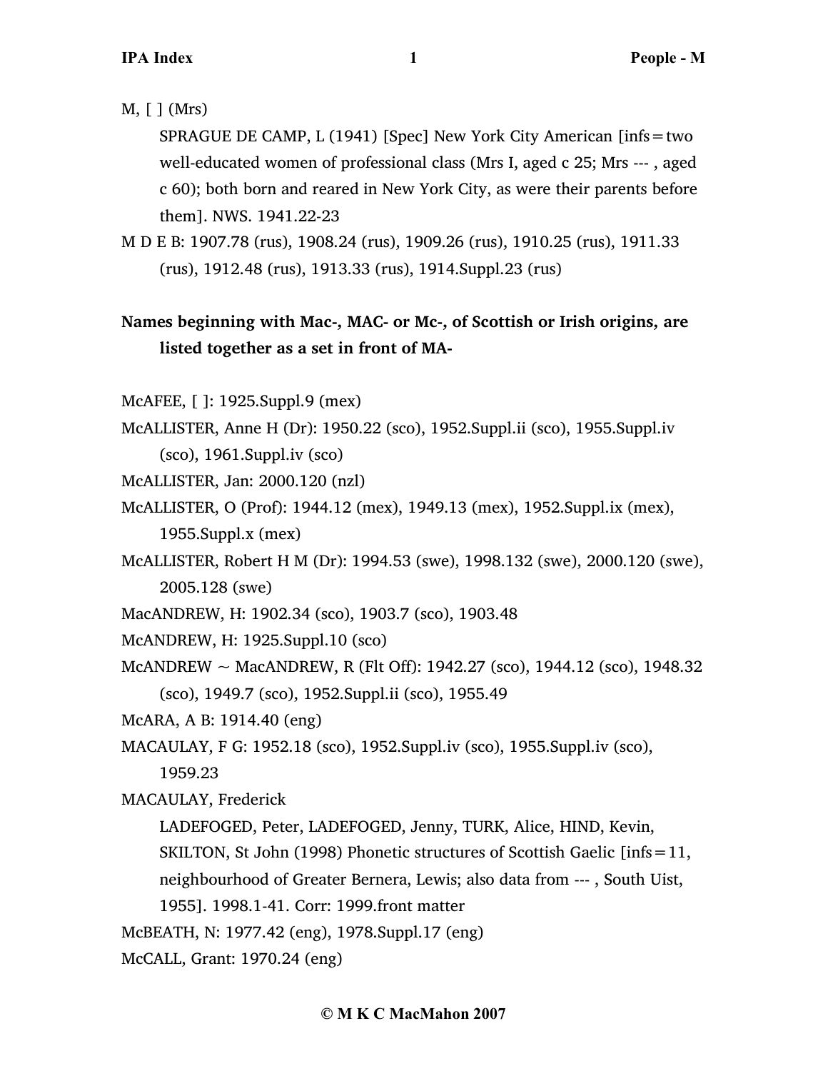M, [ ] (Mrs)

SPRAGUE DE CAMP, L (1941) [Spec] New York City American [infs = two well-educated women of professional class (Mrs I, aged c 25; Mrs --- , aged c 60); both born and reared in New York City, as were their parents before them]. NWS. 1941.22-23

M D E B: 1907.78 (rus), 1908.24 (rus), 1909.26 (rus), 1910.25 (rus), 1911.33 (rus), 1912.48 (rus), 1913.33 (rus), 1914.Suppl.23 (rus)

**Names beginning with Mac-, MAC- or Mc-, of Scottish or Irish origins, are listed together as a set in front of MA-**

McAFEE, [ ]: 1925.Suppl.9 (mex)

McALLISTER, Anne H (Dr): 1950.22 (sco), 1952.Suppl.ii (sco), 1955.Suppl.iv (sco), 1961.Suppl.iv (sco)

McALLISTER, Jan: 2000.120 (nzl)

McALLISTER, O (Prof): 1944.12 (mex), 1949.13 (mex), 1952.Suppl.ix (mex), 1955.Suppl.x (mex)

McALLISTER, Robert H M (Dr): 1994.53 (swe), 1998.132 (swe), 2000.120 (swe), 2005.128 (swe)

MacANDREW, H: 1902.34 (sco), 1903.7 (sco), 1903.48

McANDREW, H: 1925.Suppl.10 (sco)

McANDREW ~ MacANDREW, R (Flt Off): 1942.27 (sco), 1944.12 (sco), 1948.32 (sco), 1949.7 (sco), 1952.Suppl.ii (sco), 1955.49

McARA, A B: 1914.40 (eng)

MACAULAY, F G: 1952.18 (sco), 1952.Suppl.iv (sco), 1955.Suppl.iv (sco), 1959.23

MACAULAY, Frederick

LADEFOGED, Peter, LADEFOGED, Jenny, TURK, Alice, HIND, Kevin, SKILTON, St John (1998) Phonetic structures of Scottish Gaelic [infs = 11, neighbourhood of Greater Bernera, Lewis; also data from --- , South Uist, 1955]. 1998.1-41. Corr: 1999.front matter

McBEATH, N: 1977.42 (eng), 1978.Suppl.17 (eng)

McCALL, Grant: 1970.24 (eng)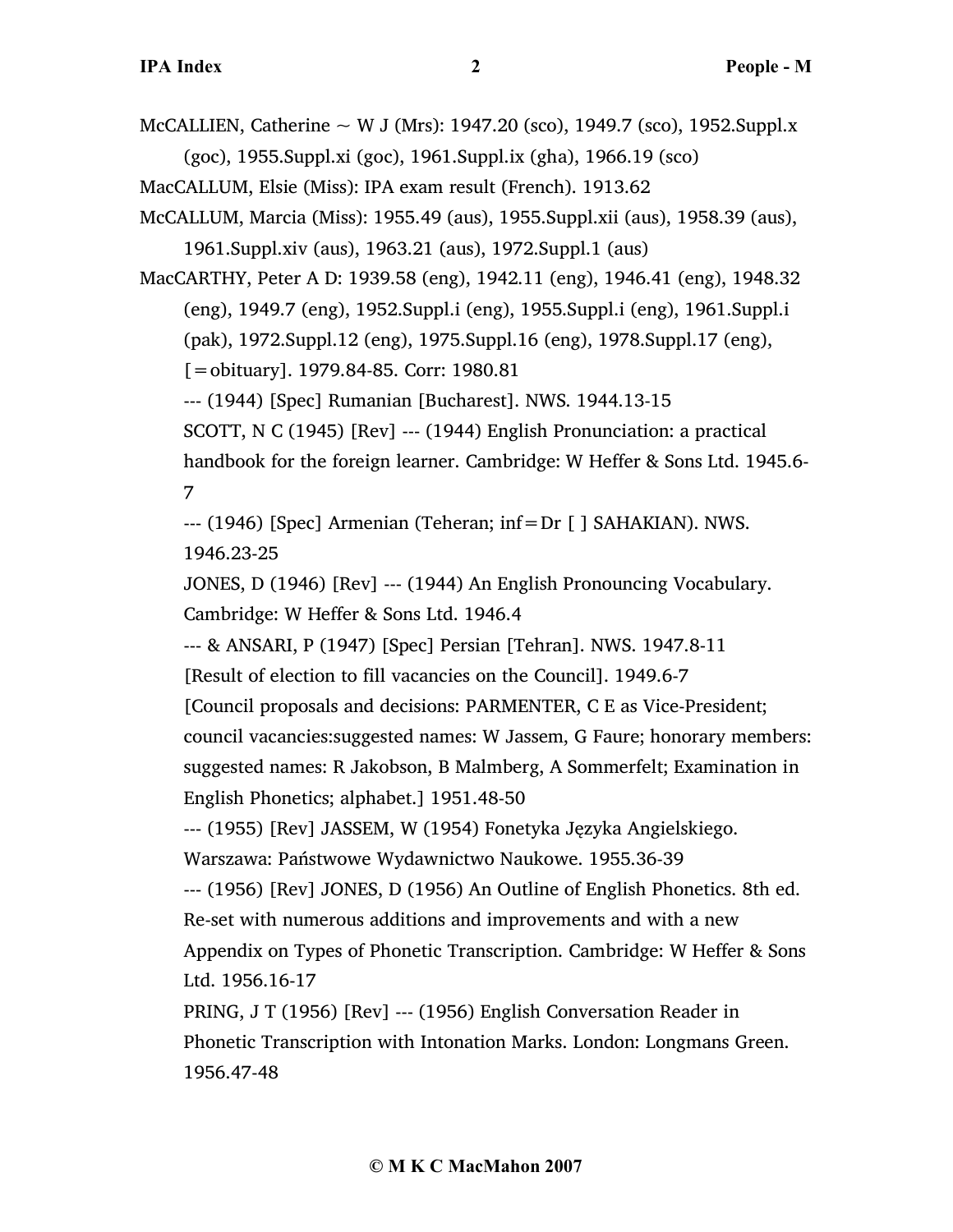McCALLIEN, Catherine ~ W J (Mrs): 1947.20 (sco), 1949.7 (sco), 1952.Suppl.x (goc), 1955.Suppl.xi (goc), 1961.Suppl.ix (gha), 1966.19 (sco)

MacCALLUM, Elsie (Miss): IPA exam result (French). 1913.62

McCALLUM, Marcia (Miss): 1955.49 (aus), 1955.Suppl.xii (aus), 1958.39 (aus), 1961.Suppl.xiv (aus), 1963.21 (aus), 1972.Suppl.1 (aus)

MacCARTHY, Peter A D: 1939.58 (eng), 1942.11 (eng), 1946.41 (eng), 1948.32 (eng), 1949.7 (eng), 1952.Suppl.i (eng), 1955.Suppl.i (eng), 1961.Suppl.i (pak), 1972.Suppl.12 (eng), 1975.Suppl.16 (eng), 1978.Suppl.17 (eng), [=obituary]. 1979.84-85. Corr: 1980.81

--- (1944) [Spec] Rumanian [Bucharest]. NWS. 1944.13-15

SCOTT, N C (1945) [Rev] --- (1944) English Pronunciation: a practical handbook for the foreign learner. Cambridge: W Heffer & Sons Ltd. 1945.6-7

--- (1946) [Spec] Armenian (Teheran; inf=Dr [ ] SAHAKIAN). NWS. 1946.23-25

JONES, D (1946) [Rev] --- (1944) An English Pronouncing Vocabulary. Cambridge: W Heffer & Sons Ltd. 1946.4

--- & ANSARI, P (1947) [Spec] Persian [Tehran]. NWS. 1947.8-11

[Result of election to fill vacancies on the Council]. 1949.6-7

[Council proposals and decisions: PARMENTER, C E as Vice-President; council vacancies:suggested names: W Jassem, G Faure; honorary members: suggested names: R Jakobson, B Malmberg, A Sommerfelt; Examination in English Phonetics; alphabet.] 1951.48-50

--- (1955) [Rev] JASSEM, W (1954) Fonetyka Języka Angielskiego. Warszawa: Państwowe Wydawnictwo Naukowe. 1955.36-39

--- (1956) [Rev] JONES, D (1956) An Outline of English Phonetics. 8th ed. Re-set with numerous additions and improvements and with a new Appendix on Types of Phonetic Transcription. Cambridge: W Heffer & Sons Ltd. 1956.16-17

PRING, J T (1956) [Rev] --- (1956) English Conversation Reader in Phonetic Transcription with Intonation Marks. London: Longmans Green. 1956.47-48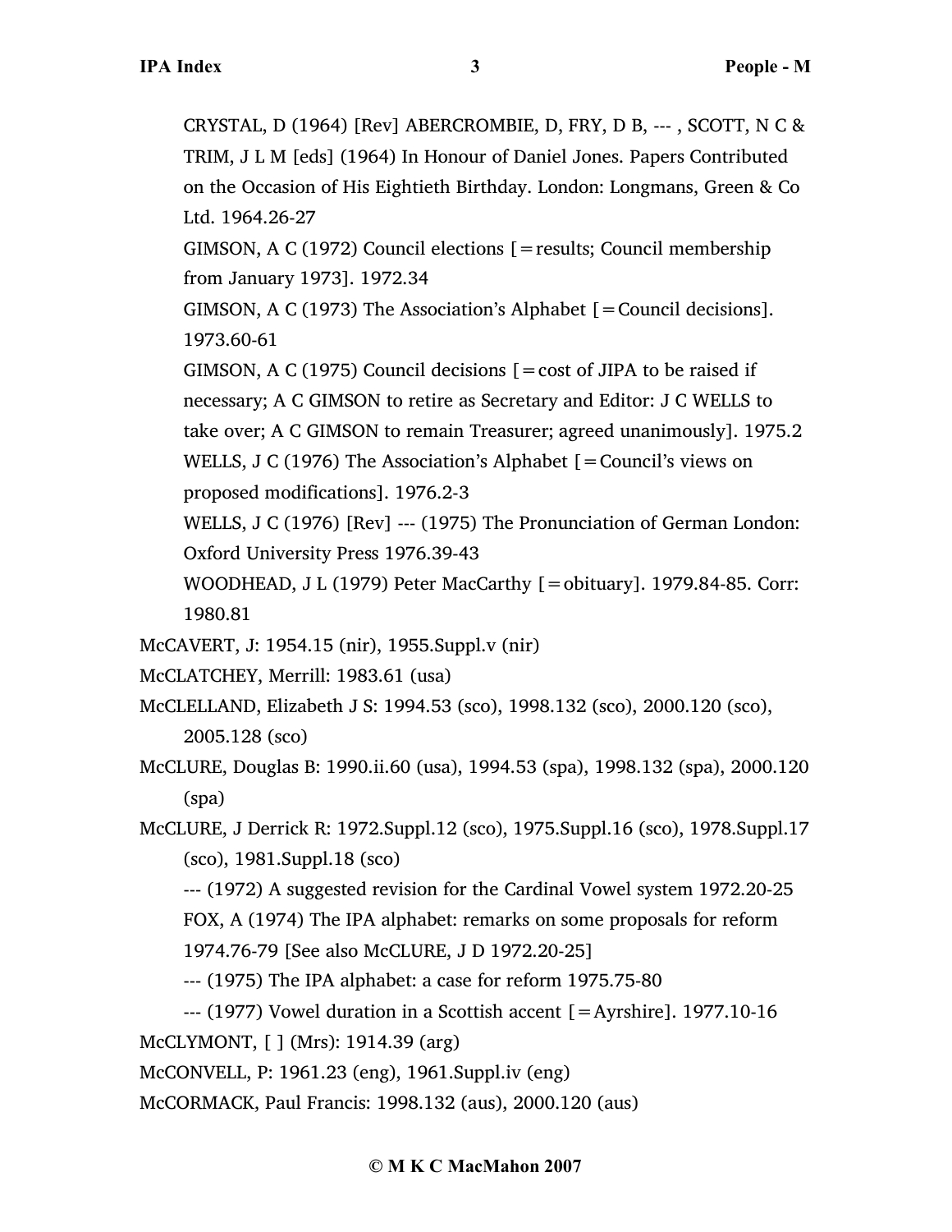CRYSTAL, D (1964) [Rev] ABERCROMBIE, D, FRY, D B, --- , SCOTT, N C & TRIM, J L M [eds] (1964) In Honour of Daniel Jones. Papers Contributed on the Occasion of His Eightieth Birthday. London: Longmans, Green & Co Ltd. 1964.26-27

GIMSON, A C (1972) Council elections [=results; Council membership from January 1973]. 1972.34

GIMSON, A C (1973) The Association's Alphabet [=Council decisions]. 1973.60-61

GIMSON, A C (1975) Council decisions [=cost of JIPA to be raised if necessary; A C GIMSON to retire as Secretary and Editor: J C WELLS to take over; A C GIMSON to remain Treasurer; agreed unanimously]. 1975.2

WELLS, J C (1976) The Association's Alphabet [=Council's views on proposed modifications]. 1976.2-3

WELLS, J C (1976) [Rev] --- (1975) The Pronunciation of German London: Oxford University Press 1976.39-43

WOODHEAD, J L (1979) Peter MacCarthy [=obituary]. 1979.84-85. Corr: 1980.81

McCAVERT, J: 1954.15 (nir), 1955.Suppl.v (nir)

McCLATCHEY, Merrill: 1983.61 (usa)

McCLELLAND, Elizabeth J S: 1994.53 (sco), 1998.132 (sco), 2000.120 (sco), 2005.128 (sco)

McCLURE, Douglas B: 1990.ii.60 (usa), 1994.53 (spa), 1998.132 (spa), 2000.120 (spa)

McCLURE, J Derrick R: 1972.Suppl.12 (sco), 1975.Suppl.16 (sco), 1978.Suppl.17 (sco), 1981.Suppl.18 (sco)

--- (1972) A suggested revision for the Cardinal Vowel system 1972.20-25

FOX, A (1974) The IPA alphabet: remarks on some proposals for reform 1974.76-79 [See also McCLURE, J D 1972.20-25]

--- (1975) The IPA alphabet: a case for reform 1975.75-80

--- (1977) Vowel duration in a Scottish accent [=Ayrshire]. 1977.10-16

McCLYMONT, [ ] (Mrs): 1914.39 (arg)

McCONVELL, P: 1961.23 (eng), 1961.Suppl.iv (eng)

McCORMACK, Paul Francis: 1998.132 (aus), 2000.120 (aus)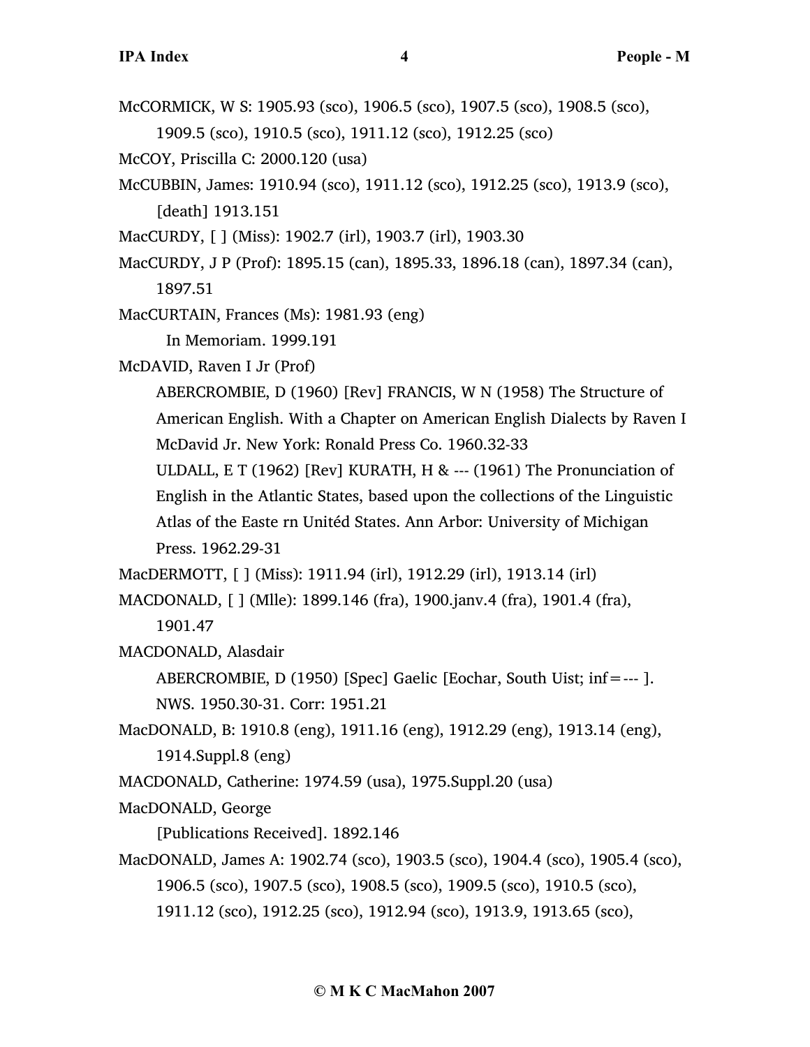McCORMICK, W S: 1905.93 (sco), 1906.5 (sco), 1907.5 (sco), 1908.5 (sco), 1909.5 (sco), 1910.5 (sco), 1911.12 (sco), 1912.25 (sco)

McCOY, Priscilla C: 2000.120 (usa)

McCUBBIN, James: 1910.94 (sco), 1911.12 (sco), 1912.25 (sco), 1913.9 (sco), [death] 1913.151

MacCURDY, [ ] (Miss): 1902.7 (irl), 1903.7 (irl), 1903.30

MacCURDY, J P (Prof): 1895.15 (can), 1895.33, 1896.18 (can), 1897.34 (can), 1897.51

MacCURTAIN, Frances (Ms): 1981.93 (eng)

In Memoriam. 1999.191

McDAVID, Raven I Jr (Prof)

ABERCROMBIE, D (1960) [Rev] FRANCIS, W N (1958) The Structure of American English. With a Chapter on American English Dialects by Raven I McDavid Jr. New York: Ronald Press Co. 1960.32-33

ULDALL, E T (1962) [Rev] KURATH, H & --- (1961) The Pronunciation of English in the Atlantic States, based upon the collections of the Linguistic Atlas of the Easte rn Unitéd States. Ann Arbor: University of Michigan Press. 1962.29-31

MacDERMOTT, [ ] (Miss): 1911.94 (irl), 1912.29 (irl), 1913.14 (irl)

MACDONALD, [ ] (Mlle): 1899.146 (fra), 1900.janv.4 (fra), 1901.4 (fra), 1901.47

MACDONALD, Alasdair

ABERCROMBIE, D (1950) [Spec] Gaelic [Eochar, South Uist; inf=--- ]. NWS. 1950.30-31. Corr: 1951.21

MacDONALD, B: 1910.8 (eng), 1911.16 (eng), 1912.29 (eng), 1913.14 (eng), 1914.Suppl.8 (eng)

MACDONALD, Catherine: 1974.59 (usa), 1975.Suppl.20 (usa)

MacDONALD, George

[Publications Received]. 1892.146

MacDONALD, James A: 1902.74 (sco), 1903.5 (sco), 1904.4 (sco), 1905.4 (sco), 1906.5 (sco), 1907.5 (sco), 1908.5 (sco), 1909.5 (sco), 1910.5 (sco), 1911.12 (sco), 1912.25 (sco), 1912.94 (sco), 1913.9, 1913.65 (sco),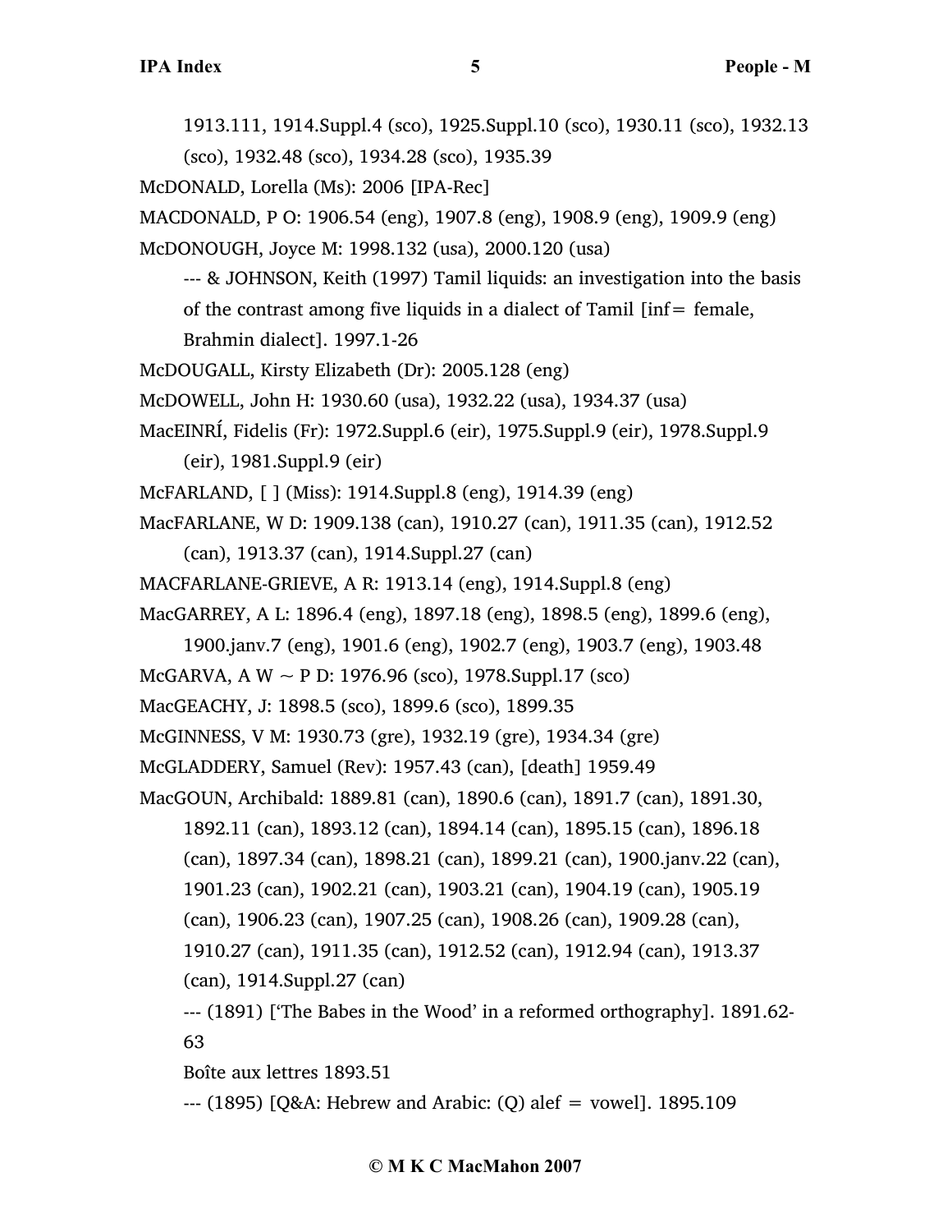1913.111, 1914.Suppl.4 (sco), 1925.Suppl.10 (sco), 1930.11 (sco), 1932.13 (sco), 1932.48 (sco), 1934.28 (sco), 1935.39

McDONALD, Lorella (Ms): 2006 [IPA-Rec]

MACDONALD, P O: 1906.54 (eng), 1907.8 (eng), 1908.9 (eng), 1909.9 (eng)

McDONOUGH, Joyce M: 1998.132 (usa), 2000.120 (usa)

--- & JOHNSON, Keith (1997) Tamil liquids: an investigation into the basis of the contrast among five liquids in a dialect of Tamil [inf= female, Brahmin dialect]. 1997.1-26

McDOUGALL, Kirsty Elizabeth (Dr): 2005.128 (eng)

McDOWELL, John H: 1930.60 (usa), 1932.22 (usa), 1934.37 (usa)

MacEINRÍ, Fidelis (Fr): 1972.Suppl.6 (eir), 1975.Suppl.9 (eir), 1978.Suppl.9 (eir), 1981.Suppl.9 (eir)

McFARLAND, [ ] (Miss): 1914.Suppl.8 (eng), 1914.39 (eng)

MacFARLANE, W D: 1909.138 (can), 1910.27 (can), 1911.35 (can), 1912.52 (can), 1913.37 (can), 1914.Suppl.27 (can)

MACFARLANE-GRIEVE, A R: 1913.14 (eng), 1914.Suppl.8 (eng)

MacGARREY, A L: 1896.4 (eng), 1897.18 (eng), 1898.5 (eng), 1899.6 (eng), 1900.janv.7 (eng), 1901.6 (eng), 1902.7 (eng), 1903.7 (eng), 1903.48

McGARVA, A W ~ P D: 1976.96 (sco), 1978.Suppl.17 (sco)

MacGEACHY, J: 1898.5 (sco), 1899.6 (sco), 1899.35

McGINNESS, V M: 1930.73 (gre), 1932.19 (gre), 1934.34 (gre)

McGLADDERY, Samuel (Rev): 1957.43 (can), [death] 1959.49

MacGOUN, Archibald: 1889.81 (can), 1890.6 (can), 1891.7 (can), 1891.30, 1892.11 (can), 1893.12 (can), 1894.14 (can), 1895.15 (can), 1896.18 (can), 1897.34 (can), 1898.21 (can), 1899.21 (can), 1900.janv.22 (can), 1901.23 (can), 1902.21 (can), 1903.21 (can), 1904.19 (can), 1905.19 (can), 1906.23 (can), 1907.25 (can), 1908.26 (can), 1909.28 (can), 1910.27 (can), 1911.35 (can), 1912.52 (can), 1912.94 (can), 1913.37 (can), 1914.Suppl.27 (can)

--- (1891) ['The Babes in the Wood' in a reformed orthography]. 1891.62-63

Boîte aux lettres 1893.51

--- (1895) [Q&A: Hebrew and Arabic: (Q) alef = vowel]. 1895.109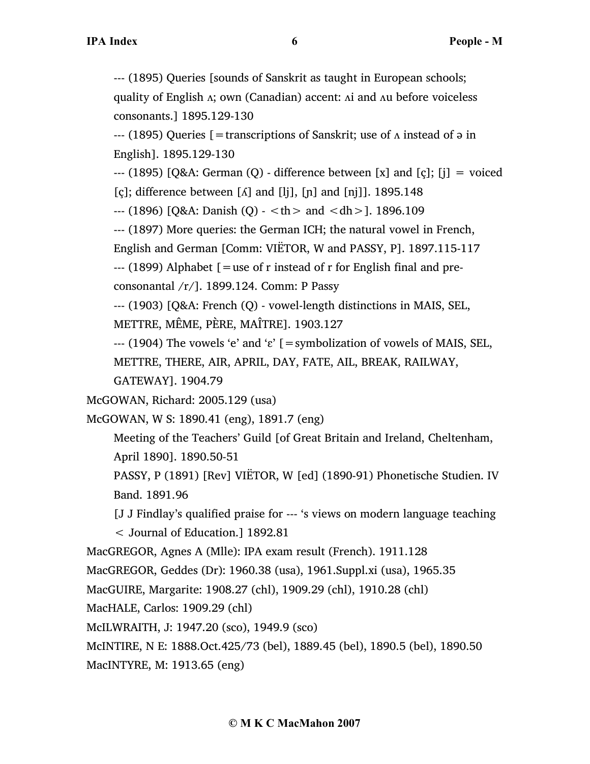--- (1895) Queries [sounds of Sanskrit as taught in European schools; quality of English ʌ; own (Canadian) accent: ʌi and ʌu before voiceless consonants.] 1895.129-130

--- (1895) Queries [=transcriptions of Sanskrit; use of ʌ instead of ə in English]. 1895.129-130

--- (1895) [Q&A: German (Q) - difference between [x] and [ç]; [j] = voiced [ç]; difference between [ʎ] and [lj], [ɲ] and [nj]]. 1895.148

--- (1896) [Q&A: Danish (Q) - <th> and <dh>]. 1896.109

--- (1897) More queries: the German ICH; the natural vowel in French, English and German [Comm: VIËTOR, W and PASSY, P]. 1897.115-117

--- (1899) Alphabet [=use of r instead of r for English final and pre-consonantal /r/]. 1899.124. Comm: P Passy

--- (1903) [Q&A: French (Q) - vowel-length distinctions in MAIS, SEL, METTRE, MÊME, PÈRE, MAÎTRE]. 1903.127

--- (1904) The vowels ‘e’ and ‘ɛ’ [=symbolization of vowels of MAIS, SEL, METTRE, THERE, AIR, APRIL, DAY, FATE, AIL, BREAK, RAILWAY, GATEWAY]. 1904.79

McGOWAN, Richard: 2005.129 (usa)

McGOWAN, W S: 1890.41 (eng), 1891.7 (eng)

Meeting of the Teachers’ Guild [of Great Britain and Ireland, Cheltenham, April 1890]. 1890.50-51

PASSY, P (1891) [Rev] VIËTOR, W [ed] (1890-91) Phonetische Studien. IV Band. 1891.96

[J J Findlay’s qualified praise for --- ‘s views on modern language teaching < Journal of Education.] 1892.81

MacGREGOR, Agnes A (Mlle): IPA exam result (French). 1911.128

MacGREGOR, Geddes (Dr): 1960.38 (usa), 1961.Suppl.xi (usa), 1965.35

MacGUIRE, Margarite: 1908.27 (chl), 1909.29 (chl), 1910.28 (chl)

MacHALE, Carlos: 1909.29 (chl)

McILWRAITH, J: 1947.20 (sco), 1949.9 (sco)

McINTIRE, N E: 1888.Oct.425/73 (bel), 1889.45 (bel), 1890.5 (bel), 1890.50

MacINTYRE, M: 1913.65 (eng)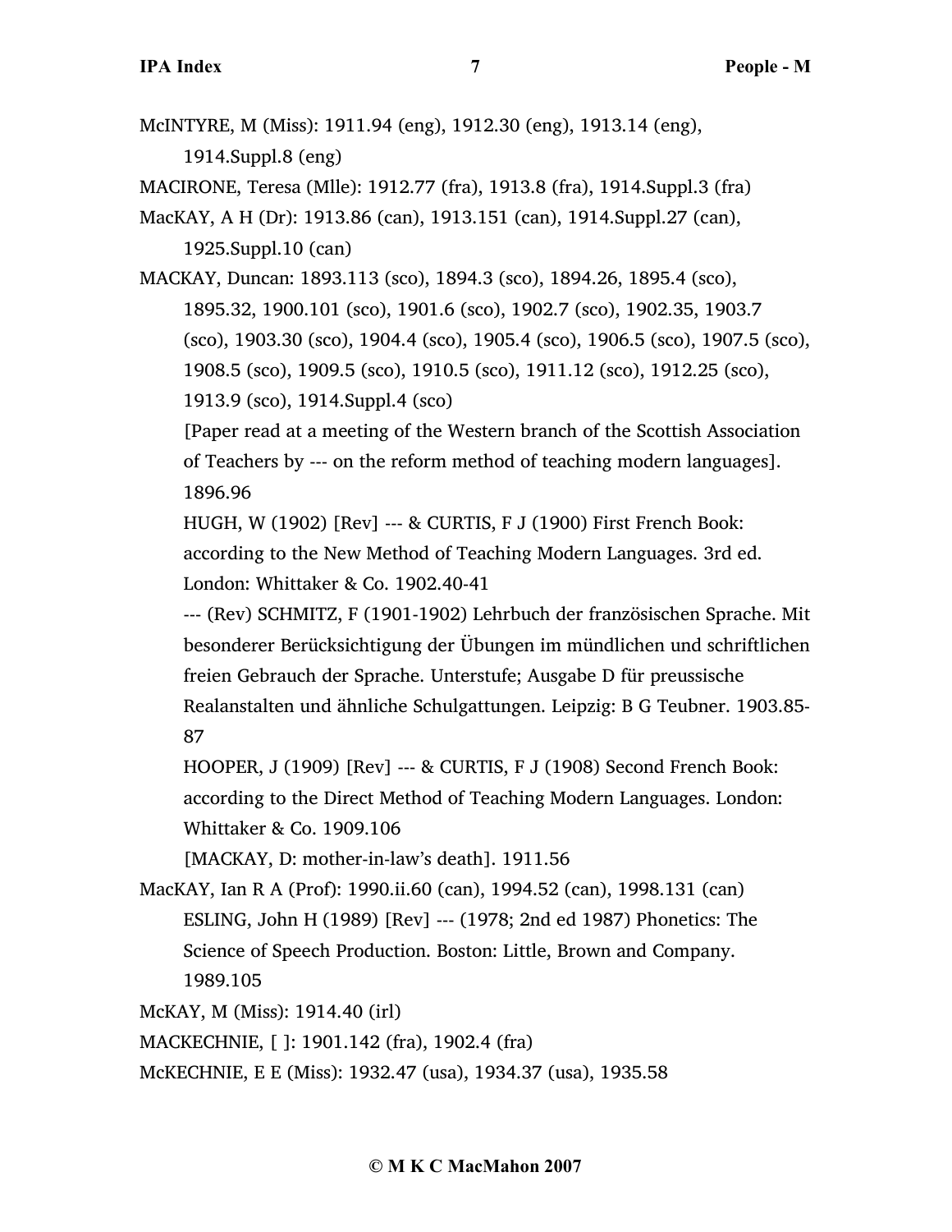McINTYRE, M (Miss): 1911.94 (eng), 1912.30 (eng), 1913.14 (eng), 1914.Suppl.8 (eng)

MACIRONE, Teresa (Mlle): 1912.77 (fra), 1913.8 (fra), 1914.Suppl.3 (fra)

MacKAY, A H (Dr): 1913.86 (can), 1913.151 (can), 1914.Suppl.27 (can), 1925.Suppl.10 (can)

MACKAY, Duncan: 1893.113 (sco), 1894.3 (sco), 1894.26, 1895.4 (sco), 1895.32, 1900.101 (sco), 1901.6 (sco), 1902.7 (sco), 1902.35, 1903.7 (sco), 1903.30 (sco), 1904.4 (sco), 1905.4 (sco), 1906.5 (sco), 1907.5 (sco), 1908.5 (sco), 1909.5 (sco), 1910.5 (sco), 1911.12 (sco), 1912.25 (sco), 1913.9 (sco), 1914.Suppl.4 (sco)

  [Paper read at a meeting of the Western branch of the Scottish Association of Teachers by --- on the reform method of teaching modern languages]. 1896.96

  HUGH, W (1902) [Rev] --- & CURTIS, F J (1900) First French Book: according to the New Method of Teaching Modern Languages. 3rd ed. London: Whittaker & Co. 1902.40-41

  --- (Rev) SCHMITZ, F (1901-1902) Lehrbuch der französischen Sprache. Mit besonderer Berücksichtigung der Übungen im mündlichen und schriftlichen freien Gebrauch der Sprache. Unterstufe; Ausgabe D für preussische Realanstalten und ähnliche Schulgattungen. Leipzig: B G Teubner. 1903.85-87

  HOOPER, J (1909) [Rev] --- & CURTIS, F J (1908) Second French Book: according to the Direct Method of Teaching Modern Languages. London: Whittaker & Co. 1909.106

  [MACKAY, D: mother-in-law's death]. 1911.56

MacKAY, Ian R A (Prof): 1990.ii.60 (can), 1994.52 (can), 1998.131 (can)

  ESLING, John H (1989) [Rev] --- (1978; 2nd ed 1987) Phonetics: The Science of Speech Production. Boston: Little, Brown and Company. 1989.105

McKAY, M (Miss): 1914.40 (irl)

MACKECHNIE, [ ]: 1901.142 (fra), 1902.4 (fra)

McKECHNIE, E E (Miss): 1932.47 (usa), 1934.37 (usa), 1935.58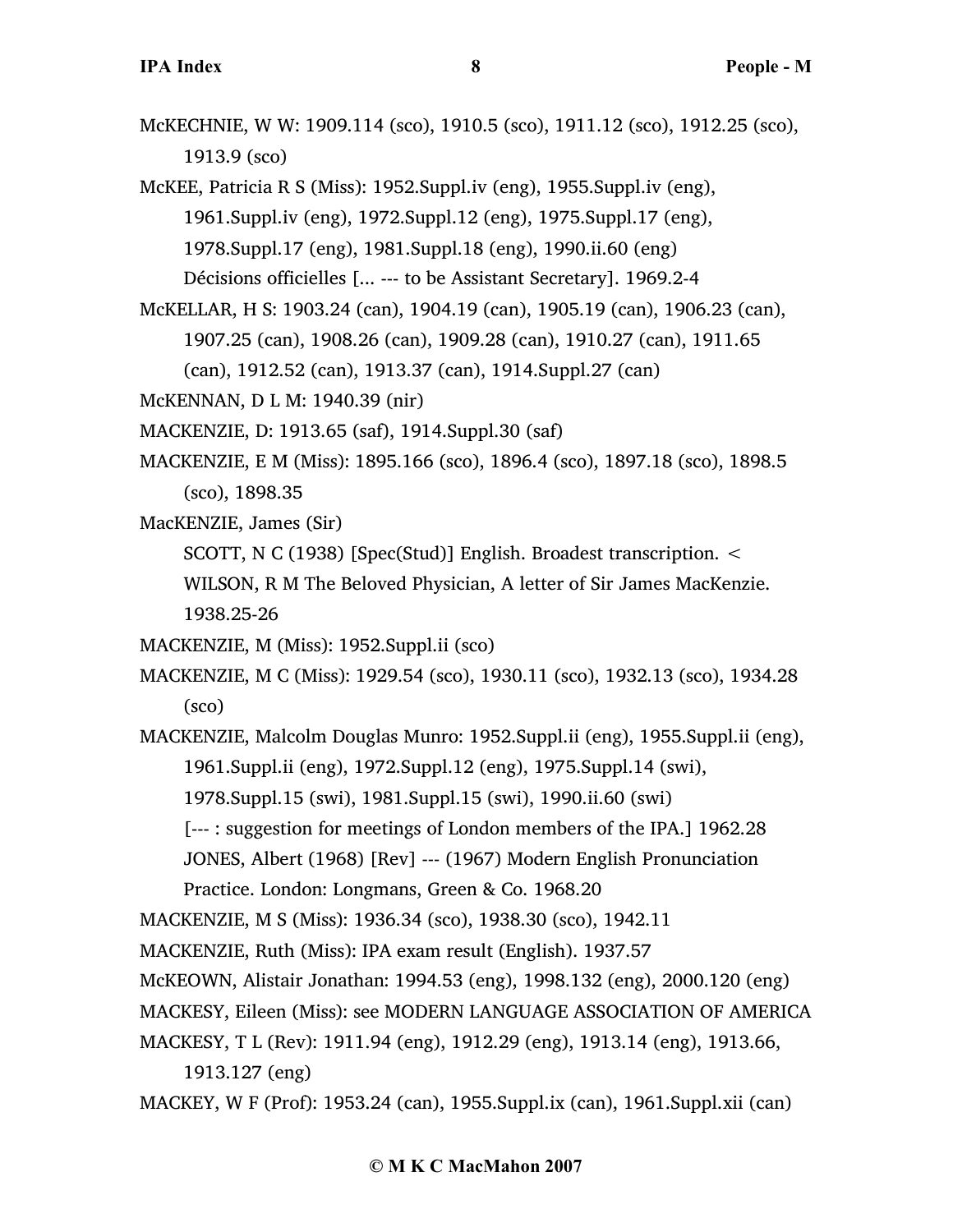McKECHNIE, W W: 1909.114 (sco), 1910.5 (sco), 1911.12 (sco), 1912.25 (sco), 1913.9 (sco)

McKEE, Patricia R S (Miss): 1952.Suppl.iv (eng), 1955.Suppl.iv (eng), 1961.Suppl.iv (eng), 1972.Suppl.12 (eng), 1975.Suppl.17 (eng), 1978.Suppl.17 (eng), 1981.Suppl.18 (eng), 1990.ii.60 (eng)
Décisions officielles [... --- to be Assistant Secretary]. 1969.2-4

McKELLAR, H S: 1903.24 (can), 1904.19 (can), 1905.19 (can), 1906.23 (can), 1907.25 (can), 1908.26 (can), 1909.28 (can), 1910.27 (can), 1911.65 (can), 1912.52 (can), 1913.37 (can), 1914.Suppl.27 (can)

McKENNAN, D L M: 1940.39 (nir)

MACKENZIE, D: 1913.65 (saf), 1914.Suppl.30 (saf)

MACKENZIE, E M (Miss): 1895.166 (sco), 1896.4 (sco), 1897.18 (sco), 1898.5 (sco), 1898.35

MacKENZIE, James (Sir)
SCOTT, N C (1938) [Spec(Stud)] English. Broadest transcription. < WILSON, R M The Beloved Physician, A letter of Sir James MacKenzie. 1938.25-26

MACKENZIE, M (Miss): 1952.Suppl.ii (sco)

MACKENZIE, M C (Miss): 1929.54 (sco), 1930.11 (sco), 1932.13 (sco), 1934.28 (sco)

MACKENZIE, Malcolm Douglas Munro: 1952.Suppl.ii (eng), 1955.Suppl.ii (eng), 1961.Suppl.ii (eng), 1972.Suppl.12 (eng), 1975.Suppl.14 (swi), 1978.Suppl.15 (swi), 1981.Suppl.15 (swi), 1990.ii.60 (swi)
[--- : suggestion for meetings of London members of the IPA.] 1962.28
JONES, Albert (1968) [Rev] --- (1967) Modern English Pronunciation Practice. London: Longmans, Green & Co. 1968.20

MACKENZIE, M S (Miss): 1936.34 (sco), 1938.30 (sco), 1942.11

MACKENZIE, Ruth (Miss): IPA exam result (English). 1937.57

McKEOWN, Alistair Jonathan: 1994.53 (eng), 1998.132 (eng), 2000.120 (eng)

MACKESY, Eileen (Miss): see MODERN LANGUAGE ASSOCIATION OF AMERICA

MACKESY, T L (Rev): 1911.94 (eng), 1912.29 (eng), 1913.14 (eng), 1913.66, 1913.127 (eng)

MACKEY, W F (Prof): 1953.24 (can), 1955.Suppl.ix (can), 1961.Suppl.xii (can)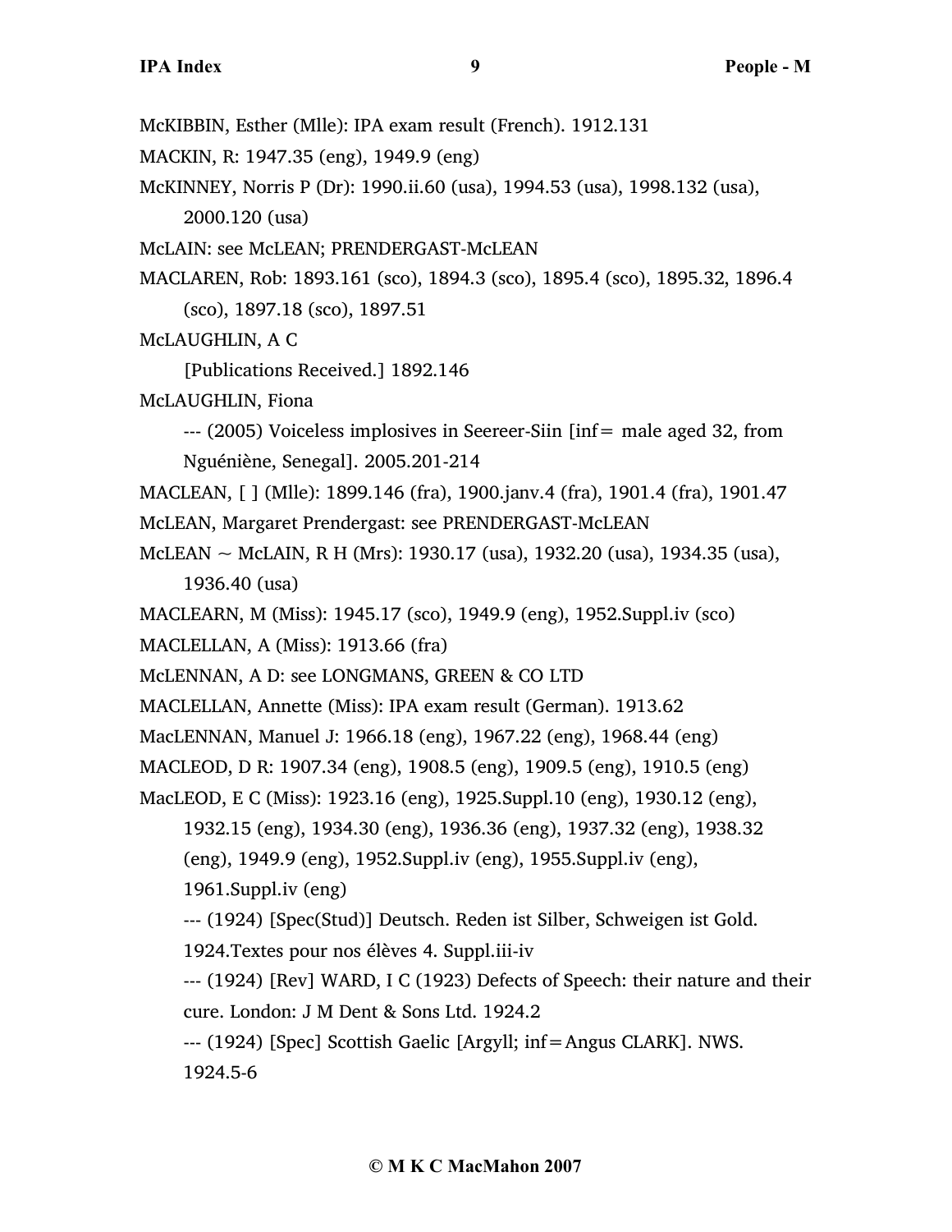McKIBBIN, Esther (Mlle): IPA exam result (French). 1912.131

MACKIN, R: 1947.35 (eng), 1949.9 (eng)

McKINNEY, Norris P (Dr): 1990.ii.60 (usa), 1994.53 (usa), 1998.132 (usa), 2000.120 (usa)

McLAIN: see McLEAN; PRENDERGAST-McLEAN

MACLAREN, Rob: 1893.161 (sco), 1894.3 (sco), 1895.4 (sco), 1895.32, 1896.4 (sco), 1897.18 (sco), 1897.51

McLAUGHLIN, A C

[Publications Received.] 1892.146

McLAUGHLIN, Fiona

--- (2005) Voiceless implosives in Seereer-Siin [inf= male aged 32, from Nguéniène, Senegal]. 2005.201-214

MACLEAN, [ ] (Mlle): 1899.146 (fra), 1900.janv.4 (fra), 1901.4 (fra), 1901.47

McLEAN, Margaret Prendergast: see PRENDERGAST-McLEAN

McLEAN ~ McLAIN, R H (Mrs): 1930.17 (usa), 1932.20 (usa), 1934.35 (usa), 1936.40 (usa)

MACLEARN, M (Miss): 1945.17 (sco), 1949.9 (eng), 1952.Suppl.iv (sco)

MACLELLAN, A (Miss): 1913.66 (fra)

McLENNAN, A D: see LONGMANS, GREEN & CO LTD

MACLELLAN, Annette (Miss): IPA exam result (German). 1913.62

MacLENNAN, Manuel J: 1966.18 (eng), 1967.22 (eng), 1968.44 (eng)

MACLEOD, D R: 1907.34 (eng), 1908.5 (eng), 1909.5 (eng), 1910.5 (eng)

MacLEOD, E C (Miss): 1923.16 (eng), 1925.Suppl.10 (eng), 1930.12 (eng), 1932.15 (eng), 1934.30 (eng), 1936.36 (eng), 1937.32 (eng), 1938.32 (eng), 1949.9 (eng), 1952.Suppl.iv (eng), 1955.Suppl.iv (eng), 1961.Suppl.iv (eng)

--- (1924) [Spec(Stud)] Deutsch. Reden ist Silber, Schweigen ist Gold. 1924.Textes pour nos élèves 4. Suppl.iii-iv

--- (1924) [Rev] WARD, I C (1923) Defects of Speech: their nature and their cure. London: J M Dent & Sons Ltd. 1924.2

--- (1924) [Spec] Scottish Gaelic [Argyll; inf=Angus CLARK]. NWS. 1924.5-6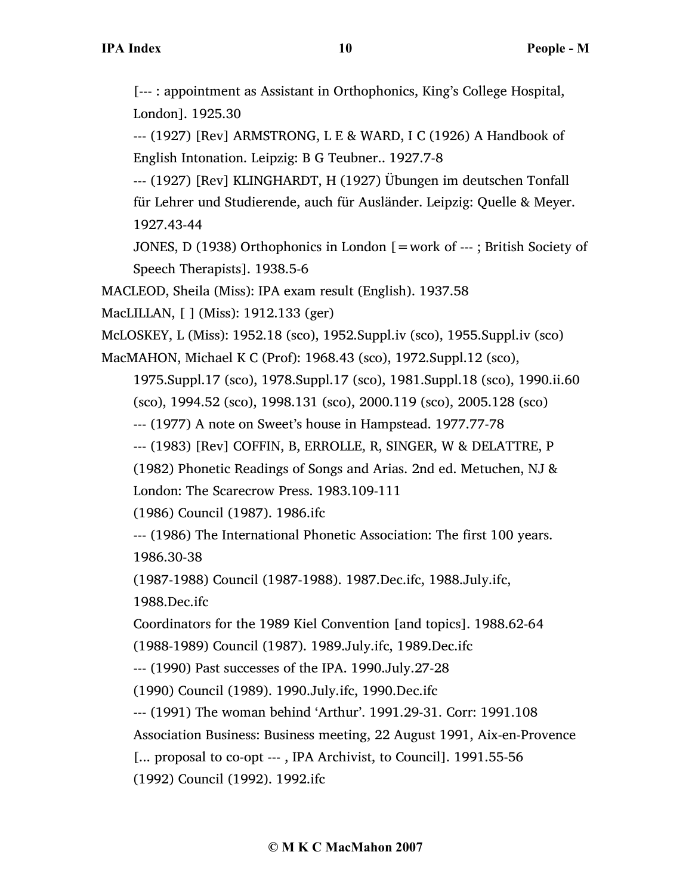[--- : appointment as Assistant in Orthophonics, King's College Hospital, London]. 1925.30

--- (1927) [Rev] ARMSTRONG, L E & WARD, I C (1926) A Handbook of English Intonation. Leipzig: B G Teubner.. 1927.7-8

--- (1927) [Rev] KLINGHARDT, H (1927) Übungen im deutschen Tonfall für Lehrer und Studierende, auch für Ausländer. Leipzig: Quelle & Meyer. 1927.43-44

JONES, D (1938) Orthophonics in London [=work of --- ; British Society of Speech Therapists]. 1938.5-6

MACLEOD, Sheila (Miss): IPA exam result (English). 1937.58

MacLILLAN, [ ] (Miss): 1912.133 (ger)

McLOSKEY, L (Miss): 1952.18 (sco), 1952.Suppl.iv (sco), 1955.Suppl.iv (sco)

MacMAHON, Michael K C (Prof): 1968.43 (sco), 1972.Suppl.12 (sco), 1975.Suppl.17 (sco), 1978.Suppl.17 (sco), 1981.Suppl.18 (sco), 1990.ii.60 (sco), 1994.52 (sco), 1998.131 (sco), 2000.119 (sco), 2005.128 (sco)

--- (1977) A note on Sweet's house in Hampstead. 1977.77-78

--- (1983) [Rev] COFFIN, B, ERROLLE, R, SINGER, W & DELATTRE, P (1982) Phonetic Readings of Songs and Arias. 2nd ed. Metuchen, NJ & London: The Scarecrow Press. 1983.109-111

(1986) Council (1987). 1986.ifc

--- (1986) The International Phonetic Association: The first 100 years. 1986.30-38

(1987-1988) Council (1987-1988). 1987.Dec.ifc, 1988.July.ifc, 1988.Dec.ifc

Coordinators for the 1989 Kiel Convention [and topics]. 1988.62-64

(1988-1989) Council (1987). 1989.July.ifc, 1989.Dec.ifc

--- (1990) Past successes of the IPA. 1990.July.27-28

(1990) Council (1989). 1990.July.ifc, 1990.Dec.ifc

--- (1991) The woman behind 'Arthur'. 1991.29-31. Corr: 1991.108

Association Business: Business meeting, 22 August 1991, Aix-en-Provence [... proposal to co-opt --- , IPA Archivist, to Council]. 1991.55-56

(1992) Council (1992). 1992.ifc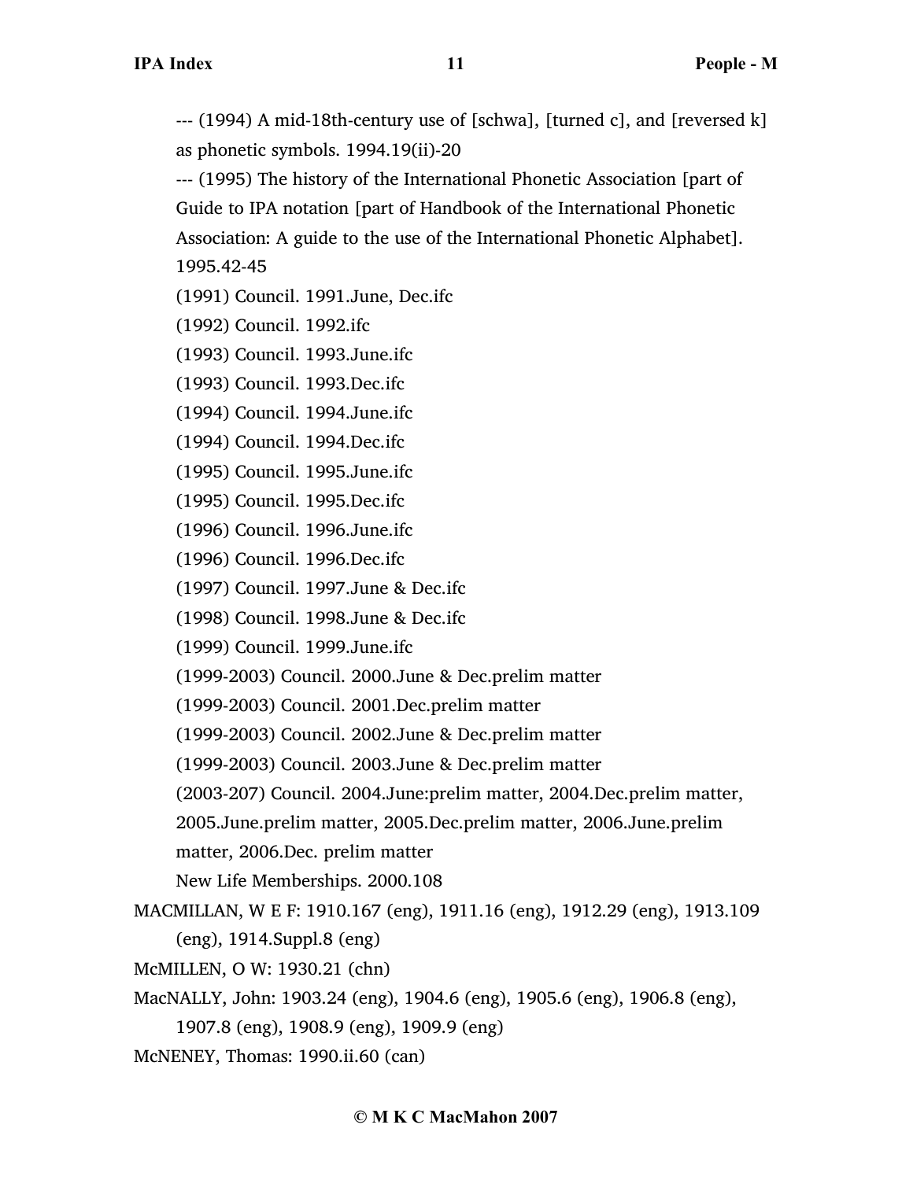--- (1994) A mid-18th-century use of [schwa], [turned c], and [reversed k] as phonetic symbols. 1994.19(ii)-20

--- (1995) The history of the International Phonetic Association [part of Guide to IPA notation [part of Handbook of the International Phonetic Association: A guide to the use of the International Phonetic Alphabet]. 1995.42-45

(1991) Council. 1991.June, Dec.ifc

(1992) Council. 1992.ifc

(1993) Council. 1993.June.ifc

(1993) Council. 1993.Dec.ifc

(1994) Council. 1994.June.ifc

(1994) Council. 1994.Dec.ifc

(1995) Council. 1995.June.ifc

(1995) Council. 1995.Dec.ifc

(1996) Council. 1996.June.ifc

(1996) Council. 1996.Dec.ifc

(1997) Council. 1997.June & Dec.ifc

(1998) Council. 1998.June & Dec.ifc

(1999) Council. 1999.June.ifc

(1999-2003) Council. 2000.June & Dec.prelim matter

(1999-2003) Council. 2001.Dec.prelim matter

(1999-2003) Council. 2002.June & Dec.prelim matter

(1999-2003) Council. 2003.June & Dec.prelim matter

(2003-207) Council. 2004.June:prelim matter, 2004.Dec.prelim matter, 2005.June.prelim matter, 2005.Dec.prelim matter, 2006.June.prelim matter, 2006.Dec. prelim matter

New Life Memberships. 2000.108

MACMILLAN, W E F: 1910.167 (eng), 1911.16 (eng), 1912.29 (eng), 1913.109 (eng), 1914.Suppl.8 (eng)

McMILLEN, O W: 1930.21 (chn)

MacNALLY, John: 1903.24 (eng), 1904.6 (eng), 1905.6 (eng), 1906.8 (eng), 1907.8 (eng), 1908.9 (eng), 1909.9 (eng)

McNENEY, Thomas: 1990.ii.60 (can)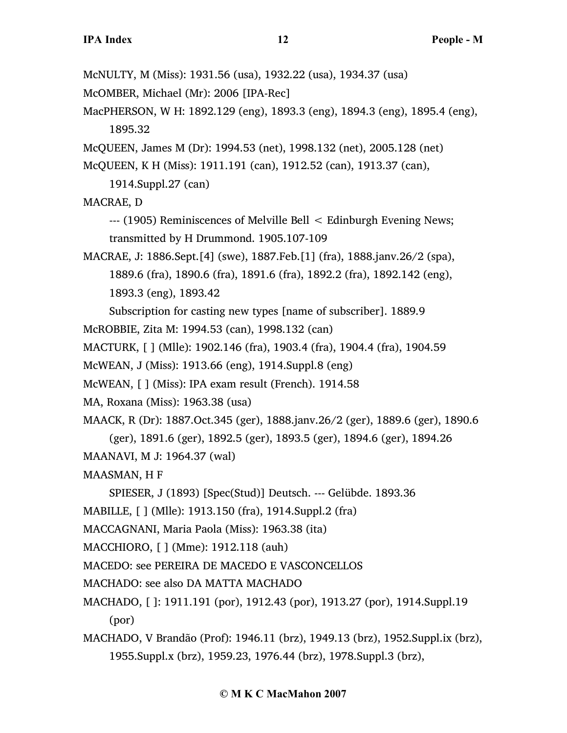McNULTY, M (Miss): 1931.56 (usa), 1932.22 (usa), 1934.37 (usa)

McOMBER, Michael (Mr): 2006 [IPA-Rec]

MacPHERSON, W H: 1892.129 (eng), 1893.3 (eng), 1894.3 (eng), 1895.4 (eng), 1895.32

McQUEEN, James M (Dr): 1994.53 (net), 1998.132 (net), 2005.128 (net)

McQUEEN, K H (Miss): 1911.191 (can), 1912.52 (can), 1913.37 (can), 1914.Suppl.27 (can)

MACRAE, D

--- (1905) Reminiscences of Melville Bell < Edinburgh Evening News; transmitted by H Drummond. 1905.107-109

MACRAE, J: 1886.Sept.[4] (swe), 1887.Feb.[1] (fra), 1888.janv.26/2 (spa), 1889.6 (fra), 1890.6 (fra), 1891.6 (fra), 1892.2 (fra), 1892.142 (eng), 1893.3 (eng), 1893.42

Subscription for casting new types [name of subscriber]. 1889.9

McROBBIE, Zita M: 1994.53 (can), 1998.132 (can)

MACTURK, [ ] (Mlle): 1902.146 (fra), 1903.4 (fra), 1904.4 (fra), 1904.59

McWEAN, J (Miss): 1913.66 (eng), 1914.Suppl.8 (eng)

McWEAN, [ ] (Miss): IPA exam result (French). 1914.58

MA, Roxana (Miss): 1963.38 (usa)

MAACK, R (Dr): 1887.Oct.345 (ger), 1888.janv.26/2 (ger), 1889.6 (ger), 1890.6 (ger), 1891.6 (ger), 1892.5 (ger), 1893.5 (ger), 1894.6 (ger), 1894.26

MAANAVI, M J: 1964.37 (wal)

MAASMAN, H F

SPIESER, J (1893) [Spec(Stud)] Deutsch. --- Gelübde. 1893.36

MABILLE, [ ] (Mlle): 1913.150 (fra), 1914.Suppl.2 (fra)

MACCAGNANI, Maria Paola (Miss): 1963.38 (ita)

MACCHIORO, [ ] (Mme): 1912.118 (auh)

MACEDO: see PEREIRA DE MACEDO E VASCONCELLOS

MACHADO: see also DA MATTA MACHADO

MACHADO, [ ]: 1911.191 (por), 1912.43 (por), 1913.27 (por), 1914.Suppl.19 (por)

MACHADO, V Brandão (Prof): 1946.11 (brz), 1949.13 (brz), 1952.Suppl.ix (brz), 1955.Suppl.x (brz), 1959.23, 1976.44 (brz), 1978.Suppl.3 (brz),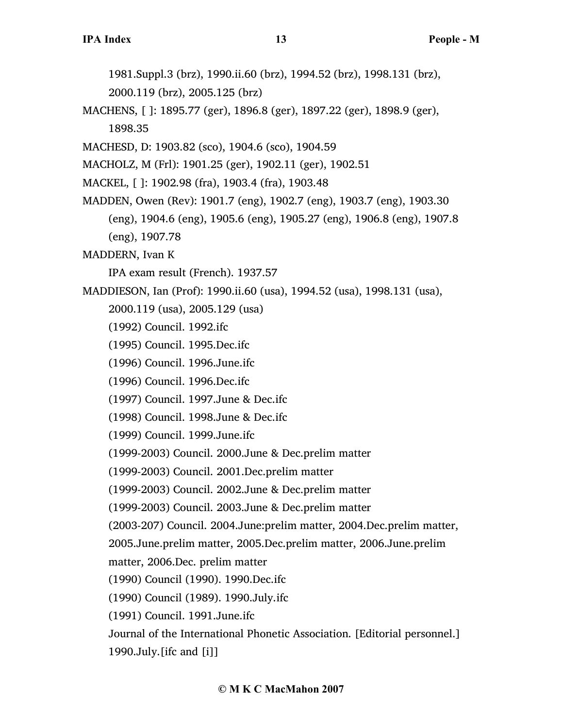1981.Suppl.3 (brz), 1990.ii.60 (brz), 1994.52 (brz), 1998.131 (brz), 2000.119 (brz), 2005.125 (brz)

MACHENS, [ ]: 1895.77 (ger), 1896.8 (ger), 1897.22 (ger), 1898.9 (ger), 1898.35

MACHESD, D: 1903.82 (sco), 1904.6 (sco), 1904.59

MACHOLZ, M (Frl): 1901.25 (ger), 1902.11 (ger), 1902.51

MACKEL, [ ]: 1902.98 (fra), 1903.4 (fra), 1903.48

MADDEN, Owen (Rev): 1901.7 (eng), 1902.7 (eng), 1903.7 (eng), 1903.30 (eng), 1904.6 (eng), 1905.6 (eng), 1905.27 (eng), 1906.8 (eng), 1907.8 (eng), 1907.78

MADDERN, Ivan K

IPA exam result (French). 1937.57

MADDIESON, Ian (Prof): 1990.ii.60 (usa), 1994.52 (usa), 1998.131 (usa), 2000.119 (usa), 2005.129 (usa)

(1992) Council. 1992.ifc

(1995) Council. 1995.Dec.ifc

(1996) Council. 1996.June.ifc

(1996) Council. 1996.Dec.ifc

(1997) Council. 1997.June & Dec.ifc

(1998) Council. 1998.June & Dec.ifc

(1999) Council. 1999.June.ifc

(1999-2003) Council. 2000.June & Dec.prelim matter

(1999-2003) Council. 2001.Dec.prelim matter

(1999-2003) Council. 2002.June & Dec.prelim matter

(1999-2003) Council. 2003.June & Dec.prelim matter

(2003-207) Council. 2004.June:prelim matter, 2004.Dec.prelim matter, 2005.June.prelim matter, 2005.Dec.prelim matter, 2006.June.prelim matter, 2006.Dec. prelim matter

(1990) Council (1990). 1990.Dec.ifc

(1990) Council (1989). 1990.July.ifc

(1991) Council. 1991.June.ifc

Journal of the International Phonetic Association. [Editorial personnel.] 1990.July.[ifc and [i]]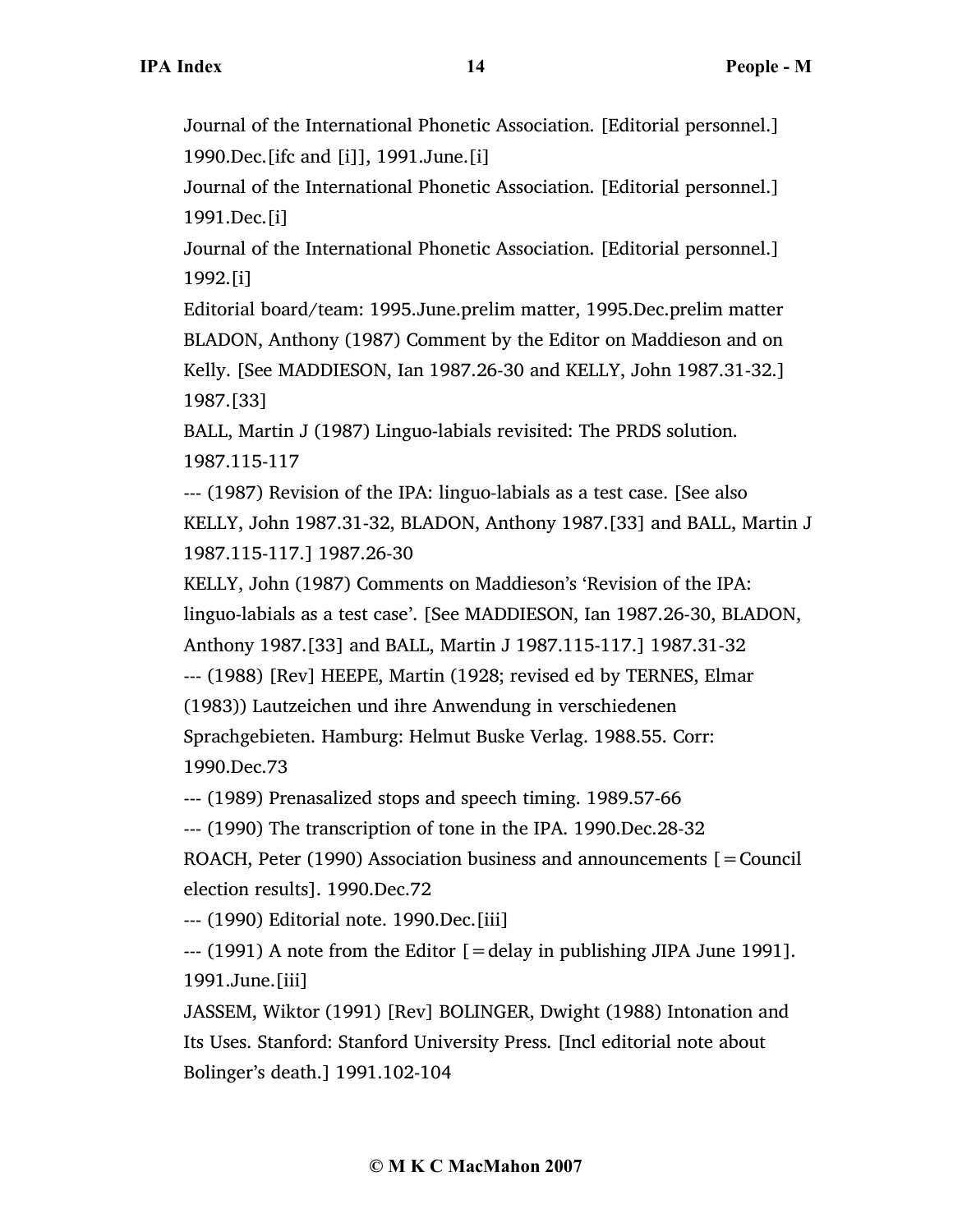Journal of the International Phonetic Association. [Editorial personnel.] 1990.Dec.[ifc and [i]], 1991.June.[i]

Journal of the International Phonetic Association. [Editorial personnel.] 1991.Dec.[i]

Journal of the International Phonetic Association. [Editorial personnel.] 1992.[i]

Editorial board/team: 1995.June.prelim matter, 1995.Dec.prelim matter

BLADON, Anthony (1987) Comment by the Editor on Maddieson and on Kelly. [See MADDIESON, Ian 1987.26-30 and KELLY, John 1987.31-32.] 1987.[33]

BALL, Martin J (1987) Linguo-labials revisited: The PRDS solution. 1987.115-117

--- (1987) Revision of the IPA: linguo-labials as a test case. [See also KELLY, John 1987.31-32, BLADON, Anthony 1987.[33] and BALL, Martin J 1987.115-117.] 1987.26-30

KELLY, John (1987) Comments on Maddieson's 'Revision of the IPA: linguo-labials as a test case'. [See MADDIESON, Ian 1987.26-30, BLADON, Anthony 1987.[33] and BALL, Martin J 1987.115-117.] 1987.31-32

--- (1988) [Rev] HEEPE, Martin (1928; revised ed by TERNES, Elmar (1983)) Lautzeichen und ihre Anwendung in verschiedenen Sprachgebieten. Hamburg: Helmut Buske Verlag. 1988.55. Corr: 1990.Dec.73

--- (1989) Prenasalized stops and speech timing. 1989.57-66

--- (1990) The transcription of tone in the IPA. 1990.Dec.28-32

ROACH, Peter (1990) Association business and announcements [=Council election results]. 1990.Dec.72

--- (1990) Editorial note. 1990.Dec.[iii]

--- (1991) A note from the Editor [=delay in publishing JIPA June 1991]. 1991.June.[iii]

JASSEM, Wiktor (1991) [Rev] BOLINGER, Dwight (1988) Intonation and Its Uses. Stanford: Stanford University Press. [Incl editorial note about Bolinger's death.] 1991.102-104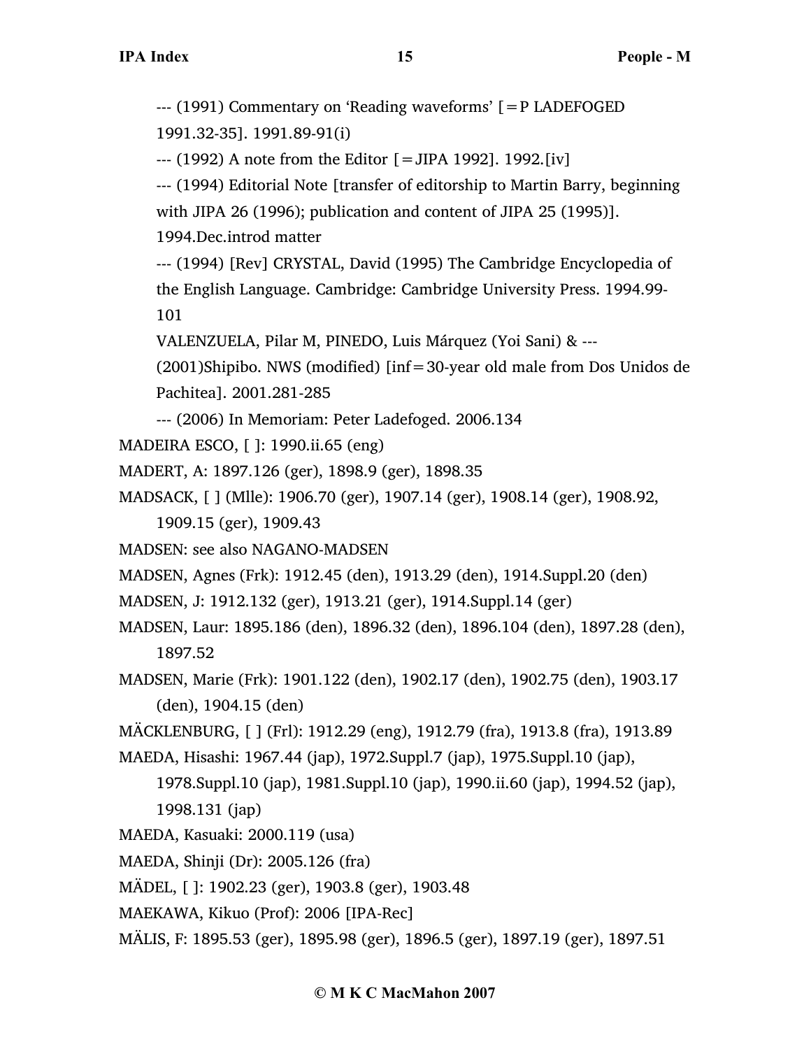--- (1991) Commentary on 'Reading waveforms' [=P LADEFOGED 1991.32-35]. 1991.89-91(i)

--- (1992) A note from the Editor [=JIPA 1992]. 1992.[iv]

--- (1994) Editorial Note [transfer of editorship to Martin Barry, beginning with JIPA 26 (1996); publication and content of JIPA 25 (1995)]. 1994.Dec.introd matter

--- (1994) [Rev] CRYSTAL, David (1995) The Cambridge Encyclopedia of the English Language. Cambridge: Cambridge University Press. 1994.99-101

VALENZUELA, Pilar M, PINEDO, Luis Márquez (Yoi Sani) & --- (2001)Shipibo. NWS (modified) [inf=30-year old male from Dos Unidos de Pachitea]. 2001.281-285

--- (2006) In Memoriam: Peter Ladefoged. 2006.134

MADEIRA ESCO, [ ]: 1990.ii.65 (eng)

MADERT, A: 1897.126 (ger), 1898.9 (ger), 1898.35

MADSACK, [ ] (Mlle): 1906.70 (ger), 1907.14 (ger), 1908.14 (ger), 1908.92, 1909.15 (ger), 1909.43

MADSEN: see also NAGANO-MADSEN

MADSEN, Agnes (Frk): 1912.45 (den), 1913.29 (den), 1914.Suppl.20 (den)

MADSEN, J: 1912.132 (ger), 1913.21 (ger), 1914.Suppl.14 (ger)

MADSEN, Laur: 1895.186 (den), 1896.32 (den), 1896.104 (den), 1897.28 (den), 1897.52

MADSEN, Marie (Frk): 1901.122 (den), 1902.17 (den), 1902.75 (den), 1903.17 (den), 1904.15 (den)

MÄCKLENBURG, [ ] (Frl): 1912.29 (eng), 1912.79 (fra), 1913.8 (fra), 1913.89

MAEDA, Hisashi: 1967.44 (jap), 1972.Suppl.7 (jap), 1975.Suppl.10 (jap), 1978.Suppl.10 (jap), 1981.Suppl.10 (jap), 1990.ii.60 (jap), 1994.52 (jap), 1998.131 (jap)

MAEDA, Kasuaki: 2000.119 (usa)

MAEDA, Shinji (Dr): 2005.126 (fra)

MÄDEL, [ ]: 1902.23 (ger), 1903.8 (ger), 1903.48

MAEKAWA, Kikuo (Prof): 2006 [IPA-Rec]

MÄLIS, F: 1895.53 (ger), 1895.98 (ger), 1896.5 (ger), 1897.19 (ger), 1897.51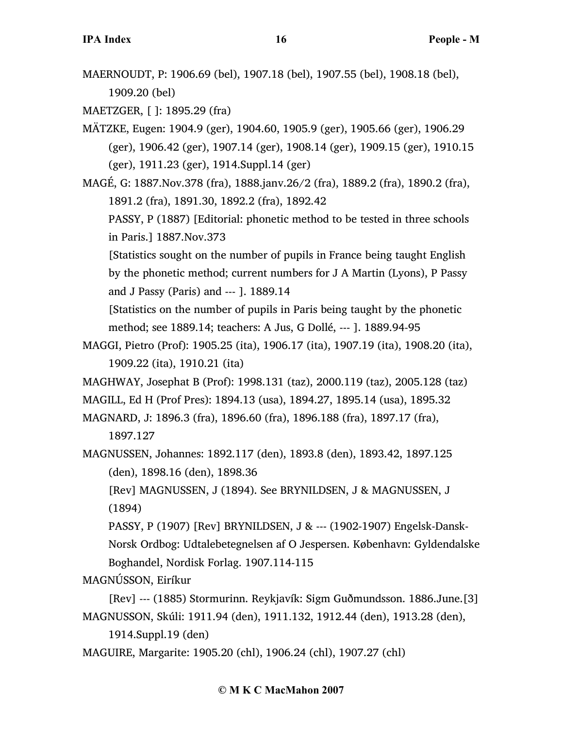MAERNOUDT, P: 1906.69 (bel), 1907.18 (bel), 1907.55 (bel), 1908.18 (bel), 1909.20 (bel)

MAETZGER, [ ]: 1895.29 (fra)

MÄTZKE, Eugen: 1904.9 (ger), 1904.60, 1905.9 (ger), 1905.66 (ger), 1906.29 (ger), 1906.42 (ger), 1907.14 (ger), 1908.14 (ger), 1909.15 (ger), 1910.15 (ger), 1911.23 (ger), 1914.Suppl.14 (ger)

MAGÉ, G: 1887.Nov.378 (fra), 1888.janv.26/2 (fra), 1889.2 (fra), 1890.2 (fra), 1891.2 (fra), 1891.30, 1892.2 (fra), 1892.42

PASSY, P (1887) [Editorial: phonetic method to be tested in three schools in Paris.] 1887.Nov.373

[Statistics sought on the number of pupils in France being taught English by the phonetic method; current numbers for J A Martin (Lyons), P Passy and J Passy (Paris) and --- ]. 1889.14

[Statistics on the number of pupils in Paris being taught by the phonetic method; see 1889.14; teachers: A Jus, G Dollé, --- ]. 1889.94-95

MAGGI, Pietro (Prof): 1905.25 (ita), 1906.17 (ita), 1907.19 (ita), 1908.20 (ita), 1909.22 (ita), 1910.21 (ita)

MAGHWAY, Josephat B (Prof): 1998.131 (taz), 2000.119 (taz), 2005.128 (taz)

MAGILL, Ed H (Prof Pres): 1894.13 (usa), 1894.27, 1895.14 (usa), 1895.32

MAGNARD, J: 1896.3 (fra), 1896.60 (fra), 1896.188 (fra), 1897.17 (fra), 1897.127

MAGNUSSEN, Johannes: 1892.117 (den), 1893.8 (den), 1893.42, 1897.125 (den), 1898.16 (den), 1898.36

[Rev] MAGNUSSEN, J (1894). See BRYNILDSEN, J & MAGNUSSEN, J (1894)

PASSY, P (1907) [Rev] BRYNILDSEN, J & --- (1902-1907) Engelsk-Dansk-Norsk Ordbog: Udtalebetegnelsen af O Jespersen. København: Gyldendalske Boghandel, Nordisk Forlag. 1907.114-115

MAGNÚSSON, Eiríkur

[Rev] --- (1885) Stormurinn. Reykjavík: Sigm Guðmundsson. 1886.June.[3]

MAGNUSSON, Skúli: 1911.94 (den), 1911.132, 1912.44 (den), 1913.28 (den), 1914.Suppl.19 (den)

MAGUIRE, Margarite: 1905.20 (chl), 1906.24 (chl), 1907.27 (chl)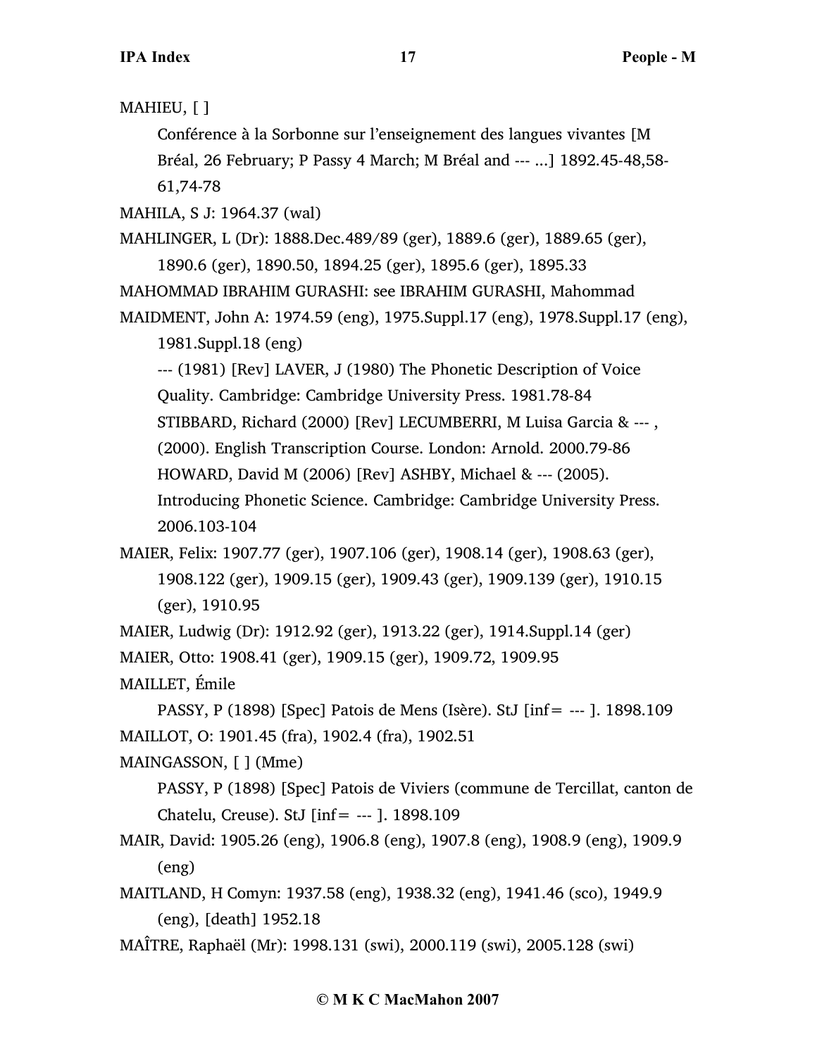MAHIEU, [ ]

Conférence à la Sorbonne sur l'enseignement des langues vivantes [M Bréal, 26 February; P Passy 4 March; M Bréal and --- ...] 1892.45-48,58-61,74-78

MAHILA, S J: 1964.37 (wal)

MAHLINGER, L (Dr): 1888.Dec.489/89 (ger), 1889.6 (ger), 1889.65 (ger), 1890.6 (ger), 1890.50, 1894.25 (ger), 1895.6 (ger), 1895.33

MAHOMMAD IBRAHIM GURASHI: see IBRAHIM GURASHI, Mahommad

MAIDMENT, John A: 1974.59 (eng), 1975.Suppl.17 (eng), 1978.Suppl.17 (eng), 1981.Suppl.18 (eng)

--- (1981) [Rev] LAVER, J (1980) The Phonetic Description of Voice Quality. Cambridge: Cambridge University Press. 1981.78-84

STIBBARD, Richard (2000) [Rev] LECUMBERRI, M Luisa Garcia & --- , (2000). English Transcription Course. London: Arnold. 2000.79-86

HOWARD, David M (2006) [Rev] ASHBY, Michael & --- (2005). Introducing Phonetic Science. Cambridge: Cambridge University Press. 2006.103-104

MAIER, Felix: 1907.77 (ger), 1907.106 (ger), 1908.14 (ger), 1908.63 (ger), 1908.122 (ger), 1909.15 (ger), 1909.43 (ger), 1909.139 (ger), 1910.15 (ger), 1910.95

MAIER, Ludwig (Dr): 1912.92 (ger), 1913.22 (ger), 1914.Suppl.14 (ger)

MAIER, Otto: 1908.41 (ger), 1909.15 (ger), 1909.72, 1909.95

MAILLET, Émile

PASSY, P (1898) [Spec] Patois de Mens (Isère). StJ [inf= --- ]. 1898.109

MAILLOT, O: 1901.45 (fra), 1902.4 (fra), 1902.51

MAINGASSON, [ ] (Mme)

PASSY, P (1898) [Spec] Patois de Viviers (commune de Tercillat, canton de Chatelu, Creuse). StJ [inf= --- ]. 1898.109

MAIR, David: 1905.26 (eng), 1906.8 (eng), 1907.8 (eng), 1908.9 (eng), 1909.9 (eng)

MAITLAND, H Comyn: 1937.58 (eng), 1938.32 (eng), 1941.46 (sco), 1949.9 (eng), [death] 1952.18

MAÎTRE, Raphaël (Mr): 1998.131 (swi), 2000.119 (swi), 2005.128 (swi)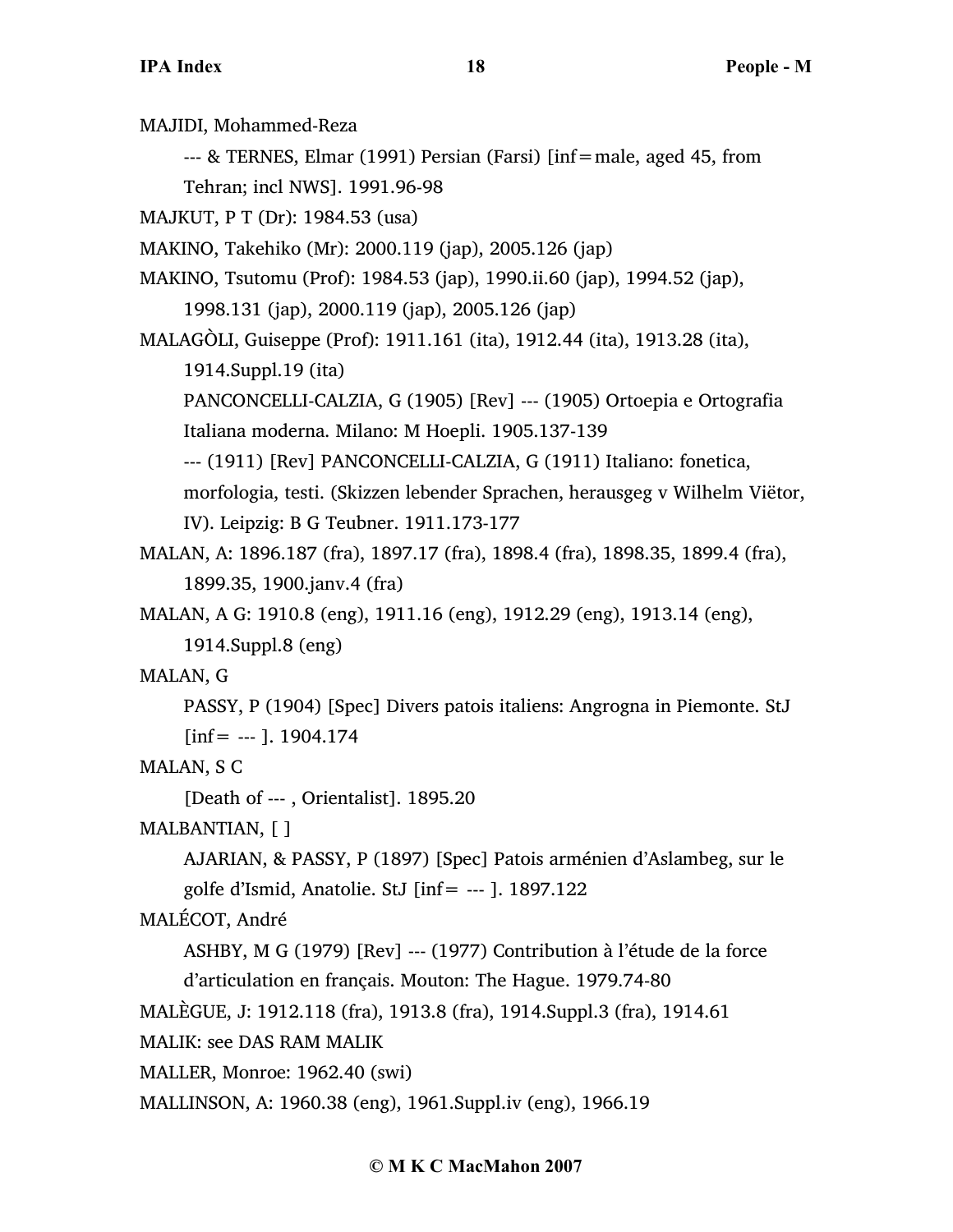MAJIDI, Mohammed-Reza

--- & TERNES, Elmar (1991) Persian (Farsi) [inf=male, aged 45, from Tehran; incl NWS]. 1991.96-98

MAJKUT, P T (Dr): 1984.53 (usa)

MAKINO, Takehiko (Mr): 2000.119 (jap), 2005.126 (jap)

MAKINO, Tsutomu (Prof): 1984.53 (jap), 1990.ii.60 (jap), 1994.52 (jap), 1998.131 (jap), 2000.119 (jap), 2005.126 (jap)

MALAGÒLI, Guiseppe (Prof): 1911.161 (ita), 1912.44 (ita), 1913.28 (ita), 1914.Suppl.19 (ita)

PANCONCELLI-CALZIA, G (1905) [Rev] --- (1905) Ortoepia e Ortografia Italiana moderna. Milano: M Hoepli. 1905.137-139

--- (1911) [Rev] PANCONCELLI-CALZIA, G (1911) Italiano: fonetica, morfologia, testi. (Skizzen lebender Sprachen, herausgeg v Wilhelm Viëtor, IV). Leipzig: B G Teubner. 1911.173-177

MALAN, A: 1896.187 (fra), 1897.17 (fra), 1898.4 (fra), 1898.35, 1899.4 (fra), 1899.35, 1900.janv.4 (fra)

MALAN, A G: 1910.8 (eng), 1911.16 (eng), 1912.29 (eng), 1913.14 (eng), 1914.Suppl.8 (eng)

MALAN, G

PASSY, P (1904) [Spec] Divers patois italiens: Angrogna in Piemonte. StJ [inf= --- ]. 1904.174

MALAN, S C

[Death of --- , Orientalist]. 1895.20

MALBANTIAN, [ ]

AJARIAN, & PASSY, P (1897) [Spec] Patois arménien d'Aslambeg, sur le golfe d'Ismid, Anatolie. StJ [inf= --- ]. 1897.122

MALÉCOT, André

ASHBY, M G (1979) [Rev] --- (1977) Contribution à l'étude de la force d'articulation en français. Mouton: The Hague. 1979.74-80

MALÈGUE, J: 1912.118 (fra), 1913.8 (fra), 1914.Suppl.3 (fra), 1914.61

MALIK: see DAS RAM MALIK

MALLER, Monroe: 1962.40 (swi)

MALLINSON, A: 1960.38 (eng), 1961.Suppl.iv (eng), 1966.19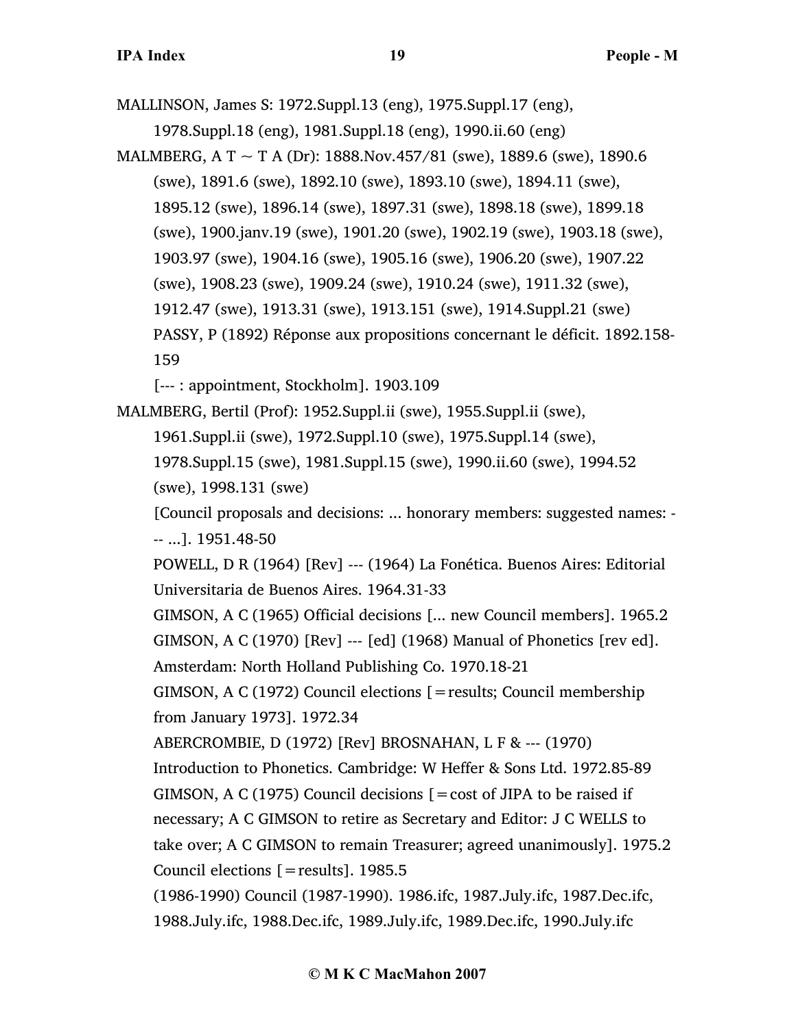MALLINSON, James S: 1972.Suppl.13 (eng), 1975.Suppl.17 (eng), 1978.Suppl.18 (eng), 1981.Suppl.18 (eng), 1990.ii.60 (eng)

MALMBERG, A T ~ T A (Dr): 1888.Nov.457/81 (swe), 1889.6 (swe), 1890.6 (swe), 1891.6 (swe), 1892.10 (swe), 1893.10 (swe), 1894.11 (swe), 1895.12 (swe), 1896.14 (swe), 1897.31 (swe), 1898.18 (swe), 1899.18 (swe), 1900.janv.19 (swe), 1901.20 (swe), 1902.19 (swe), 1903.18 (swe), 1903.97 (swe), 1904.16 (swe), 1905.16 (swe), 1906.20 (swe), 1907.22 (swe), 1908.23 (swe), 1909.24 (swe), 1910.24 (swe), 1911.32 (swe), 1912.47 (swe), 1913.31 (swe), 1913.151 (swe), 1914.Suppl.21 (swe)

PASSY, P (1892) Réponse aux propositions concernant le déficit. 1892.158-159

[--- : appointment, Stockholm]. 1903.109

MALMBERG, Bertil (Prof): 1952.Suppl.ii (swe), 1955.Suppl.ii (swe), 1961.Suppl.ii (swe), 1972.Suppl.10 (swe), 1975.Suppl.14 (swe), 1978.Suppl.15 (swe), 1981.Suppl.15 (swe), 1990.ii.60 (swe), 1994.52 (swe), 1998.131 (swe)

[Council proposals and decisions: ... honorary members: suggested names: --- ...]. 1951.48-50

POWELL, D R (1964) [Rev] --- (1964) La Fonética. Buenos Aires: Editorial Universitaria de Buenos Aires. 1964.31-33

GIMSON, A C (1965) Official decisions [... new Council members]. 1965.2

GIMSON, A C (1970) [Rev] --- [ed] (1968) Manual of Phonetics [rev ed]. Amsterdam: North Holland Publishing Co. 1970.18-21

GIMSON, A C (1972) Council elections [=results; Council membership from January 1973]. 1972.34

ABERCROMBIE, D (1972) [Rev] BROSNAHAN, L F & --- (1970) Introduction to Phonetics. Cambridge: W Heffer & Sons Ltd. 1972.85-89

GIMSON, A C (1975) Council decisions [=cost of JIPA to be raised if necessary; A C GIMSON to retire as Secretary and Editor: J C WELLS to take over; A C GIMSON to remain Treasurer; agreed unanimously]. 1975.2

Council elections [=results]. 1985.5

(1986-1990) Council (1987-1990). 1986.ifc, 1987.July.ifc, 1987.Dec.ifc, 1988.July.ifc, 1988.Dec.ifc, 1989.July.ifc, 1989.Dec.ifc, 1990.July.ifc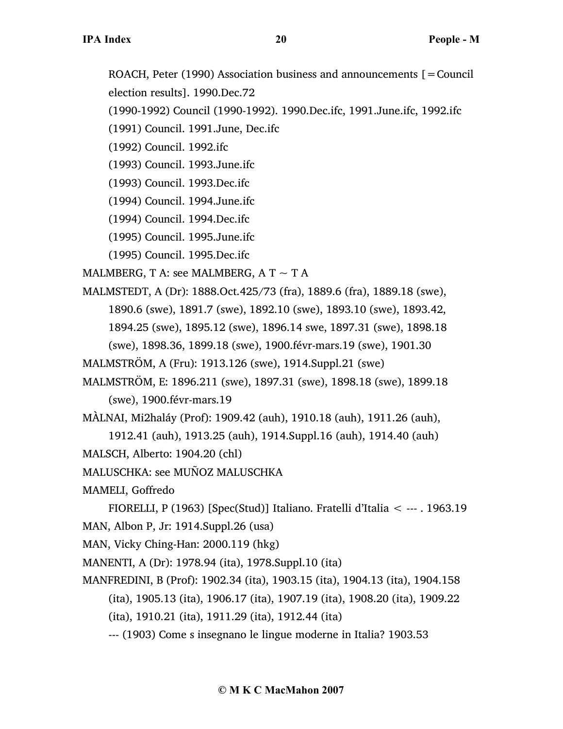ROACH, Peter (1990) Association business and announcements [=Council election results]. 1990.Dec.72

(1990-1992) Council (1990-1992). 1990.Dec.ifc, 1991.June.ifc, 1992.ifc

(1991) Council. 1991.June, Dec.ifc

(1992) Council. 1992.ifc

(1993) Council. 1993.June.ifc

(1993) Council. 1993.Dec.ifc

(1994) Council. 1994.June.ifc

(1994) Council. 1994.Dec.ifc

(1995) Council. 1995.June.ifc

(1995) Council. 1995.Dec.ifc

MALMBERG, T A: see MALMBERG, A T ~ T A

MALMSTEDT, A (Dr): 1888.Oct.425/73 (fra), 1889.6 (fra), 1889.18 (swe), 1890.6 (swe), 1891.7 (swe), 1892.10 (swe), 1893.10 (swe), 1893.42, 1894.25 (swe), 1895.12 (swe), 1896.14 swe, 1897.31 (swe), 1898.18 (swe), 1898.36, 1899.18 (swe), 1900.févr-mars.19 (swe), 1901.30

MALMSTRÖM, A (Fru): 1913.126 (swe), 1914.Suppl.21 (swe)

MALMSTRÖM, E: 1896.211 (swe), 1897.31 (swe), 1898.18 (swe), 1899.18 (swe), 1900.févr-mars.19

MÀLNAI, Mi2haláý (Prof): 1909.42 (auh), 1910.18 (auh), 1911.26 (auh), 1912.41 (auh), 1913.25 (auh), 1914.Suppl.16 (auh), 1914.40 (auh)

MALSCH, Alberto: 1904.20 (chl)

MALUSCHKA: see MUÑOZ MALUSCHKA

MAMELI, Goffredo

FIORELLI, P (1963) [Spec(Stud)] Italiano. Fratelli d'Italia < --- . 1963.19

MAN, Albon P, Jr: 1914.Suppl.26 (usa)

MAN, Vicky Ching-Han: 2000.119 (hkg)

MANENTI, A (Dr): 1978.94 (ita), 1978.Suppl.10 (ita)

MANFREDINI, B (Prof): 1902.34 (ita), 1903.15 (ita), 1904.13 (ita), 1904.158 (ita), 1905.13 (ita), 1906.17 (ita), 1907.19 (ita), 1908.20 (ita), 1909.22 (ita), 1910.21 (ita), 1911.29 (ita), 1912.44 (ita)

--- (1903) Come s insegnano le lingue moderne in Italia? 1903.53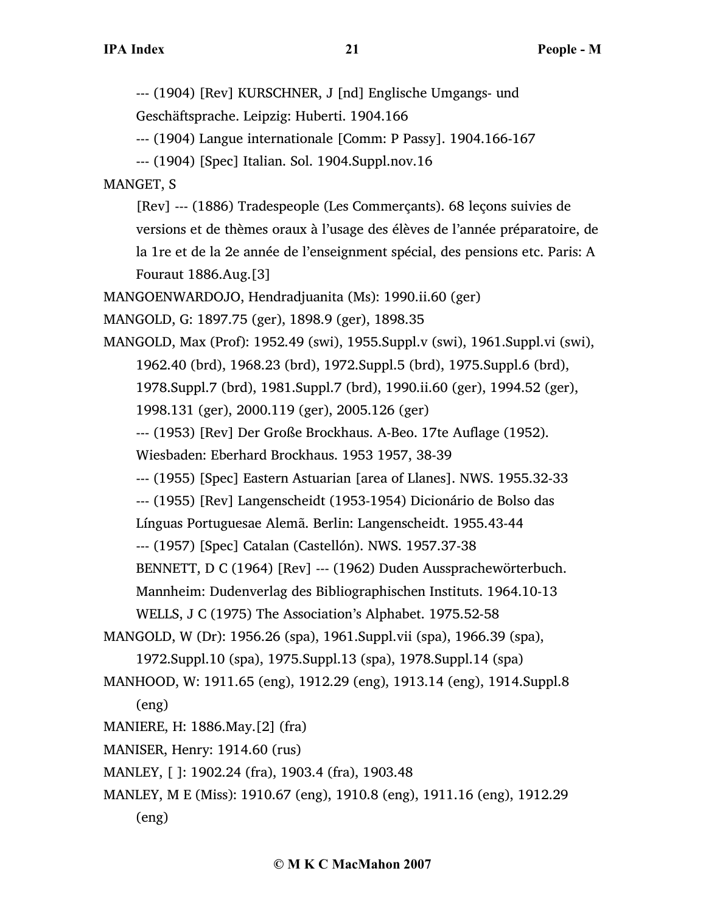--- (1904) [Rev] KURSCHNER, J [nd] Englische Umgangs- und Geschäftsprache. Leipzig: Huberti. 1904.166

--- (1904) Langue internationale [Comm: P Passy]. 1904.166-167

--- (1904) [Spec] Italian. Sol. 1904.Suppl.nov.16

MANGET, S

[Rev] --- (1886) Tradespeople (Les Commerçants). 68 leçons suivies de versions et de thèmes oraux à l'usage des élèves de l'année préparatoire, de la 1re et de la 2e année de l'enseignment spécial, des pensions etc. Paris: A Fouraut 1886.Aug.[3]

MANGOENWARDOJO, Hendradjuanita (Ms): 1990.ii.60 (ger)

MANGOLD, G: 1897.75 (ger), 1898.9 (ger), 1898.35

MANGOLD, Max (Prof): 1952.49 (swi), 1955.Suppl.v (swi), 1961.Suppl.vi (swi), 1962.40 (brd), 1968.23 (brd), 1972.Suppl.5 (brd), 1975.Suppl.6 (brd), 1978.Suppl.7 (brd), 1981.Suppl.7 (brd), 1990.ii.60 (ger), 1994.52 (ger), 1998.131 (ger), 2000.119 (ger), 2005.126 (ger)

--- (1953) [Rev] Der Große Brockhaus. A-Beo. 17te Auflage (1952). Wiesbaden: Eberhard Brockhaus. 1953 1957, 38-39

--- (1955) [Spec] Eastern Astuarian [area of Llanes]. NWS. 1955.32-33

--- (1955) [Rev] Langenscheidt (1953-1954) Dicionário de Bolso das Línguas Portuguesae Alemã. Berlin: Langenscheidt. 1955.43-44

--- (1957) [Spec] Catalan (Castellón). NWS. 1957.37-38

BENNETT, D C (1964) [Rev] --- (1962) Duden Aussprachewörterbuch. Mannheim: Dudenverlag des Bibliographischen Instituts. 1964.10-13

WELLS, J C (1975) The Association's Alphabet. 1975.52-58

MANGOLD, W (Dr): 1956.26 (spa), 1961.Suppl.vii (spa), 1966.39 (spa), 1972.Suppl.10 (spa), 1975.Suppl.13 (spa), 1978.Suppl.14 (spa)

MANHOOD, W: 1911.65 (eng), 1912.29 (eng), 1913.14 (eng), 1914.Suppl.8 (eng)

MANIERE, H: 1886.May.[2] (fra)

MANISER, Henry: 1914.60 (rus)

MANLEY, [ ]: 1902.24 (fra), 1903.4 (fra), 1903.48

MANLEY, M E (Miss): 1910.67 (eng), 1910.8 (eng), 1911.16 (eng), 1912.29 (eng)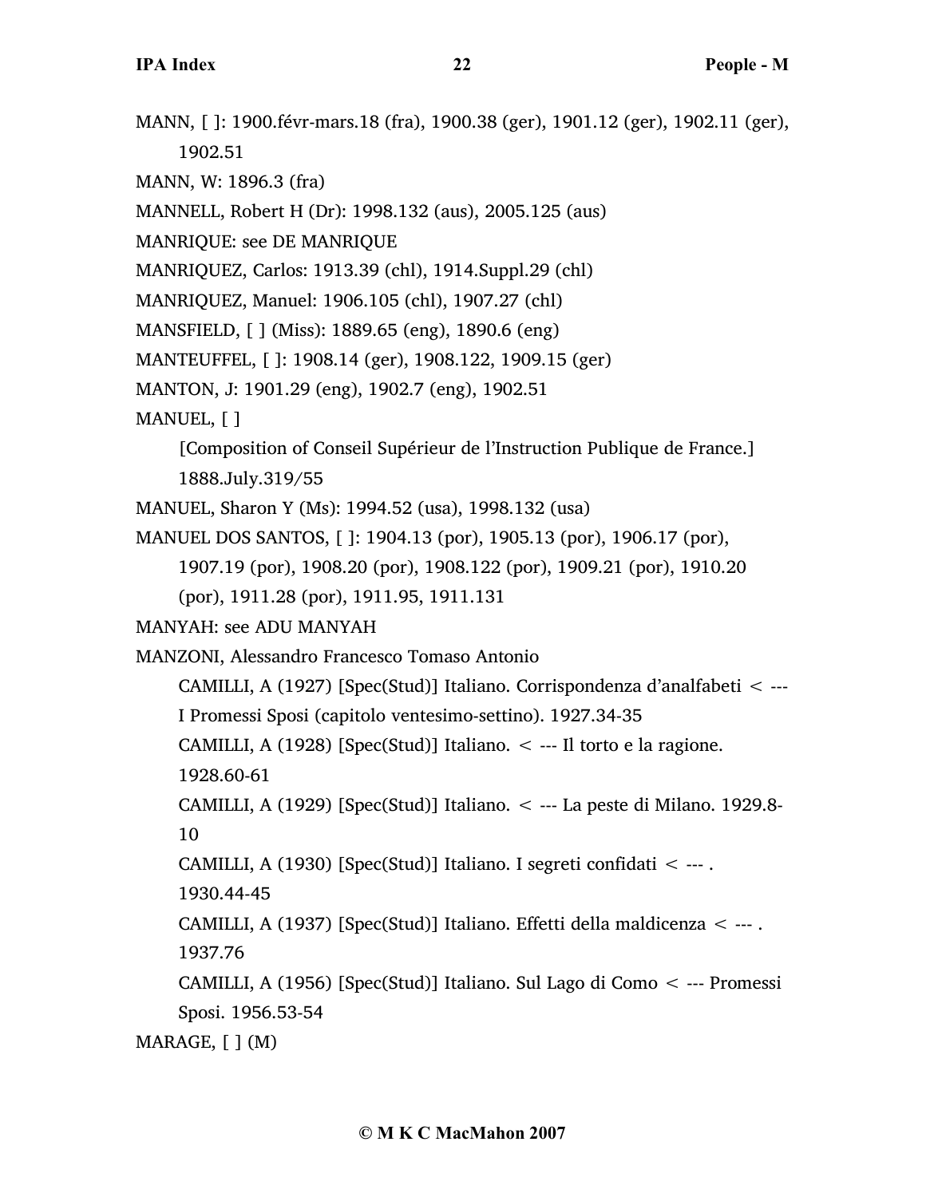MANN, [ ]: 1900.févr-mars.18 (fra), 1900.38 (ger), 1901.12 (ger), 1902.11 (ger), 1902.51

MANN, W: 1896.3 (fra)

MANNELL, Robert H (Dr): 1998.132 (aus), 2005.125 (aus)

MANRIQUE: see DE MANRIQUE

MANRIQUEZ, Carlos: 1913.39 (chl), 1914.Suppl.29 (chl)

MANRIQUEZ, Manuel: 1906.105 (chl), 1907.27 (chl)

MANSFIELD, [ ] (Miss): 1889.65 (eng), 1890.6 (eng)

MANTEUFFEL, [ ]: 1908.14 (ger), 1908.122, 1909.15 (ger)

MANTON, J: 1901.29 (eng), 1902.7 (eng), 1902.51

MANUEL, [ ]

[Composition of Conseil Supérieur de l'Instruction Publique de France.] 1888.July.319/55

MANUEL, Sharon Y (Ms): 1994.52 (usa), 1998.132 (usa)

MANUEL DOS SANTOS, [ ]: 1904.13 (por), 1905.13 (por), 1906.17 (por), 1907.19 (por), 1908.20 (por), 1908.122 (por), 1909.21 (por), 1910.20 (por), 1911.28 (por), 1911.95, 1911.131

MANYAH: see ADU MANYAH

MANZONI, Alessandro Francesco Tomaso Antonio

CAMILLI, A (1927) [Spec(Stud)] Italiano. Corrispondenza d'analfabeti < --- I Promessi Sposi (capitolo ventesimo-settino). 1927.34-35

CAMILLI, A (1928) [Spec(Stud)] Italiano. < --- Il torto e la ragione. 1928.60-61

CAMILLI, A (1929) [Spec(Stud)] Italiano. < --- La peste di Milano. 1929.8-10

CAMILLI, A (1930) [Spec(Stud)] Italiano. I segreti confidati < --- . 1930.44-45

CAMILLI, A (1937) [Spec(Stud)] Italiano. Effetti della maldicenza < --- . 1937.76

CAMILLI, A (1956) [Spec(Stud)] Italiano. Sul Lago di Como < --- Promessi Sposi. 1956.53-54

MARAGE, [ ] (M)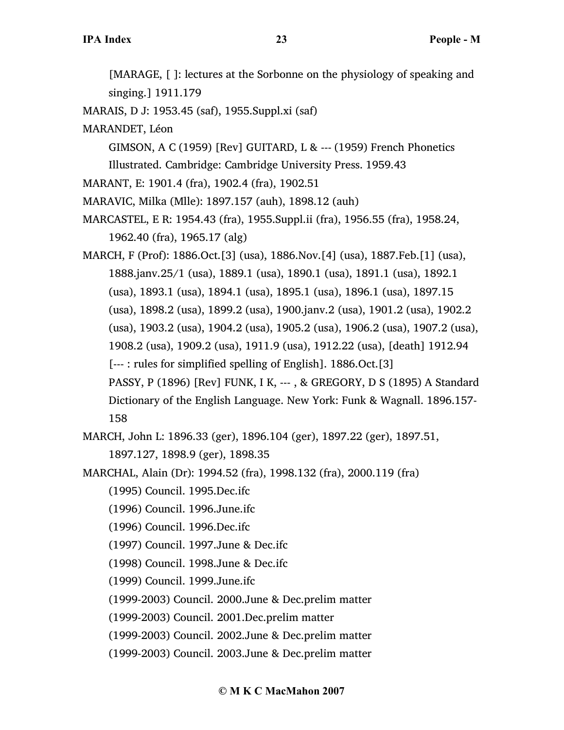[MARAGE, [ ]: lectures at the Sorbonne on the physiology of speaking and singing.] 1911.179

MARAIS, D J: 1953.45 (saf), 1955.Suppl.xi (saf)

MARANDET, Léon

GIMSON, A C (1959) [Rev] GUITARD, L & --- (1959) French Phonetics Illustrated. Cambridge: Cambridge University Press. 1959.43

MARANT, E: 1901.4 (fra), 1902.4 (fra), 1902.51

MARAVIC, Milka (Mlle): 1897.157 (auh), 1898.12 (auh)

MARCASTEL, E R: 1954.43 (fra), 1955.Suppl.ii (fra), 1956.55 (fra), 1958.24, 1962.40 (fra), 1965.17 (alg)

MARCH, F (Prof): 1886.Oct.[3] (usa), 1886.Nov.[4] (usa), 1887.Feb.[1] (usa), 1888.janv.25/1 (usa), 1889.1 (usa), 1890.1 (usa), 1891.1 (usa), 1892.1 (usa), 1893.1 (usa), 1894.1 (usa), 1895.1 (usa), 1896.1 (usa), 1897.15 (usa), 1898.2 (usa), 1899.2 (usa), 1900.janv.2 (usa), 1901.2 (usa), 1902.2 (usa), 1903.2 (usa), 1904.2 (usa), 1905.2 (usa), 1906.2 (usa), 1907.2 (usa), 1908.2 (usa), 1909.2 (usa), 1911.9 (usa), 1912.22 (usa), [death] 1912.94

[--- : rules for simplified spelling of English]. 1886.Oct.[3]

PASSY, P (1896) [Rev] FUNK, I K, --- , & GREGORY, D S (1895) A Standard Dictionary of the English Language. New York: Funk & Wagnall. 1896.157-158

MARCH, John L: 1896.33 (ger), 1896.104 (ger), 1897.22 (ger), 1897.51, 1897.127, 1898.9 (ger), 1898.35

MARCHAL, Alain (Dr): 1994.52 (fra), 1998.132 (fra), 2000.119 (fra)

(1995) Council. 1995.Dec.ifc

(1996) Council. 1996.June.ifc

(1996) Council. 1996.Dec.ifc

(1997) Council. 1997.June & Dec.ifc

(1998) Council. 1998.June & Dec.ifc

(1999) Council. 1999.June.ifc

(1999-2003) Council. 2000.June & Dec.prelim matter

(1999-2003) Council. 2001.Dec.prelim matter

(1999-2003) Council. 2002.June & Dec.prelim matter

(1999-2003) Council. 2003.June & Dec.prelim matter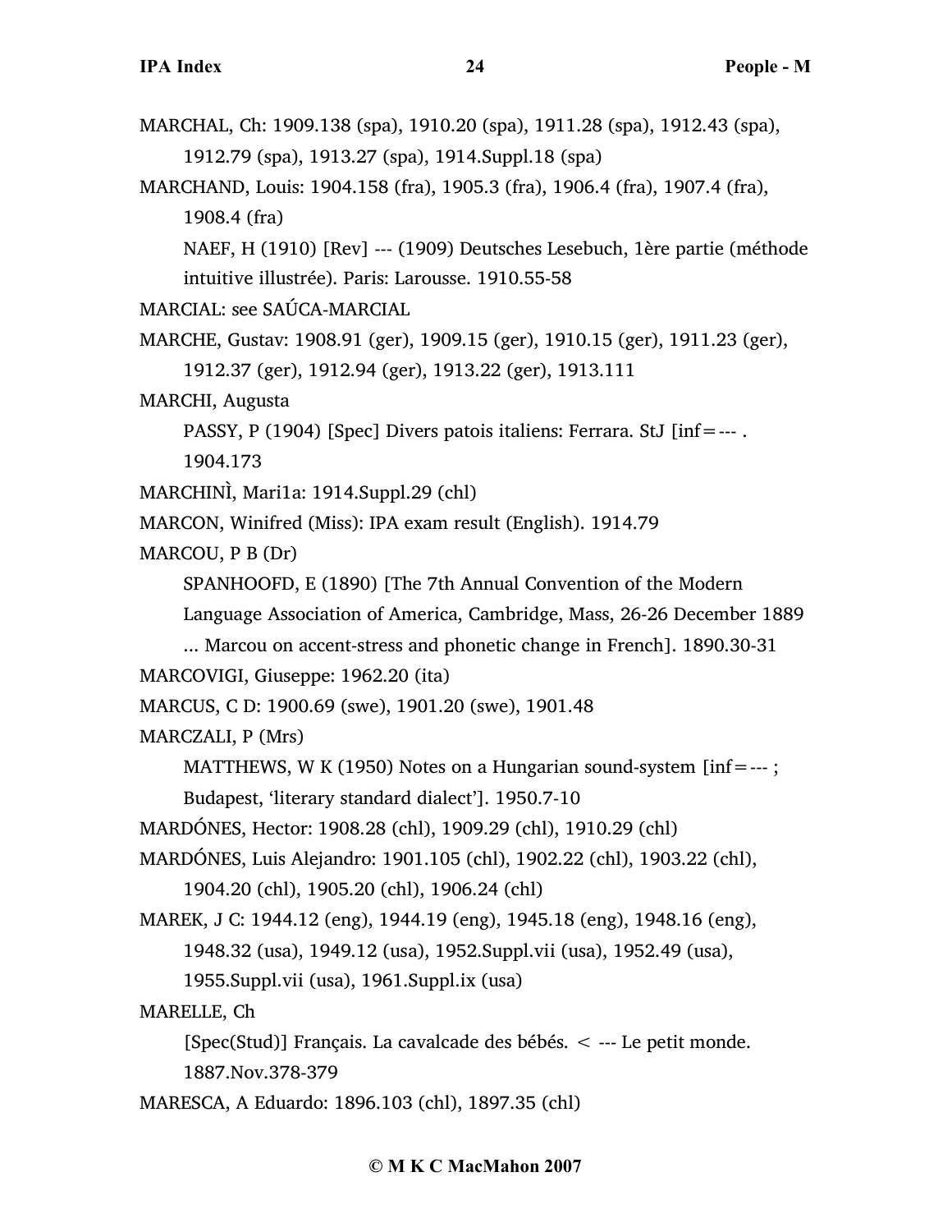MARCHAL, Ch: 1909.138 (spa), 1910.20 (spa), 1911.28 (spa), 1912.43 (spa), 1912.79 (spa), 1913.27 (spa), 1914.Suppl.18 (spa)

MARCHAND, Louis: 1904.158 (fra), 1905.3 (fra), 1906.4 (fra), 1907.4 (fra), 1908.4 (fra)

NAEF, H (1910) [Rev] --- (1909) Deutsches Lesebuch, 1ère partie (méthode intuitive illustrée). Paris: Larousse. 1910.55-58

MARCIAL: see SAÚCA-MARCIAL

MARCHE, Gustav: 1908.91 (ger), 1909.15 (ger), 1910.15 (ger), 1911.23 (ger), 1912.37 (ger), 1912.94 (ger), 1913.22 (ger), 1913.111

MARCHI, Augusta

PASSY, P (1904) [Spec] Divers patois italiens: Ferrara. StJ [inf=--- . 1904.173

MARCHINÌ, Mari1a: 1914.Suppl.29 (chl)

MARCON, Winifred (Miss): IPA exam result (English). 1914.79

MARCOU, P B (Dr)

SPANHOOFD, E (1890) [The 7th Annual Convention of the Modern Language Association of America, Cambridge, Mass, 26-26 December 1889 ... Marcou on accent-stress and phonetic change in French]. 1890.30-31

MARCOVIGI, Giuseppe: 1962.20 (ita)

MARCUS, C D: 1900.69 (swe), 1901.20 (swe), 1901.48

MARCZALI, P (Mrs)

MATTHEWS, W K (1950) Notes on a Hungarian sound-system [inf=--- ; Budapest, 'literary standard dialect']. 1950.7-10

MARDÓNES, Hector: 1908.28 (chl), 1909.29 (chl), 1910.29 (chl)

MARDÓNES, Luis Alejandro: 1901.105 (chl), 1902.22 (chl), 1903.22 (chl), 1904.20 (chl), 1905.20 (chl), 1906.24 (chl)

MAREK, J C: 1944.12 (eng), 1944.19 (eng), 1945.18 (eng), 1948.16 (eng), 1948.32 (usa), 1949.12 (usa), 1952.Suppl.vii (usa), 1952.49 (usa), 1955.Suppl.vii (usa), 1961.Suppl.ix (usa)

MARELLE, Ch

[Spec(Stud)] Français. La cavalcade des bébés. < --- Le petit monde. 1887.Nov.378-379

MARESCA, A Eduardo: 1896.103 (chl), 1897.35 (chl)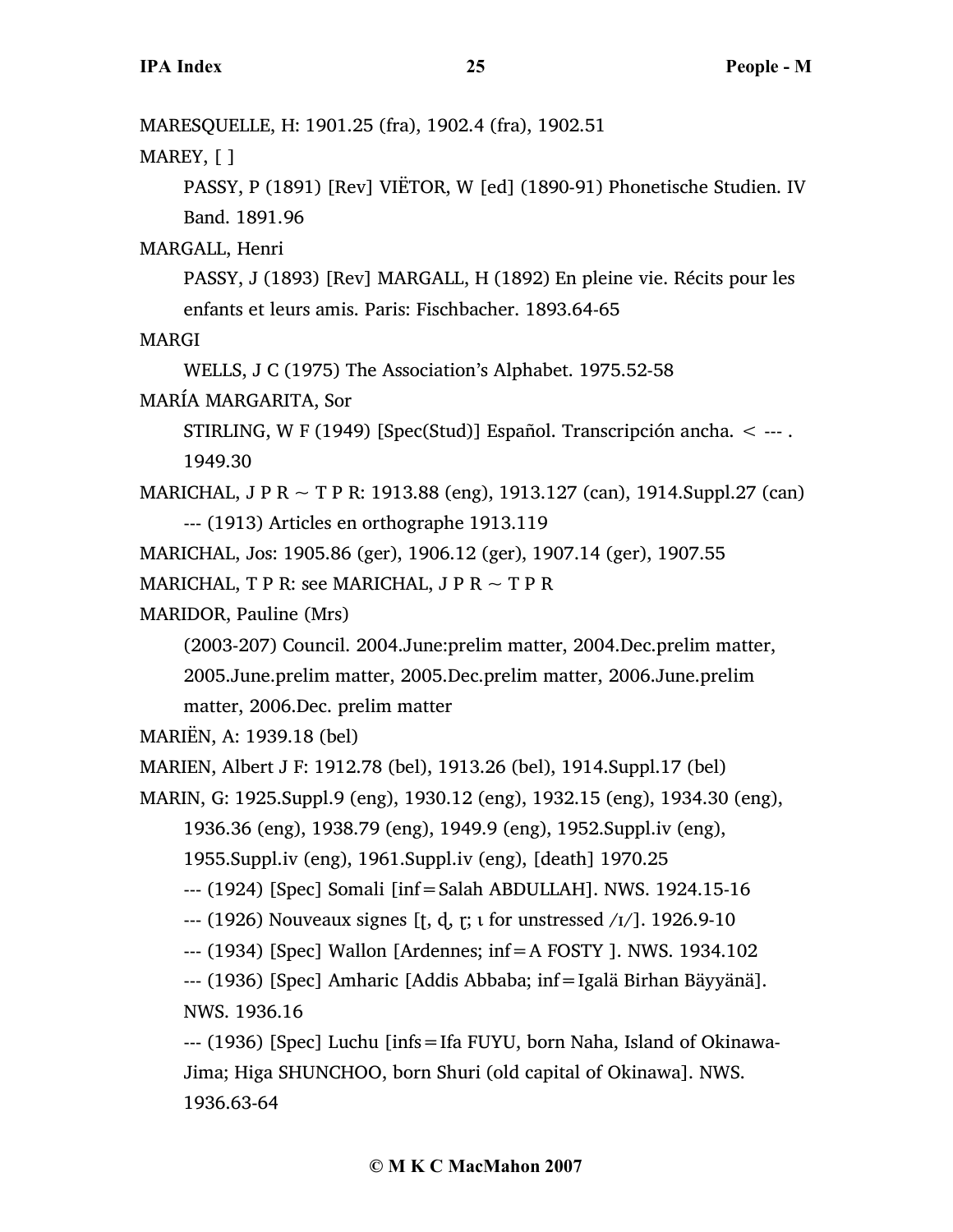MARESQUELLE, H: 1901.25 (fra), 1902.4 (fra), 1902.51

MAREY, [ ]

PASSY, P (1891) [Rev] VIËTOR, W [ed] (1890-91) Phonetische Studien. IV Band. 1891.96

MARGALL, Henri

PASSY, J (1893) [Rev] MARGALL, H (1892) En pleine vie. Récits pour les enfants et leurs amis. Paris: Fischbacher. 1893.64-65

MARGI

WELLS, J C (1975) The Association's Alphabet. 1975.52-58

MARÍA MARGARITA, Sor

STIRLING, W F (1949) [Spec(Stud)] Español. Transcripción ancha. < --- . 1949.30

MARICHAL, J P R ~ T P R: 1913.88 (eng), 1913.127 (can), 1914.Suppl.27 (can)

--- (1913) Articles en orthographe 1913.119

MARICHAL, Jos: 1905.86 (ger), 1906.12 (ger), 1907.14 (ger), 1907.55

MARICHAL, T P R: see MARICHAL, J P R ~ T P R

MARIDOR, Pauline (Mrs)

(2003-207) Council. 2004.June:prelim matter, 2004.Dec.prelim matter, 2005.June.prelim matter, 2005.Dec.prelim matter, 2006.June.prelim matter, 2006.Dec. prelim matter

MARIËN, A: 1939.18 (bel)

MARIEN, Albert J F: 1912.78 (bel), 1913.26 (bel), 1914.Suppl.17 (bel)

MARIN, G: 1925.Suppl.9 (eng), 1930.12 (eng), 1932.15 (eng), 1934.30 (eng), 1936.36 (eng), 1938.79 (eng), 1949.9 (eng), 1952.Suppl.iv (eng), 1955.Suppl.iv (eng), 1961.Suppl.iv (eng), [death] 1970.25

--- (1924) [Spec] Somali [inf=Salah ABDULLAH]. NWS. 1924.15-16

--- (1926) Nouveaux signes [ʈ, ɖ, ɽ; ɩ for unstressed /ɪ/]. 1926.9-10

--- (1934) [Spec] Wallon [Ardennes; inf=A FOSTY ]. NWS. 1934.102

--- (1936) [Spec] Amharic [Addis Abbaba; inf=Igalä Birhan Bäyyänä]. NWS. 1936.16

--- (1936) [Spec] Luchu [infs=Ifa FUYU, born Naha, Island of Okinawa-Jima; Higa SHUNCHOO, born Shuri (old capital of Okinawa]. NWS. 1936.63-64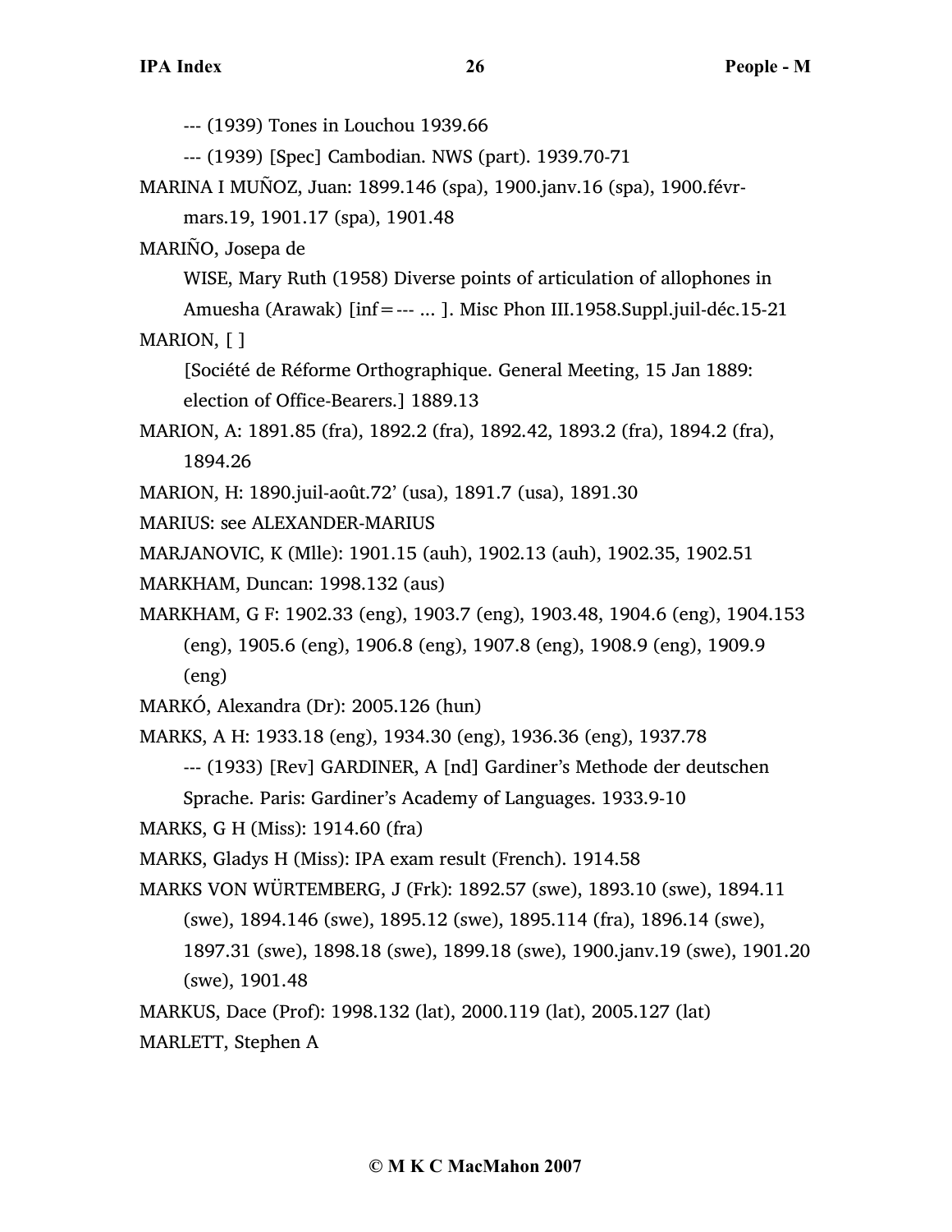--- (1939) Tones in Louchou 1939.66

--- (1939) [Spec] Cambodian. NWS (part). 1939.70-71

MARINA I MUÑOZ, Juan: 1899.146 (spa), 1900.janv.16 (spa), 1900.févr-mars.19, 1901.17 (spa), 1901.48

MARIÑO, Josepa de

WISE, Mary Ruth (1958) Diverse points of articulation of allophones in Amuesha (Arawak) [inf=--- ... ]. Misc Phon III.1958.Suppl.juil-déc.15-21

MARION, [ ]

[Société de Réforme Orthographique. General Meeting, 15 Jan 1889: election of Office-Bearers.] 1889.13

MARION, A: 1891.85 (fra), 1892.2 (fra), 1892.42, 1893.2 (fra), 1894.2 (fra), 1894.26

MARION, H: 1890.juil-août.72' (usa), 1891.7 (usa), 1891.30

MARIUS: see ALEXANDER-MARIUS

MARJANOVIC, K (Mlle): 1901.15 (auh), 1902.13 (auh), 1902.35, 1902.51

MARKHAM, Duncan: 1998.132 (aus)

MARKHAM, G F: 1902.33 (eng), 1903.7 (eng), 1903.48, 1904.6 (eng), 1904.153 (eng), 1905.6 (eng), 1906.8 (eng), 1907.8 (eng), 1908.9 (eng), 1909.9 (eng)

MARKÓ, Alexandra (Dr): 2005.126 (hun)

MARKS, A H: 1933.18 (eng), 1934.30 (eng), 1936.36 (eng), 1937.78

--- (1933) [Rev] GARDINER, A [nd] Gardiner's Methode der deutschen Sprache. Paris: Gardiner's Academy of Languages. 1933.9-10

MARKS, G H (Miss): 1914.60 (fra)

MARKS, Gladys H (Miss): IPA exam result (French). 1914.58

MARKS VON WÜRTEMBERG, J (Frk): 1892.57 (swe), 1893.10 (swe), 1894.11 (swe), 1894.146 (swe), 1895.12 (swe), 1895.114 (fra), 1896.14 (swe), 1897.31 (swe), 1898.18 (swe), 1899.18 (swe), 1900.janv.19 (swe), 1901.20 (swe), 1901.48

MARKUS, Dace (Prof): 1998.132 (lat), 2000.119 (lat), 2005.127 (lat)

MARLETT, Stephen A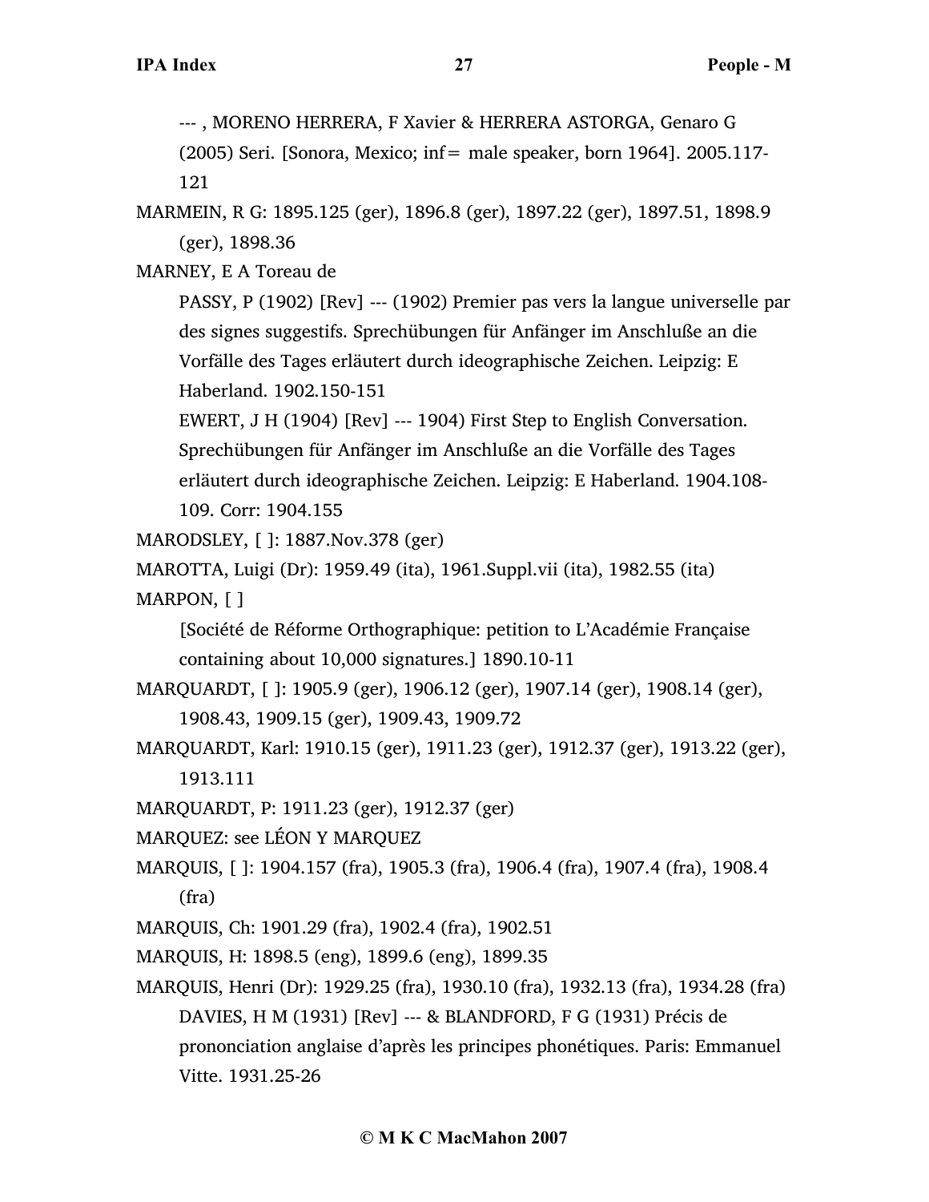--- , MORENO HERRERA, F Xavier & HERRERA ASTORGA, Genaro G (2005) Seri. [Sonora, Mexico; inf= male speaker, born 1964]. 2005.117-121

MARMEIN, R G: 1895.125 (ger), 1896.8 (ger), 1897.22 (ger), 1897.51, 1898.9 (ger), 1898.36

MARNEY, E A Toreau de

PASSY, P (1902) [Rev] --- (1902) Premier pas vers la langue universelle par des signes suggestifs. Sprechübungen für Anfänger im Anschluße an die Vorfälle des Tages erläutert durch ideographische Zeichen. Leipzig: E Haberland. 1902.150-151

EWERT, J H (1904) [Rev] --- 1904) First Step to English Conversation. Sprechübungen für Anfänger im Anschluße an die Vorfälle des Tages erläutert durch ideographische Zeichen. Leipzig: E Haberland. 1904.108-109. Corr: 1904.155

MARODSLEY, [ ]: 1887.Nov.378 (ger)

MAROTTA, Luigi (Dr): 1959.49 (ita), 1961.Suppl.vii (ita), 1982.55 (ita)

MARPON, [ ]

[Société de Réforme Orthographique: petition to L'Académie Française containing about 10,000 signatures.] 1890.10-11

MARQUARDT, [ ]: 1905.9 (ger), 1906.12 (ger), 1907.14 (ger), 1908.14 (ger), 1908.43, 1909.15 (ger), 1909.43, 1909.72

MARQUARDT, Karl: 1910.15 (ger), 1911.23 (ger), 1912.37 (ger), 1913.22 (ger), 1913.111

MARQUARDT, P: 1911.23 (ger), 1912.37 (ger)

MARQUEZ: see LÉON Y MARQUEZ

MARQUIS, [ ]: 1904.157 (fra), 1905.3 (fra), 1906.4 (fra), 1907.4 (fra), 1908.4 (fra)

MARQUIS, Ch: 1901.29 (fra), 1902.4 (fra), 1902.51

MARQUIS, H: 1898.5 (eng), 1899.6 (eng), 1899.35

MARQUIS, Henri (Dr): 1929.25 (fra), 1930.10 (fra), 1932.13 (fra), 1934.28 (fra)

DAVIES, H M (1931) [Rev] --- & BLANDFORD, F G (1931) Précis de prononciation anglaise d'après les principes phonétiques. Paris: Emmanuel Vitte. 1931.25-26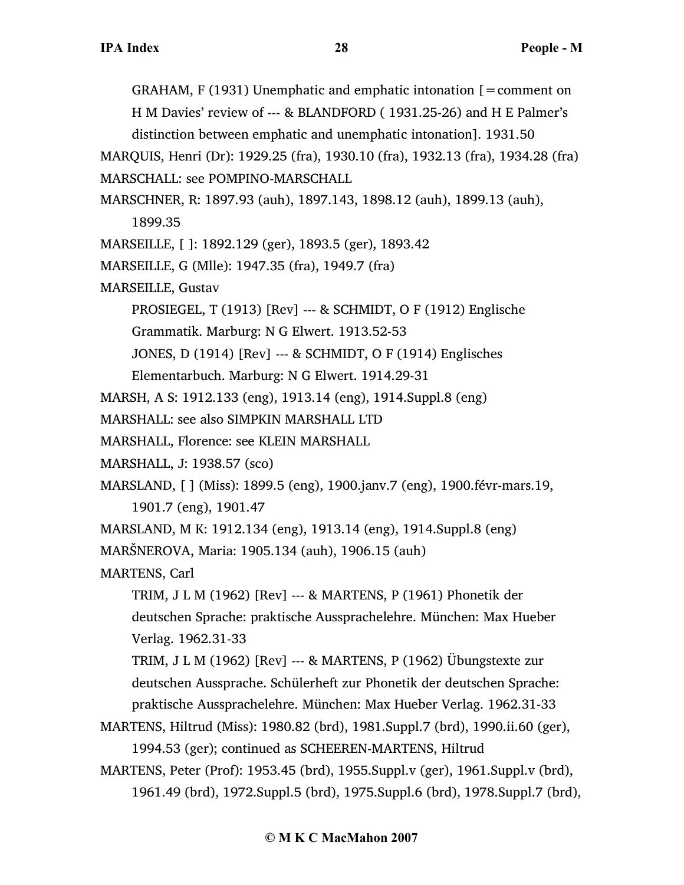GRAHAM, F (1931) Unemphatic and emphatic intonation [=comment on H M Davies' review of --- & BLANDFORD ( 1931.25-26) and H E Palmer's distinction between emphatic and unemphatic intonation]. 1931.50

MARQUIS, Henri (Dr): 1929.25 (fra), 1930.10 (fra), 1932.13 (fra), 1934.28 (fra)

MARSCHALL: see POMPINO-MARSCHALL

MARSCHNER, R: 1897.93 (auh), 1897.143, 1898.12 (auh), 1899.13 (auh), 1899.35

MARSEILLE, [ ]: 1892.129 (ger), 1893.5 (ger), 1893.42

MARSEILLE, G (Mlle): 1947.35 (fra), 1949.7 (fra)

MARSEILLE, Gustav

PROSIEGEL, T (1913) [Rev] --- & SCHMIDT, O F (1912) Englische Grammatik. Marburg: N G Elwert. 1913.52-53

JONES, D (1914) [Rev] --- & SCHMIDT, O F (1914) Englisches Elementarbuch. Marburg: N G Elwert. 1914.29-31

MARSH, A S: 1912.133 (eng), 1913.14 (eng), 1914.Suppl.8 (eng)

MARSHALL: see also SIMPKIN MARSHALL LTD

MARSHALL, Florence: see KLEIN MARSHALL

MARSHALL, J: 1938.57 (sco)

MARSLAND, [ ] (Miss): 1899.5 (eng), 1900.janv.7 (eng), 1900.févr-mars.19, 1901.7 (eng), 1901.47

MARSLAND, M K: 1912.134 (eng), 1913.14 (eng), 1914.Suppl.8 (eng)

MARŠNEROVA, Maria: 1905.134 (auh), 1906.15 (auh)

MARTENS, Carl

TRIM, J L M (1962) [Rev] --- & MARTENS, P (1961) Phonetik der deutschen Sprache: praktische Aussprachelehre. München: Max Hueber Verlag. 1962.31-33

TRIM, J L M (1962) [Rev] --- & MARTENS, P (1962) Übungstexte zur deutschen Aussprache. Schülerheft zur Phonetik der deutschen Sprache: praktische Aussprachelehre. München: Max Hueber Verlag. 1962.31-33

MARTENS, Hiltrud (Miss): 1980.82 (brd), 1981.Suppl.7 (brd), 1990.ii.60 (ger), 1994.53 (ger); continued as SCHEEREN-MARTENS, Hiltrud

MARTENS, Peter (Prof): 1953.45 (brd), 1955.Suppl.v (ger), 1961.Suppl.v (brd), 1961.49 (brd), 1972.Suppl.5 (brd), 1975.Suppl.6 (brd), 1978.Suppl.7 (brd),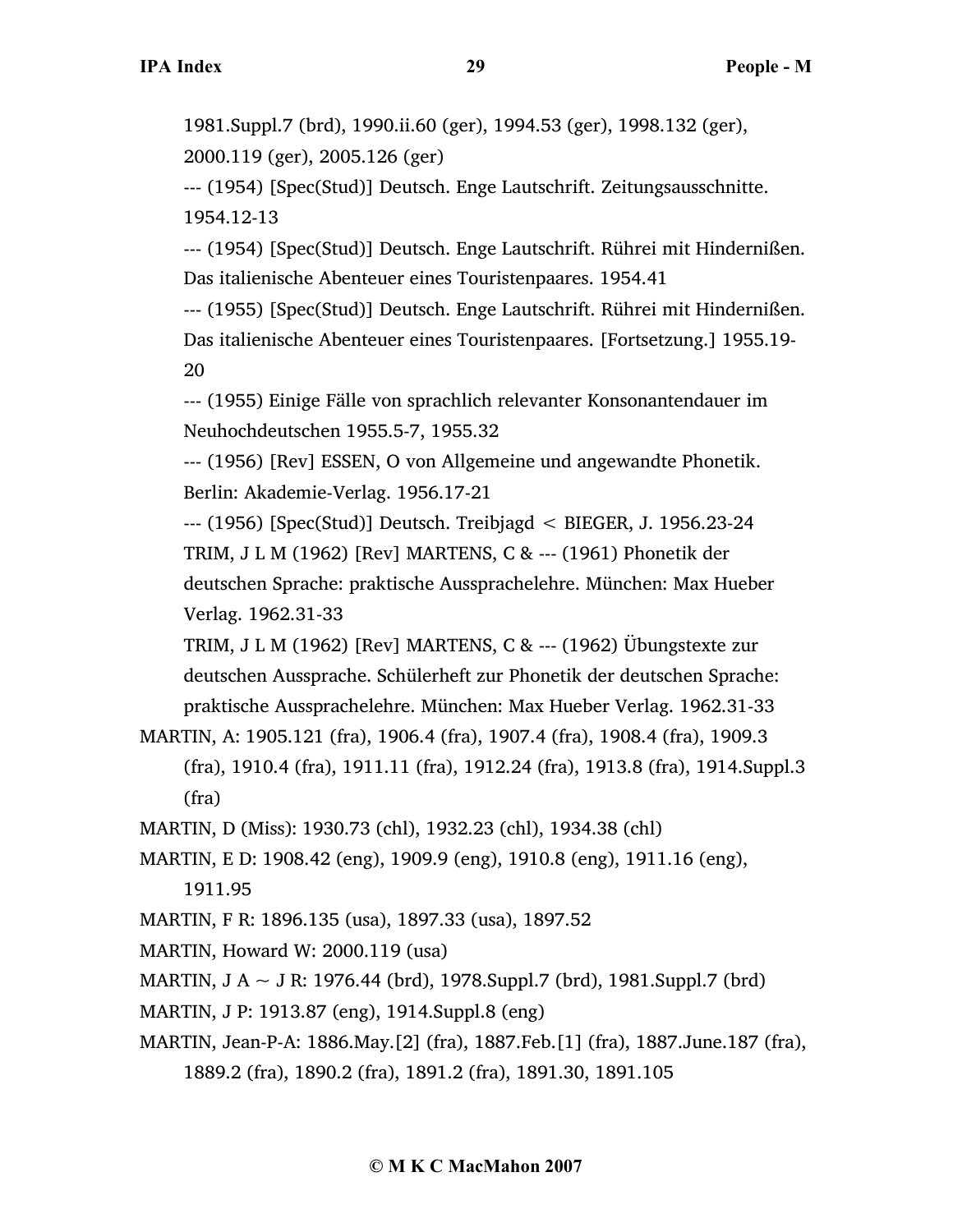1981.Suppl.7 (brd), 1990.ii.60 (ger), 1994.53 (ger), 1998.132 (ger), 2000.119 (ger), 2005.126 (ger)

--- (1954) [Spec(Stud)] Deutsch. Enge Lautschrift. Zeitungsausschnitte. 1954.12-13

--- (1954) [Spec(Stud)] Deutsch. Enge Lautschrift. Rührei mit Hindernißen. Das italienische Abenteuer eines Touristenpaares. 1954.41

--- (1955) [Spec(Stud)] Deutsch. Enge Lautschrift. Rührei mit Hindernißen. Das italienische Abenteuer eines Touristenpaares. [Fortsetzung.] 1955.19-20

--- (1955) Einige Fälle von sprachlich relevanter Konsonantendauer im Neuhochdeutschen 1955.5-7, 1955.32

--- (1956) [Rev] ESSEN, O von Allgemeine und angewandte Phonetik. Berlin: Akademie-Verlag. 1956.17-21

--- (1956) [Spec(Stud)] Deutsch. Treibjagd < BIEGER, J. 1956.23-24

TRIM, J L M (1962) [Rev] MARTENS, C & --- (1961) Phonetik der deutschen Sprache: praktische Aussprachelehre. München: Max Hueber Verlag. 1962.31-33

TRIM, J L M (1962) [Rev] MARTENS, C & --- (1962) Übungstexte zur deutschen Aussprache. Schülerheft zur Phonetik der deutschen Sprache: praktische Aussprachelehre. München: Max Hueber Verlag. 1962.31-33

MARTIN, A: 1905.121 (fra), 1906.4 (fra), 1907.4 (fra), 1908.4 (fra), 1909.3 (fra), 1910.4 (fra), 1911.11 (fra), 1912.24 (fra), 1913.8 (fra), 1914.Suppl.3 (fra)

MARTIN, D (Miss): 1930.73 (chl), 1932.23 (chl), 1934.38 (chl)

MARTIN, E D: 1908.42 (eng), 1909.9 (eng), 1910.8 (eng), 1911.16 (eng), 1911.95

MARTIN, F R: 1896.135 (usa), 1897.33 (usa), 1897.52

MARTIN, Howard W: 2000.119 (usa)

MARTIN, J A ~ J R: 1976.44 (brd), 1978.Suppl.7 (brd), 1981.Suppl.7 (brd)

MARTIN, J P: 1913.87 (eng), 1914.Suppl.8 (eng)

MARTIN, Jean-P-A: 1886.May.[2] (fra), 1887.Feb.[1] (fra), 1887.June.187 (fra), 1889.2 (fra), 1890.2 (fra), 1891.2 (fra), 1891.30, 1891.105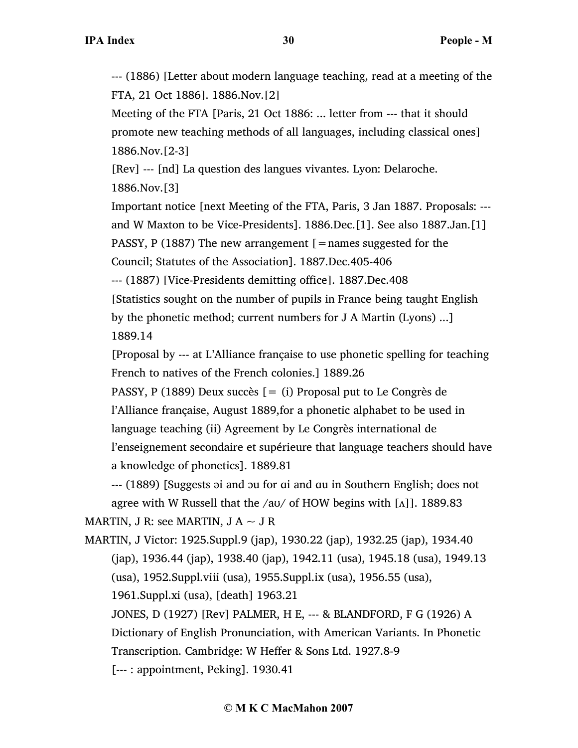--- (1886) [Letter about modern language teaching, read at a meeting of the FTA, 21 Oct 1886]. 1886.Nov.[2]

Meeting of the FTA [Paris, 21 Oct 1886: ... letter from --- that it should promote new teaching methods of all languages, including classical ones] 1886.Nov.[2-3]

[Rev] --- [nd] La question des langues vivantes. Lyon: Delaroche. 1886.Nov.[3]

Important notice [next Meeting of the FTA, Paris, 3 Jan 1887. Proposals: --- and W Maxton to be Vice-Presidents]. 1886.Dec.[1]. See also 1887.Jan.[1]

PASSY, P (1887) The new arrangement [=names suggested for the Council; Statutes of the Association]. 1887.Dec.405-406

--- (1887) [Vice-Presidents demitting office]. 1887.Dec.408

[Statistics sought on the number of pupils in France being taught English by the phonetic method; current numbers for J A Martin (Lyons) ...] 1889.14

[Proposal by --- at L'Alliance française to use phonetic spelling for teaching French to natives of the French colonies.] 1889.26

PASSY, P (1889) Deux succès [= (i) Proposal put to Le Congrès de l'Alliance française, August 1889,for a phonetic alphabet to be used in language teaching (ii) Agreement by Le Congrès international de l'enseignement secondaire et supérieure that language teachers should have a knowledge of phonetics]. 1889.81

--- (1889) [Suggests əi and ɔu for ɑi and ɑu in Southern English; does not agree with W Russell that the /aʊ/ of HOW begins with [ʌ]]. 1889.83

MARTIN, J R: see MARTIN, J A ~ J R

MARTIN, J Victor: 1925.Suppl.9 (jap), 1930.22 (jap), 1932.25 (jap), 1934.40 (jap), 1936.44 (jap), 1938.40 (jap), 1942.11 (usa), 1945.18 (usa), 1949.13 (usa), 1952.Suppl.viii (usa), 1955.Suppl.ix (usa), 1956.55 (usa), 1961.Suppl.xi (usa), [death] 1963.21

JONES, D (1927) [Rev] PALMER, H E, --- & BLANDFORD, F G (1926) A Dictionary of English Pronunciation, with American Variants. In Phonetic Transcription. Cambridge: W Heffer & Sons Ltd. 1927.8-9

[--- : appointment, Peking]. 1930.41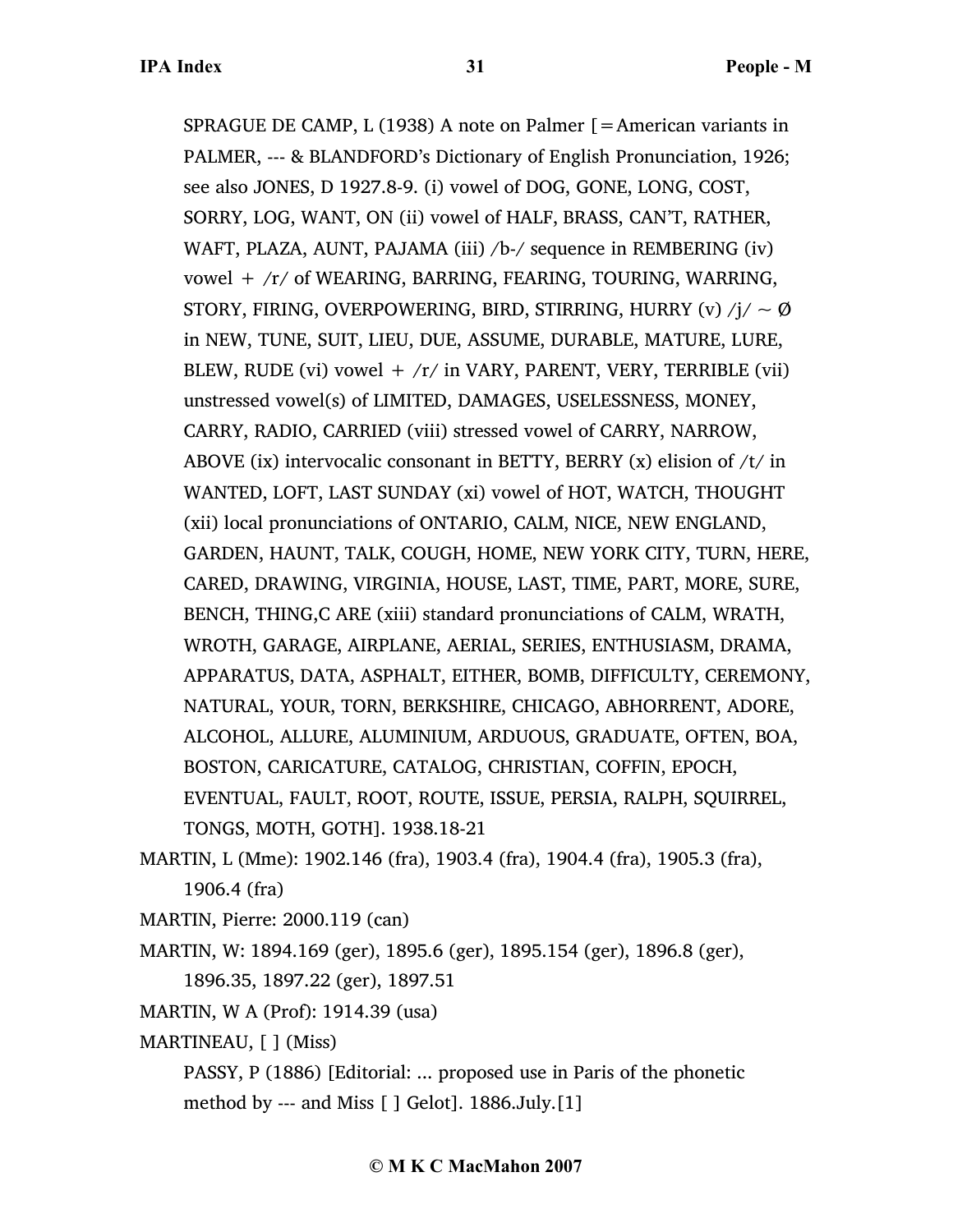SPRAGUE DE CAMP, L (1938) A note on Palmer [=American variants in PALMER, --- & BLANDFORD's Dictionary of English Pronunciation, 1926; see also JONES, D 1927.8-9. (i) vowel of DOG, GONE, LONG, COST, SORRY, LOG, WANT, ON (ii) vowel of HALF, BRASS, CAN'T, RATHER, WAFT, PLAZA, AUNT, PAJAMA (iii) /b-/ sequence in REMBERING (iv) vowel + /r/ of WEARING, BARRING, FEARING, TOURING, WARRING, STORY, FIRING, OVERPOWERING, BIRD, STIRRING, HURRY (v) /j/ ~ Ø in NEW, TUNE, SUIT, LIEU, DUE, ASSUME, DURABLE, MATURE, LURE, BLEW, RUDE (vi) vowel + /r/ in VARY, PARENT, VERY, TERRIBLE (vii) unstressed vowel(s) of LIMITED, DAMAGES, USELESSNESS, MONEY, CARRY, RADIO, CARRIED (viii) stressed vowel of CARRY, NARROW, ABOVE (ix) intervocalic consonant in BETTY, BERRY (x) elision of /t/ in WANTED, LOFT, LAST SUNDAY (xi) vowel of HOT, WATCH, THOUGHT (xii) local pronunciations of ONTARIO, CALM, NICE, NEW ENGLAND, GARDEN, HAUNT, TALK, COUGH, HOME, NEW YORK CITY, TURN, HERE, CARED, DRAWING, VIRGINIA, HOUSE, LAST, TIME, PART, MORE, SURE, BENCH, THING,C ARE (xiii) standard pronunciations of CALM, WRATH, WROTH, GARAGE, AIRPLANE, AERIAL, SERIES, ENTHUSIASM, DRAMA, APPARATUS, DATA, ASPHALT, EITHER, BOMB, DIFFICULTY, CEREMONY, NATURAL, YOUR, TORN, BERKSHIRE, CHICAGO, ABHORRENT, ADORE, ALCOHOL, ALLURE, ALUMINIUM, ARDUOUS, GRADUATE, OFTEN, BOA, BOSTON, CARICATURE, CATALOG, CHRISTIAN, COFFIN, EPOCH, EVENTUAL, FAULT, ROOT, ROUTE, ISSUE, PERSIA, RALPH, SQUIRREL, TONGS, MOTH, GOTH]. 1938.18-21

MARTIN, L (Mme): 1902.146 (fra), 1903.4 (fra), 1904.4 (fra), 1905.3 (fra), 1906.4 (fra)

MARTIN, Pierre: 2000.119 (can)

MARTIN, W: 1894.169 (ger), 1895.6 (ger), 1895.154 (ger), 1896.8 (ger), 1896.35, 1897.22 (ger), 1897.51

MARTIN, W A (Prof): 1914.39 (usa)

MARTINEAU, [ ] (Miss)

PASSY, P (1886) [Editorial: ... proposed use in Paris of the phonetic method by --- and Miss [ ] Gelot]. 1886.July.[1]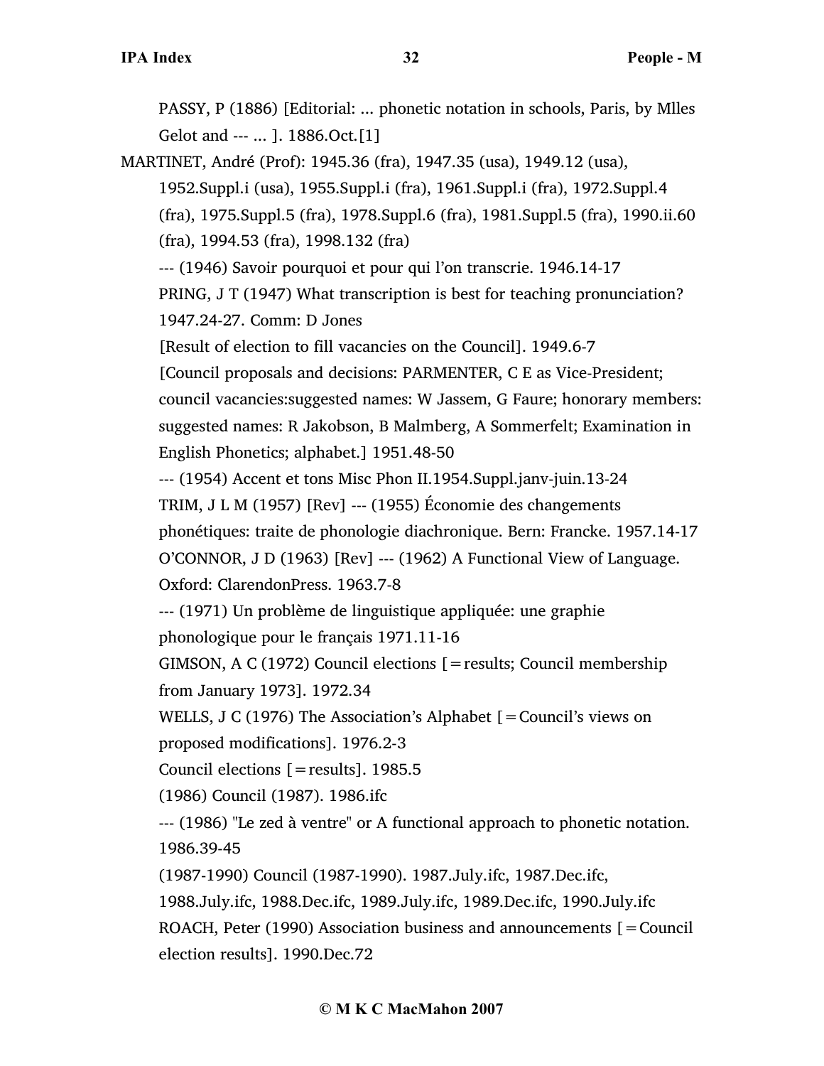PASSY, P (1886) [Editorial: ... phonetic notation in schools, Paris, by Mlles Gelot and --- ... ]. 1886.Oct.[1]

MARTINET, André (Prof): 1945.36 (fra), 1947.35 (usa), 1949.12 (usa), 1952.Suppl.i (usa), 1955.Suppl.i (fra), 1961.Suppl.i (fra), 1972.Suppl.4 (fra), 1975.Suppl.5 (fra), 1978.Suppl.6 (fra), 1981.Suppl.5 (fra), 1990.ii.60 (fra), 1994.53 (fra), 1998.132 (fra)

--- (1946) Savoir pourquoi et pour qui l'on transcrie. 1946.14-17

PRING, J T (1947) What transcription is best for teaching pronunciation? 1947.24-27. Comm: D Jones

[Result of election to fill vacancies on the Council]. 1949.6-7

[Council proposals and decisions: PARMENTER, C E as Vice-President; council vacancies:suggested names: W Jassem, G Faure; honorary members: suggested names: R Jakobson, B Malmberg, A Sommerfelt; Examination in English Phonetics; alphabet.] 1951.48-50

--- (1954) Accent et tons Misc Phon II.1954.Suppl.janv-juin.13-24

TRIM, J L M (1957) [Rev] --- (1955) Économie des changements phonétiques: traite de phonologie diachronique. Bern: Francke. 1957.14-17

O'CONNOR, J D (1963) [Rev] --- (1962) A Functional View of Language. Oxford: ClarendonPress. 1963.7-8

--- (1971) Un problème de linguistique appliquée: une graphie phonologique pour le français 1971.11-16

GIMSON, A C (1972) Council elections [=results; Council membership from January 1973]. 1972.34

WELLS, J C (1976) The Association's Alphabet [=Council's views on proposed modifications]. 1976.2-3

Council elections [=results]. 1985.5

(1986) Council (1987). 1986.ifc

--- (1986) "Le zed à ventre" or A functional approach to phonetic notation. 1986.39-45

(1987-1990) Council (1987-1990). 1987.July.ifc, 1987.Dec.ifc, 1988.July.ifc, 1988.Dec.ifc, 1989.July.ifc, 1989.Dec.ifc, 1990.July.ifc

ROACH, Peter (1990) Association business and announcements [=Council election results]. 1990.Dec.72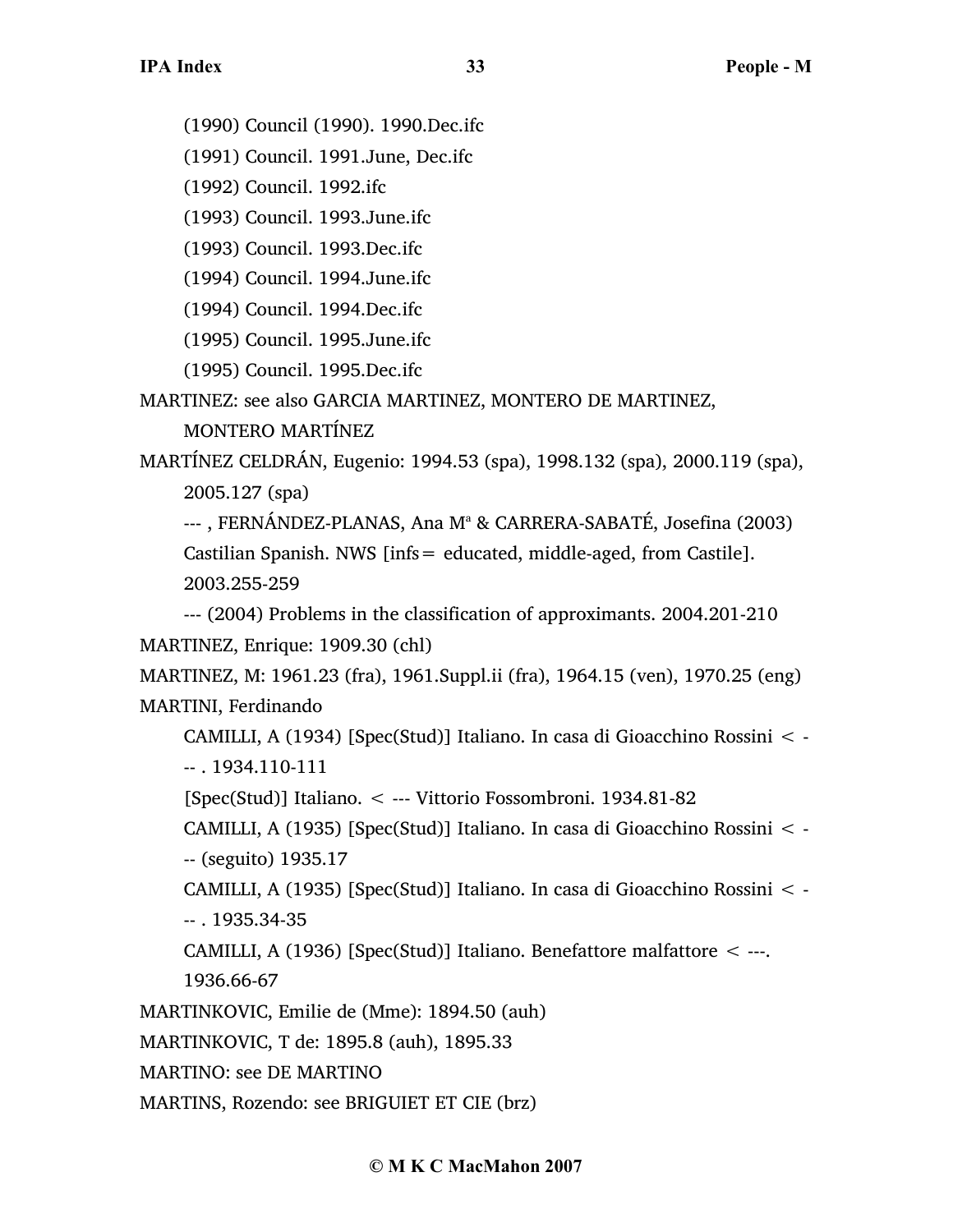(1990) Council (1990). 1990.Dec.ifc

(1991) Council. 1991.June, Dec.ifc

(1992) Council. 1992.ifc

(1993) Council. 1993.June.ifc

(1993) Council. 1993.Dec.ifc

(1994) Council. 1994.June.ifc

(1994) Council. 1994.Dec.ifc

(1995) Council. 1995.June.ifc

(1995) Council. 1995.Dec.ifc

MARTINEZ: see also GARCIA MARTINEZ, MONTERO DE MARTINEZ, MONTERO MARTÍNEZ

MARTÍNEZ CELDRÁN, Eugenio: 1994.53 (spa), 1998.132 (spa), 2000.119 (spa), 2005.127 (spa)

--- , FERNÁNDEZ-PLANAS, Ana Mª & CARRERA-SABATÉ, Josefina (2003) Castilian Spanish. NWS [infs= educated, middle-aged, from Castile]. 2003.255-259

--- (2004) Problems in the classification of approximants. 2004.201-210

MARTINEZ, Enrique: 1909.30 (chl)

MARTINEZ, M: 1961.23 (fra), 1961.Suppl.ii (fra), 1964.15 (ven), 1970.25 (eng)

MARTINI, Ferdinando

CAMILLI, A (1934) [Spec(Stud)] Italiano. In casa di Gioacchino Rossini < --- . 1934.110-111

[Spec(Stud)] Italiano. < --- Vittorio Fossombroni. 1934.81-82

CAMILLI, A (1935) [Spec(Stud)] Italiano. In casa di Gioacchino Rossini < --- (seguito) 1935.17

CAMILLI, A (1935) [Spec(Stud)] Italiano. In casa di Gioacchino Rossini < --- . 1935.34-35

CAMILLI, A (1936) [Spec(Stud)] Italiano. Benefattore malfattore < ---. 1936.66-67

MARTINKOVIC, Emilie de (Mme): 1894.50 (auh)

MARTINKOVIC, T de: 1895.8 (auh), 1895.33

MARTINO: see DE MARTINO

MARTINS, Rozendo: see BRIGUIET ET CIE (brz)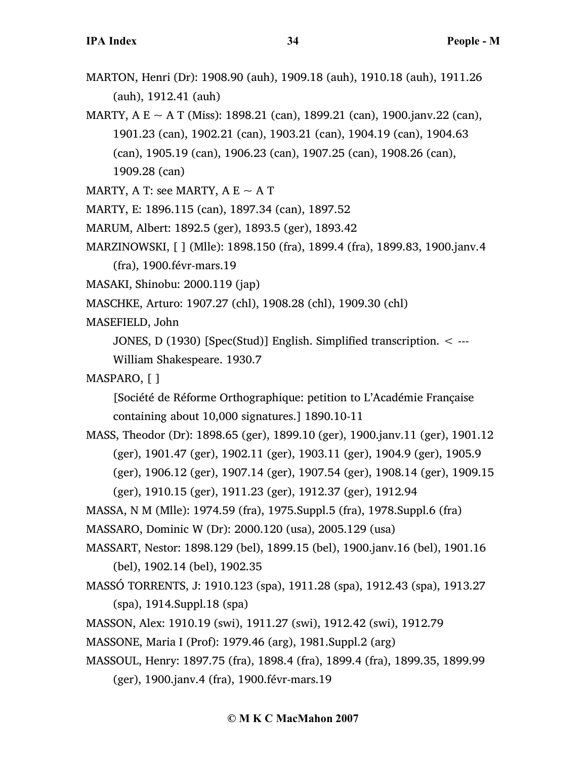MARTON, Henri (Dr): 1908.90 (auh), 1909.18 (auh), 1910.18 (auh), 1911.26 (auh), 1912.41 (auh)

MARTY, A E ~ A T (Miss): 1898.21 (can), 1899.21 (can), 1900.janv.22 (can), 1901.23 (can), 1902.21 (can), 1903.21 (can), 1904.19 (can), 1904.63 (can), 1905.19 (can), 1906.23 (can), 1907.25 (can), 1908.26 (can), 1909.28 (can)

MARTY, A T: see MARTY, A E ~ A T

MARTY, E: 1896.115 (can), 1897.34 (can), 1897.52

MARUM, Albert: 1892.5 (ger), 1893.5 (ger), 1893.42

MARZINOWSKI, [ ] (Mlle): 1898.150 (fra), 1899.4 (fra), 1899.83, 1900.janv.4 (fra), 1900.févr-mars.19

MASAKI, Shinobu: 2000.119 (jap)

MASCHKE, Arturo: 1907.27 (chl), 1908.28 (chl), 1909.30 (chl)

MASEFIELD, John

JONES, D (1930) [Spec(Stud)] English. Simplified transcription. < --- William Shakespeare. 1930.7

MASPARO, [ ]

[Société de Réforme Orthographique: petition to L'Académie Française containing about 10,000 signatures.] 1890.10-11

MASS, Theodor (Dr): 1898.65 (ger), 1899.10 (ger), 1900.janv.11 (ger), 1901.12 (ger), 1901.47 (ger), 1902.11 (ger), 1903.11 (ger), 1904.9 (ger), 1905.9 (ger), 1906.12 (ger), 1907.14 (ger), 1907.54 (ger), 1908.14 (ger), 1909.15 (ger), 1910.15 (ger), 1911.23 (ger), 1912.37 (ger), 1912.94

MASSA, N M (Mlle): 1974.59 (fra), 1975.Suppl.5 (fra), 1978.Suppl.6 (fra)

MASSARO, Dominic W (Dr): 2000.120 (usa), 2005.129 (usa)

MASSART, Nestor: 1898.129 (bel), 1899.15 (bel), 1900.janv.16 (bel), 1901.16 (bel), 1902.14 (bel), 1902.35

MASSÓ TORRENTS, J: 1910.123 (spa), 1911.28 (spa), 1912.43 (spa), 1913.27 (spa), 1914.Suppl.18 (spa)

MASSON, Alex: 1910.19 (swi), 1911.27 (swi), 1912.42 (swi), 1912.79

MASSONE, Maria I (Prof): 1979.46 (arg), 1981.Suppl.2 (arg)

MASSOUL, Henry: 1897.75 (fra), 1898.4 (fra), 1899.4 (fra), 1899.35, 1899.99 (ger), 1900.janv.4 (fra), 1900.févr-mars.19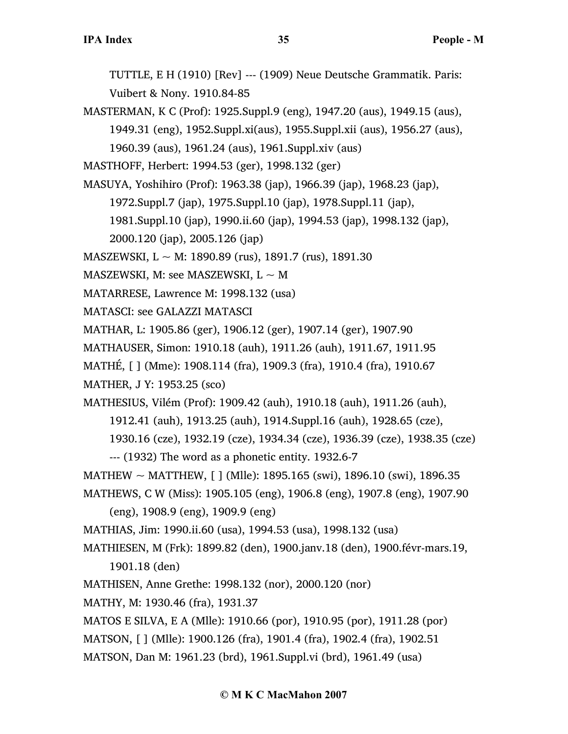TUTTLE, E H (1910) [Rev] --- (1909) Neue Deutsche Grammatik. Paris: Vuibert & Nony. 1910.84-85

MASTERMAN, K C (Prof): 1925.Suppl.9 (eng), 1947.20 (aus), 1949.15 (aus), 1949.31 (eng), 1952.Suppl.xi(aus), 1955.Suppl.xii (aus), 1956.27 (aus), 1960.39 (aus), 1961.24 (aus), 1961.Suppl.xiv (aus)

MASTHOFF, Herbert: 1994.53 (ger), 1998.132 (ger)

MASUYA, Yoshihiro (Prof): 1963.38 (jap), 1966.39 (jap), 1968.23 (jap), 1972.Suppl.7 (jap), 1975.Suppl.10 (jap), 1978.Suppl.11 (jap), 1981.Suppl.10 (jap), 1990.ii.60 (jap), 1994.53 (jap), 1998.132 (jap), 2000.120 (jap), 2005.126 (jap)

MASZEWSKI, L ~ M: 1890.89 (rus), 1891.7 (rus), 1891.30

MASZEWSKI, M: see MASZEWSKI, L ~ M

MATARRESE, Lawrence M: 1998.132 (usa)

MATASCI: see GALAZZI MATASCI

MATHAR, L: 1905.86 (ger), 1906.12 (ger), 1907.14 (ger), 1907.90

MATHAUSER, Simon: 1910.18 (auh), 1911.26 (auh), 1911.67, 1911.95

MATHÉ, [ ] (Mme): 1908.114 (fra), 1909.3 (fra), 1910.4 (fra), 1910.67

MATHER, J Y: 1953.25 (sco)

MATHESIUS, Vilém (Prof): 1909.42 (auh), 1910.18 (auh), 1911.26 (auh), 1912.41 (auh), 1913.25 (auh), 1914.Suppl.16 (auh), 1928.65 (cze), 1930.16 (cze), 1932.19 (cze), 1934.34 (cze), 1936.39 (cze), 1938.35 (cze) --- (1932) The word as a phonetic entity. 1932.6-7

MATHEW ~ MATTHEW, [ ] (Mlle): 1895.165 (swi), 1896.10 (swi), 1896.35

MATHEWS, C W (Miss): 1905.105 (eng), 1906.8 (eng), 1907.8 (eng), 1907.90 (eng), 1908.9 (eng), 1909.9 (eng)

MATHIAS, Jim: 1990.ii.60 (usa), 1994.53 (usa), 1998.132 (usa)

MATHIESEN, M (Frk): 1899.82 (den), 1900.janv.18 (den), 1900.févr-mars.19, 1901.18 (den)

MATHISEN, Anne Grethe: 1998.132 (nor), 2000.120 (nor)

MATHY, M: 1930.46 (fra), 1931.37

MATOS E SILVA, E A (Mlle): 1910.66 (por), 1910.95 (por), 1911.28 (por)

MATSON, [ ] (Mlle): 1900.126 (fra), 1901.4 (fra), 1902.4 (fra), 1902.51

MATSON, Dan M: 1961.23 (brd), 1961.Suppl.vi (brd), 1961.49 (usa)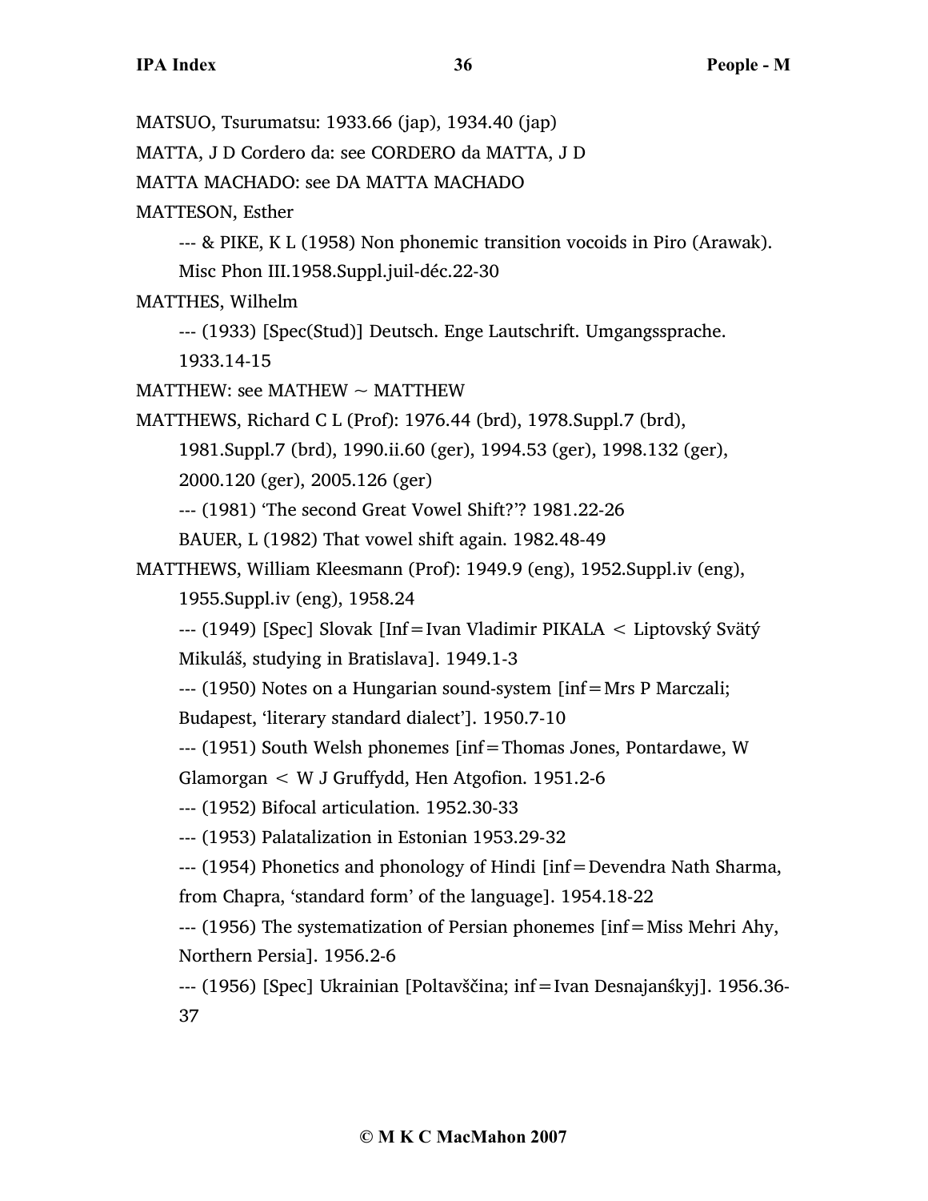MATSUO, Tsurumatsu: 1933.66 (jap), 1934.40 (jap)

MATTA, J D Cordero da: see CORDERO da MATTA, J D

MATTA MACHADO: see DA MATTA MACHADO

MATTESON, Esther

--- & PIKE, K L (1958) Non phonemic transition vocoids in Piro (Arawak). Misc Phon III.1958.Suppl.juil-déc.22-30

MATTHES, Wilhelm

--- (1933) [Spec(Stud)] Deutsch. Enge Lautschrift. Umgangssprache. 1933.14-15

MATTHEW: see MATHEW ~ MATTHEW

MATTHEWS, Richard C L (Prof): 1976.44 (brd), 1978.Suppl.7 (brd), 1981.Suppl.7 (brd), 1990.ii.60 (ger), 1994.53 (ger), 1998.132 (ger), 2000.120 (ger), 2005.126 (ger)

--- (1981) 'The second Great Vowel Shift?'? 1981.22-26

BAUER, L (1982) That vowel shift again. 1982.48-49

MATTHEWS, William Kleesmann (Prof): 1949.9 (eng), 1952.Suppl.iv (eng), 1955.Suppl.iv (eng), 1958.24

--- (1949) [Spec] Slovak [Inf=Ivan Vladimir PIKALA < Liptovský Svätý Mikuláš, studying in Bratislava]. 1949.1-3

--- (1950) Notes on a Hungarian sound-system [inf=Mrs P Marczali; Budapest, 'literary standard dialect']. 1950.7-10

--- (1951) South Welsh phonemes [inf=Thomas Jones, Pontardawe, W Glamorgan < W J Gruffydd, Hen Atgofion. 1951.2-6

--- (1952) Bifocal articulation. 1952.30-33

--- (1953) Palatalization in Estonian 1953.29-32

--- (1954) Phonetics and phonology of Hindi [inf=Devendra Nath Sharma, from Chapra, 'standard form' of the language]. 1954.18-22

--- (1956) The systematization of Persian phonemes [inf=Miss Mehri Ahy, Northern Persia]. 1956.2-6

--- (1956) [Spec] Ukrainian [Poltavščina; inf=Ivan Desnajanśkyj]. 1956.36-37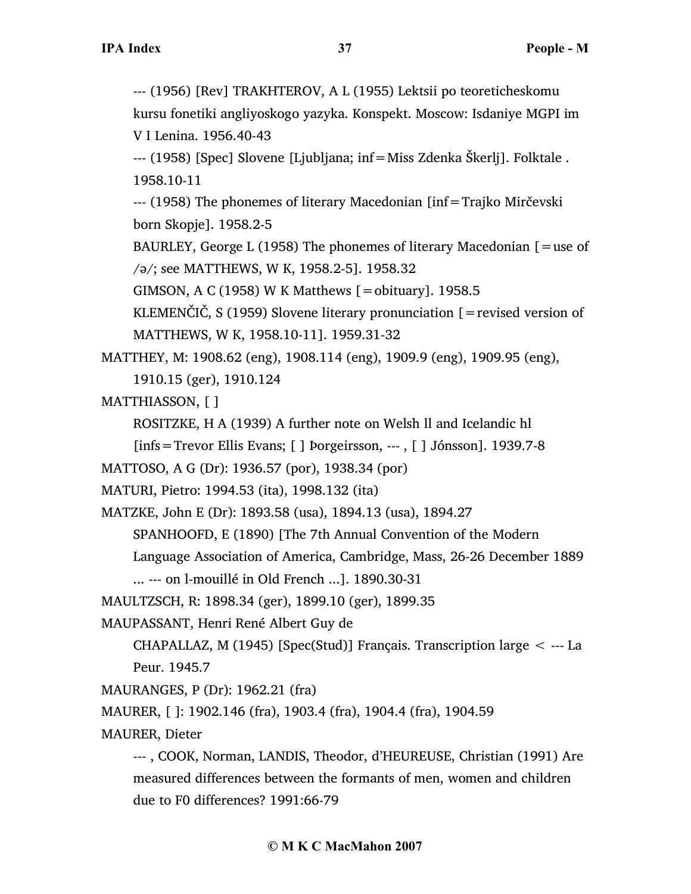--- (1956) [Rev] TRAKHTEROV, A L (1955) Lektsii po teoreticheskomu kursu fonetiki angliyoskogo yazyka. Konspekt. Moscow: Isdaniye MGPI im V I Lenina. 1956.40-43

--- (1958) [Spec] Slovene [Ljubljana; inf=Miss Zdenka Škerlj]. Folktale . 1958.10-11

--- (1958) The phonemes of literary Macedonian [inf=Trajko Mirčevski born Skopje]. 1958.2-5

BAURLEY, George L (1958) The phonemes of literary Macedonian [=use of /ə/; see MATTHEWS, W K, 1958.2-5]. 1958.32

GIMSON, A C (1958) W K Matthews [=obituary]. 1958.5

KLEMENČIČ, S (1959) Slovene literary pronunciation [=revised version of MATTHEWS, W K, 1958.10-11]. 1959.31-32

MATTHEY, M: 1908.62 (eng), 1908.114 (eng), 1909.9 (eng), 1909.95 (eng), 1910.15 (ger), 1910.124

MATTHIASSON, [ ]

ROSITZKE, H A (1939) A further note on Welsh ll and Icelandic hl [infs=Trevor Ellis Evans; [ ] Þorgeirsson, --- , [ ] Jónsson]. 1939.7-8

MATTOSO, A G (Dr): 1936.57 (por), 1938.34 (por)

MATURI, Pietro: 1994.53 (ita), 1998.132 (ita)

MATZKE, John E (Dr): 1893.58 (usa), 1894.13 (usa), 1894.27

SPANHOOFD, E (1890) [The 7th Annual Convention of the Modern Language Association of America, Cambridge, Mass, 26-26 December 1889 ... --- on l-mouillé in Old French ...]. 1890.30-31

MAULTZSCH, R: 1898.34 (ger), 1899.10 (ger), 1899.35

MAUPASSANT, Henri René Albert Guy de

CHAPALLAZ, M (1945) [Spec(Stud)] Français. Transcription large < --- La Peur. 1945.7

MAURANGES, P (Dr): 1962.21 (fra)

MAURER, [ ]: 1902.146 (fra), 1903.4 (fra), 1904.4 (fra), 1904.59

MAURER, Dieter

--- , COOK, Norman, LANDIS, Theodor, d'HEUREUSE, Christian (1991) Are measured differences between the formants of men, women and children due to F0 differences? 1991:66-79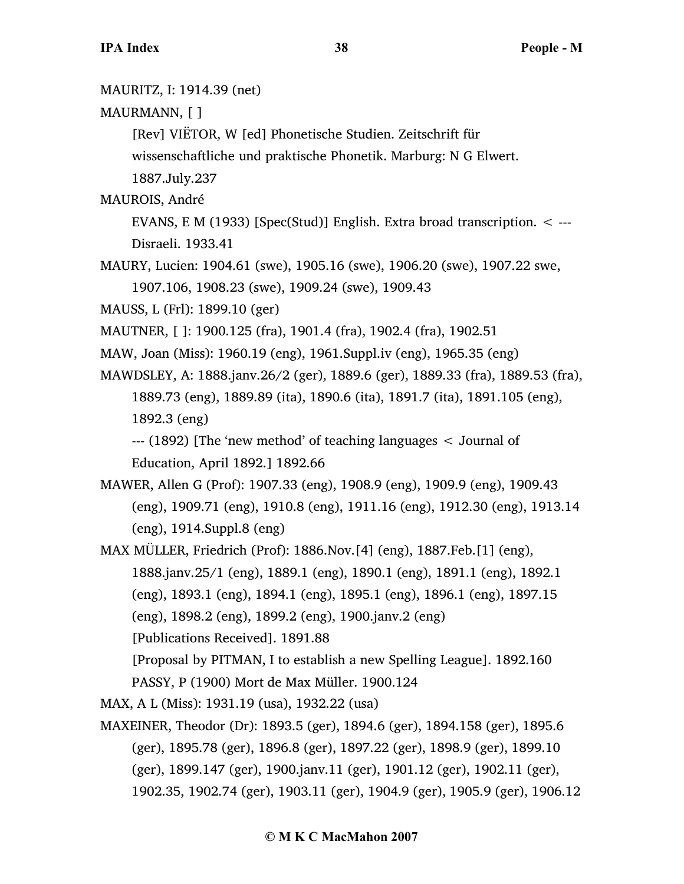MAURITZ, I: 1914.39 (net)

MAURMANN, [ ]

[Rev] VIËTOR, W [ed] Phonetische Studien. Zeitschrift für wissenschaftliche und praktische Phonetik. Marburg: N G Elwert. 1887.July.237

MAUROIS, André

EVANS, E M (1933) [Spec(Stud)] English. Extra broad transcription. < --- Disraeli. 1933.41

MAURY, Lucien: 1904.61 (swe), 1905.16 (swe), 1906.20 (swe), 1907.22 swe, 1907.106, 1908.23 (swe), 1909.24 (swe), 1909.43

MAUSS, L (Frl): 1899.10 (ger)

MAUTNER, [ ]: 1900.125 (fra), 1901.4 (fra), 1902.4 (fra), 1902.51

MAW, Joan (Miss): 1960.19 (eng), 1961.Suppl.iv (eng), 1965.35 (eng)

MAWDSLEY, A: 1888.janv.26/2 (ger), 1889.6 (ger), 1889.33 (fra), 1889.53 (fra), 1889.73 (eng), 1889.89 (ita), 1890.6 (ita), 1891.7 (ita), 1891.105 (eng), 1892.3 (eng)

--- (1892) [The 'new method' of teaching languages < Journal of Education, April 1892.] 1892.66

MAWER, Allen G (Prof): 1907.33 (eng), 1908.9 (eng), 1909.9 (eng), 1909.43 (eng), 1909.71 (eng), 1910.8 (eng), 1911.16 (eng), 1912.30 (eng), 1913.14 (eng), 1914.Suppl.8 (eng)

MAX MÜLLER, Friedrich (Prof): 1886.Nov.[4] (eng), 1887.Feb.[1] (eng), 1888.janv.25/1 (eng), 1889.1 (eng), 1890.1 (eng), 1891.1 (eng), 1892.1 (eng), 1893.1 (eng), 1894.1 (eng), 1895.1 (eng), 1896.1 (eng), 1897.15 (eng), 1898.2 (eng), 1899.2 (eng), 1900.janv.2 (eng)

[Publications Received]. 1891.88

[Proposal by PITMAN, I to establish a new Spelling League]. 1892.160

PASSY, P (1900) Mort de Max Müller. 1900.124

MAX, A L (Miss): 1931.19 (usa), 1932.22 (usa)

MAXEINER, Theodor (Dr): 1893.5 (ger), 1894.6 (ger), 1894.158 (ger), 1895.6 (ger), 1895.78 (ger), 1896.8 (ger), 1897.22 (ger), 1898.9 (ger), 1899.10 (ger), 1899.147 (ger), 1900.janv.11 (ger), 1901.12 (ger), 1902.11 (ger), 1902.35, 1902.74 (ger), 1903.11 (ger), 1904.9 (ger), 1905.9 (ger), 1906.12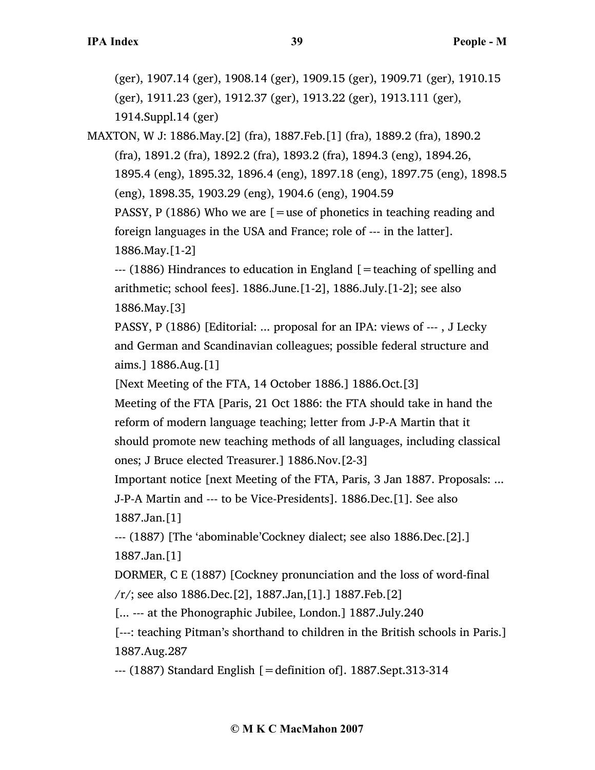(ger), 1907.14 (ger), 1908.14 (ger), 1909.15 (ger), 1909.71 (ger), 1910.15 (ger), 1911.23 (ger), 1912.37 (ger), 1913.22 (ger), 1913.111 (ger), 1914.Suppl.14 (ger)

MAXTON, W J: 1886.May.[2] (fra), 1887.Feb.[1] (fra), 1889.2 (fra), 1890.2 (fra), 1891.2 (fra), 1892.2 (fra), 1893.2 (fra), 1894.3 (eng), 1894.26, 1895.4 (eng), 1895.32, 1896.4 (eng), 1897.18 (eng), 1897.75 (eng), 1898.5 (eng), 1898.35, 1903.29 (eng), 1904.6 (eng), 1904.59

PASSY, P (1886) Who we are [=use of phonetics in teaching reading and foreign languages in the USA and France; role of --- in the latter]. 1886.May.[1-2]

--- (1886) Hindrances to education in England [=teaching of spelling and arithmetic; school fees]. 1886.June.[1-2], 1886.July.[1-2]; see also 1886.May.[3]

PASSY, P (1886) [Editorial: ... proposal for an IPA: views of --- , J Lecky and German and Scandinavian colleagues; possible federal structure and aims.] 1886.Aug.[1]

[Next Meeting of the FTA, 14 October 1886.] 1886.Oct.[3]

Meeting of the FTA [Paris, 21 Oct 1886: the FTA should take in hand the reform of modern language teaching; letter from J-P-A Martin that it should promote new teaching methods of all languages, including classical ones; J Bruce elected Treasurer.] 1886.Nov.[2-3]

Important notice [next Meeting of the FTA, Paris, 3 Jan 1887. Proposals: ... J-P-A Martin and --- to be Vice-Presidents]. 1886.Dec.[1]. See also 1887.Jan.[1]

--- (1887) [The 'abominable'Cockney dialect; see also 1886.Dec.[2].] 1887.Jan.[1]

DORMER, C E (1887) [Cockney pronunciation and the loss of word-final /r/; see also 1886.Dec.[2], 1887.Jan,[1].] 1887.Feb.[2]

[... --- at the Phonographic Jubilee, London.] 1887.July.240

[---: teaching Pitman's shorthand to children in the British schools in Paris.] 1887.Aug.287

--- (1887) Standard English [=definition of]. 1887.Sept.313-314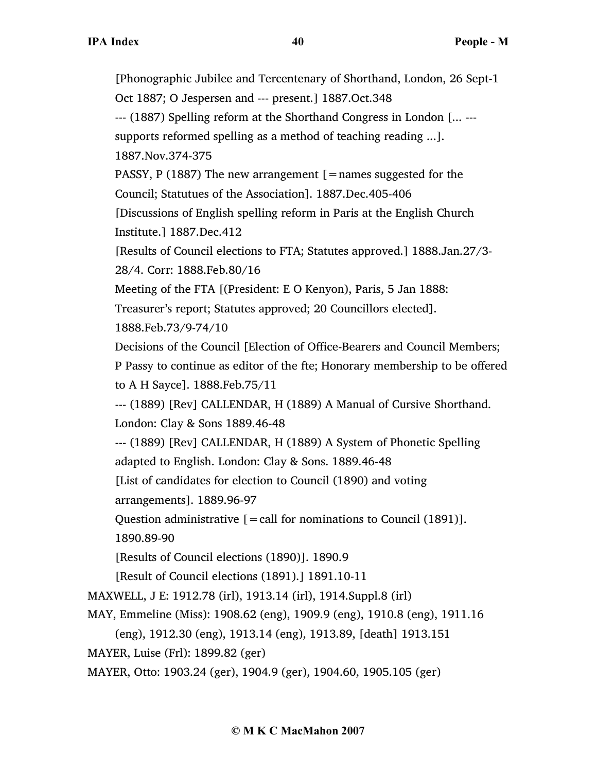[Phonographic Jubilee and Tercentenary of Shorthand, London, 26 Sept-1 Oct 1887; O Jespersen and --- present.] 1887.Oct.348

--- (1887) Spelling reform at the Shorthand Congress in London [... --- supports reformed spelling as a method of teaching reading ...]. 1887.Nov.374-375

PASSY, P (1887) The new arrangement [=names suggested for the Council; Statutues of the Association]. 1887.Dec.405-406

[Discussions of English spelling reform in Paris at the English Church Institute.] 1887.Dec.412

[Results of Council elections to FTA; Statutes approved.] 1888.Jan.27/3-28/4. Corr: 1888.Feb.80/16

Meeting of the FTA [(President: E O Kenyon), Paris, 5 Jan 1888: Treasurer's report; Statutes approved; 20 Councillors elected]. 1888.Feb.73/9-74/10

Decisions of the Council [Election of Office-Bearers and Council Members; P Passy to continue as editor of the fte; Honorary membership to be offered to A H Sayce]. 1888.Feb.75/11

--- (1889) [Rev] CALLENDAR, H (1889) A Manual of Cursive Shorthand. London: Clay & Sons 1889.46-48

--- (1889) [Rev] CALLENDAR, H (1889) A System of Phonetic Spelling adapted to English. London: Clay & Sons. 1889.46-48

[List of candidates for election to Council (1890) and voting arrangements]. 1889.96-97

Question administrative [=call for nominations to Council (1891)]. 1890.89-90

[Results of Council elections (1890)]. 1890.9

[Result of Council elections (1891).] 1891.10-11

MAXWELL, J E: 1912.78 (irl), 1913.14 (irl), 1914.Suppl.8 (irl)

MAY, Emmeline (Miss): 1908.62 (eng), 1909.9 (eng), 1910.8 (eng), 1911.16 (eng), 1912.30 (eng), 1913.14 (eng), 1913.89, [death] 1913.151

MAYER, Luise (Frl): 1899.82 (ger)

MAYER, Otto: 1903.24 (ger), 1904.9 (ger), 1904.60, 1905.105 (ger)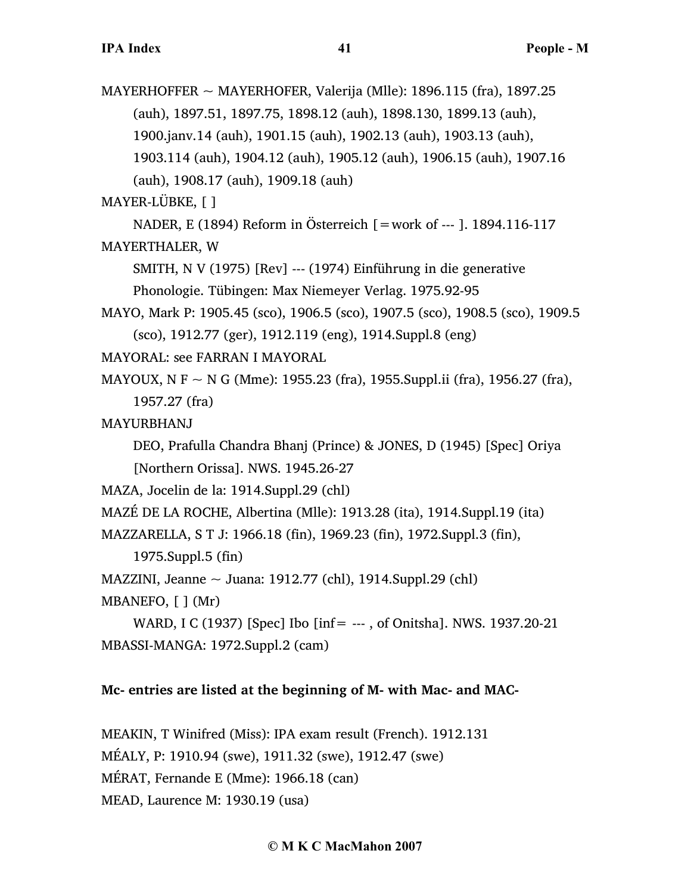MAYERHOFFER ~ MAYERHOFER, Valerija (Mlle): 1896.115 (fra), 1897.25 (auh), 1897.51, 1897.75, 1898.12 (auh), 1898.130, 1899.13 (auh), 1900.janv.14 (auh), 1901.15 (auh), 1902.13 (auh), 1903.13 (auh), 1903.114 (auh), 1904.12 (auh), 1905.12 (auh), 1906.15 (auh), 1907.16 (auh), 1908.17 (auh), 1909.18 (auh)

MAYER-LÜBKE, [ ]

NADER, E (1894) Reform in Österreich [=work of --- ]. 1894.116-117

MAYERTHALER, W

SMITH, N V (1975) [Rev] --- (1974) Einführung in die generative Phonologie. Tübingen: Max Niemeyer Verlag. 1975.92-95

MAYO, Mark P: 1905.45 (sco), 1906.5 (sco), 1907.5 (sco), 1908.5 (sco), 1909.5 (sco), 1912.77 (ger), 1912.119 (eng), 1914.Suppl.8 (eng)

MAYORAL: see FARRAN I MAYORAL

MAYOUX, N F ~ N G (Mme): 1955.23 (fra), 1955.Suppl.ii (fra), 1956.27 (fra), 1957.27 (fra)

MAYURBHANJ

DEO, Prafulla Chandra Bhanj (Prince) & JONES, D (1945) [Spec] Oriya [Northern Orissa]. NWS. 1945.26-27

MAZA, Jocelin de la: 1914.Suppl.29 (chl)

MAZÉ DE LA ROCHE, Albertina (Mlle): 1913.28 (ita), 1914.Suppl.19 (ita)

MAZZARELLA, S T J: 1966.18 (fin), 1969.23 (fin), 1972.Suppl.3 (fin), 1975.Suppl.5 (fin)

MAZZINI, Jeanne ~ Juana: 1912.77 (chl), 1914.Suppl.29 (chl)

MBANEFO, [ ] (Mr)

WARD, I C (1937) [Spec] Ibo [inf= --- , of Onitsha]. NWS. 1937.20-21

MBASSI-MANGA: 1972.Suppl.2 (cam)

**Mc- entries are listed at the beginning of M- with Mac- and MAC-**

MEAKIN, T Winifred (Miss): IPA exam result (French). 1912.131

MÉALY, P: 1910.94 (swe), 1911.32 (swe), 1912.47 (swe)

MÉRAT, Fernande E (Mme): 1966.18 (can)

MEAD, Laurence M: 1930.19 (usa)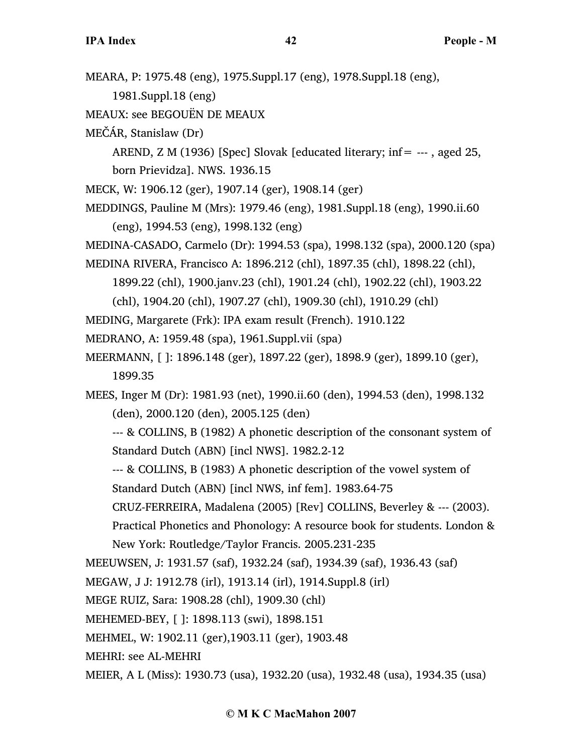MEARA, P: 1975.48 (eng), 1975.Suppl.17 (eng), 1978.Suppl.18 (eng), 1981.Suppl.18 (eng)

MEAUX: see BEGOUËN DE MEAUX

MEČÁR, Stanislaw (Dr)

AREND, Z M (1936) [Spec] Slovak [educated literary; inf= --- , aged 25, born Prievidza]. NWS. 1936.15

MECK, W: 1906.12 (ger), 1907.14 (ger), 1908.14 (ger)

MEDDINGS, Pauline M (Mrs): 1979.46 (eng), 1981.Suppl.18 (eng), 1990.ii.60 (eng), 1994.53 (eng), 1998.132 (eng)

MEDINA-CASADO, Carmelo (Dr): 1994.53 (spa), 1998.132 (spa), 2000.120 (spa)

MEDINA RIVERA, Francisco A: 1896.212 (chl), 1897.35 (chl), 1898.22 (chl), 1899.22 (chl), 1900.janv.23 (chl), 1901.24 (chl), 1902.22 (chl), 1903.22 (chl), 1904.20 (chl), 1907.27 (chl), 1909.30 (chl), 1910.29 (chl)

MEDING, Margarete (Frk): IPA exam result (French). 1910.122

MEDRANO, A: 1959.48 (spa), 1961.Suppl.vii (spa)

MEERMANN, [ ]: 1896.148 (ger), 1897.22 (ger), 1898.9 (ger), 1899.10 (ger), 1899.35

MEES, Inger M (Dr): 1981.93 (net), 1990.ii.60 (den), 1994.53 (den), 1998.132 (den), 2000.120 (den), 2005.125 (den)

--- & COLLINS, B (1982) A phonetic description of the consonant system of Standard Dutch (ABN) [incl NWS]. 1982.2-12

--- & COLLINS, B (1983) A phonetic description of the vowel system of Standard Dutch (ABN) [incl NWS, inf fem]. 1983.64-75

CRUZ-FERREIRA, Madalena (2005) [Rev] COLLINS, Beverley & --- (2003). Practical Phonetics and Phonology: A resource book for students. London & New York: Routledge/Taylor Francis. 2005.231-235

MEEUWSEN, J: 1931.57 (saf), 1932.24 (saf), 1934.39 (saf), 1936.43 (saf)

MEGAW, J J: 1912.78 (irl), 1913.14 (irl), 1914.Suppl.8 (irl)

MEGE RUIZ, Sara: 1908.28 (chl), 1909.30 (chl)

MEHEMED-BEY, [ ]: 1898.113 (swi), 1898.151

MEHMEL, W: 1902.11 (ger),1903.11 (ger), 1903.48

MEHRI: see AL-MEHRI

MEIER, A L (Miss): 1930.73 (usa), 1932.20 (usa), 1932.48 (usa), 1934.35 (usa)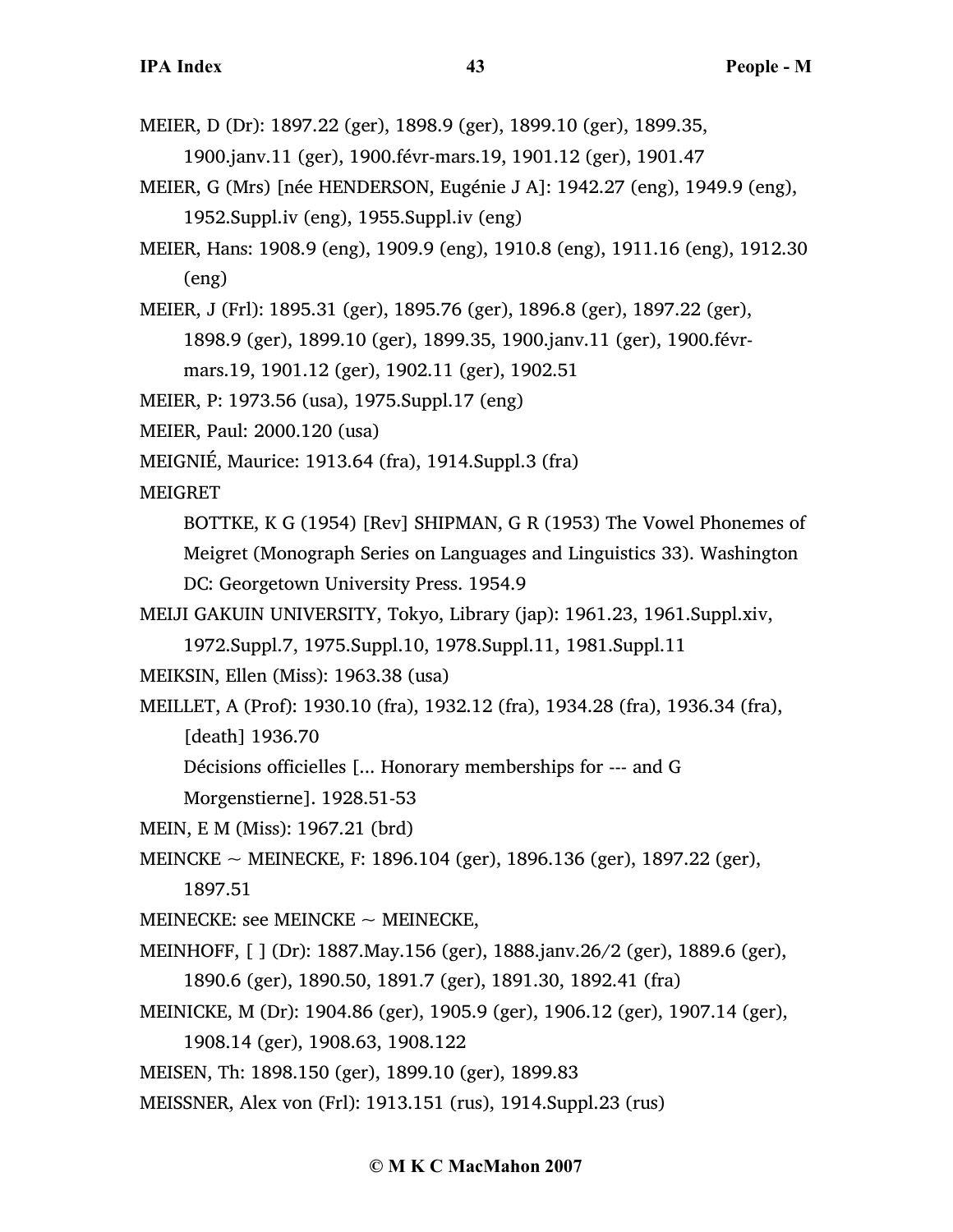MEIER, D (Dr): 1897.22 (ger), 1898.9 (ger), 1899.10 (ger), 1899.35, 1900.janv.11 (ger), 1900.févr-mars.19, 1901.12 (ger), 1901.47

MEIER, G (Mrs) [née HENDERSON, Eugénie J A]: 1942.27 (eng), 1949.9 (eng), 1952.Suppl.iv (eng), 1955.Suppl.iv (eng)

MEIER, Hans: 1908.9 (eng), 1909.9 (eng), 1910.8 (eng), 1911.16 (eng), 1912.30 (eng)

MEIER, J (Frl): 1895.31 (ger), 1895.76 (ger), 1896.8 (ger), 1897.22 (ger), 1898.9 (ger), 1899.10 (ger), 1899.35, 1900.janv.11 (ger), 1900.févr-mars.19, 1901.12 (ger), 1902.11 (ger), 1902.51

MEIER, P: 1973.56 (usa), 1975.Suppl.17 (eng)

MEIER, Paul: 2000.120 (usa)

MEIGNIÉ, Maurice: 1913.64 (fra), 1914.Suppl.3 (fra)

MEIGRET

BOTTKE, K G (1954) [Rev] SHIPMAN, G R (1953) The Vowel Phonemes of Meigret (Monograph Series on Languages and Linguistics 33). Washington DC: Georgetown University Press. 1954.9

MEIJI GAKUIN UNIVERSITY, Tokyo, Library (jap): 1961.23, 1961.Suppl.xiv, 1972.Suppl.7, 1975.Suppl.10, 1978.Suppl.11, 1981.Suppl.11

MEIKSIN, Ellen (Miss): 1963.38 (usa)

MEILLET, A (Prof): 1930.10 (fra), 1932.12 (fra), 1934.28 (fra), 1936.34 (fra), [death] 1936.70

Décisions officielles [... Honorary memberships for --- and G Morgenstierne]. 1928.51-53

MEIN, E M (Miss): 1967.21 (brd)

MEINCKE ~ MEINECKE, F: 1896.104 (ger), 1896.136 (ger), 1897.22 (ger), 1897.51

MEINECKE: see MEINCKE ~ MEINECKE,

MEINHOFF, [ ] (Dr): 1887.May.156 (ger), 1888.janv.26/2 (ger), 1889.6 (ger), 1890.6 (ger), 1890.50, 1891.7 (ger), 1891.30, 1892.41 (fra)

MEINICKE, M (Dr): 1904.86 (ger), 1905.9 (ger), 1906.12 (ger), 1907.14 (ger), 1908.14 (ger), 1908.63, 1908.122

MEISEN, Th: 1898.150 (ger), 1899.10 (ger), 1899.83

MEISSNER, Alex von (Frl): 1913.151 (rus), 1914.Suppl.23 (rus)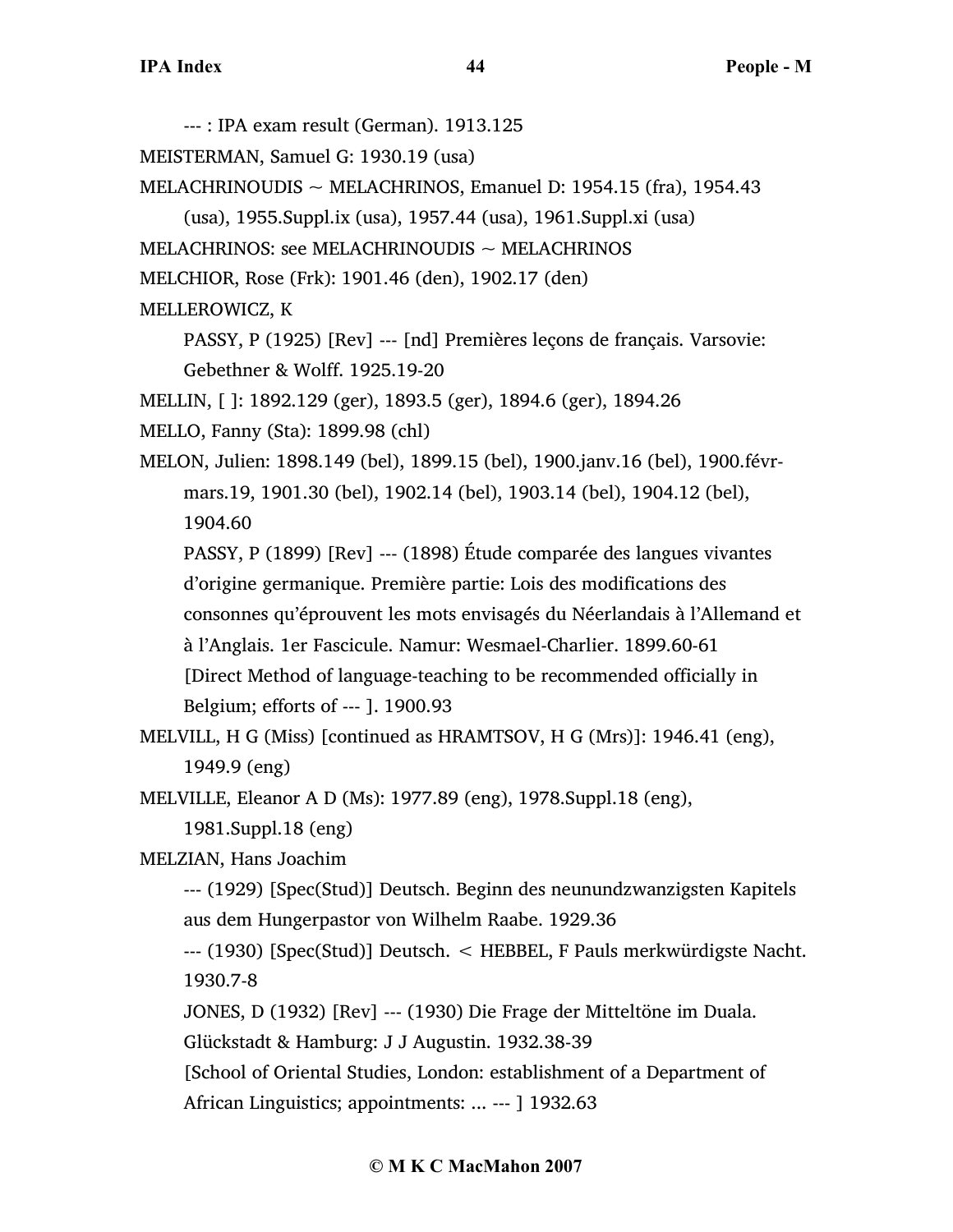--- : IPA exam result (German). 1913.125

MEISTERMAN, Samuel G: 1930.19 (usa)

MELACHRINOUDIS ~ MELACHRINOS, Emanuel D: 1954.15 (fra), 1954.43 (usa), 1955.Suppl.ix (usa), 1957.44 (usa), 1961.Suppl.xi (usa)

MELACHRINOS: see MELACHRINOUDIS ~ MELACHRINOS

MELCHIOR, Rose (Frk): 1901.46 (den), 1902.17 (den)

MELLEROWICZ, K

PASSY, P (1925) [Rev] --- [nd] Premières leçons de français. Varsovie: Gebethner & Wolff. 1925.19-20

MELLIN, [ ]: 1892.129 (ger), 1893.5 (ger), 1894.6 (ger), 1894.26

MELLO, Fanny (Sta): 1899.98 (chl)

MELON, Julien: 1898.149 (bel), 1899.15 (bel), 1900.janv.16 (bel), 1900.févr-mars.19, 1901.30 (bel), 1902.14 (bel), 1903.14 (bel), 1904.12 (bel), 1904.60

PASSY, P (1899) [Rev] --- (1898) Étude comparée des langues vivantes d'origine germanique. Première partie: Lois des modifications des consonnes qu'éprouvent les mots envisagés du Néerlandais à l'Allemand et à l'Anglais. 1er Fascicule. Namur: Wesmael-Charlier. 1899.60-61

[Direct Method of language-teaching to be recommended officially in Belgium; efforts of --- ]. 1900.93

MELVILL, H G (Miss) [continued as HRAMTSOV, H G (Mrs)]: 1946.41 (eng), 1949.9 (eng)

MELVILLE, Eleanor A D (Ms): 1977.89 (eng), 1978.Suppl.18 (eng), 1981.Suppl.18 (eng)

MELZIAN, Hans Joachim

--- (1929) [Spec(Stud)] Deutsch. Beginn des neunundzwanzigsten Kapitels aus dem Hungerpastor von Wilhelm Raabe. 1929.36

--- (1930) [Spec(Stud)] Deutsch. < HEBBEL, F Pauls merkwürdigste Nacht. 1930.7-8

JONES, D (1932) [Rev] --- (1930) Die Frage der Mitteltöne im Duala. Glückstadt & Hamburg: J J Augustin. 1932.38-39

[School of Oriental Studies, London: establishment of a Department of African Linguistics; appointments: ... --- ] 1932.63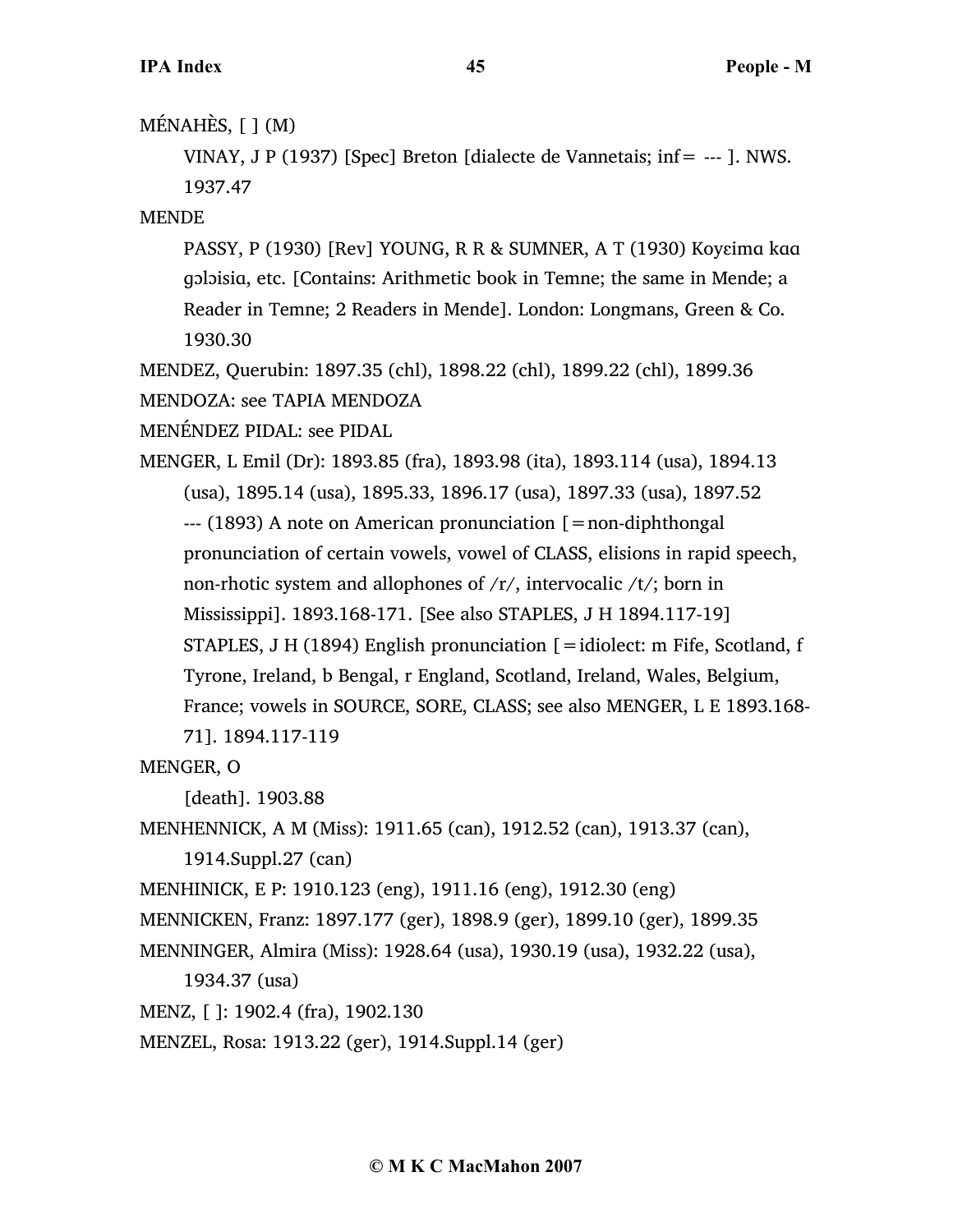MÉNAHÈS, [ ] (M)

VINAY, J P (1937) [Spec] Breton [dialecte de Vannetais; inf= --- ]. NWS. 1937.47

MENDE

PASSY, P (1930) [Rev] YOUNG, R R & SUMNER, A T (1930) Koyɛimɑ kɑɑ gɔlɔisiɑ, etc. [Contains: Arithmetic book in Temne; the same in Mende; a Reader in Temne; 2 Readers in Mende]. London: Longmans, Green & Co. 1930.30

MENDEZ, Querubin: 1897.35 (chl), 1898.22 (chl), 1899.22 (chl), 1899.36

MENDOZA: see TAPIA MENDOZA

MENÉNDEZ PIDAL: see PIDAL

MENGER, L Emil (Dr): 1893.85 (fra), 1893.98 (ita), 1893.114 (usa), 1894.13 (usa), 1895.14 (usa), 1895.33, 1896.17 (usa), 1897.33 (usa), 1897.52

--- (1893) A note on American pronunciation [=non-diphthongal pronunciation of certain vowels, vowel of CLASS, elisions in rapid speech, non-rhotic system and allophones of /r/, intervocalic /t/; born in Mississippi]. 1893.168-171. [See also STAPLES, J H 1894.117-19]

STAPLES, J H (1894) English pronunciation [=idiolect: m Fife, Scotland, f Tyrone, Ireland, b Bengal, r England, Scotland, Ireland, Wales, Belgium, France; vowels in SOURCE, SORE, CLASS; see also MENGER, L E 1893.168-71]. 1894.117-119

MENGER, O

[death]. 1903.88

MENHENNICK, A M (Miss): 1911.65 (can), 1912.52 (can), 1913.37 (can), 1914.Suppl.27 (can)

MENHINICK, E P: 1910.123 (eng), 1911.16 (eng), 1912.30 (eng)

MENNICKEN, Franz: 1897.177 (ger), 1898.9 (ger), 1899.10 (ger), 1899.35

MENNINGER, Almira (Miss): 1928.64 (usa), 1930.19 (usa), 1932.22 (usa), 1934.37 (usa)

MENZ, [ ]: 1902.4 (fra), 1902.130

MENZEL, Rosa: 1913.22 (ger), 1914.Suppl.14 (ger)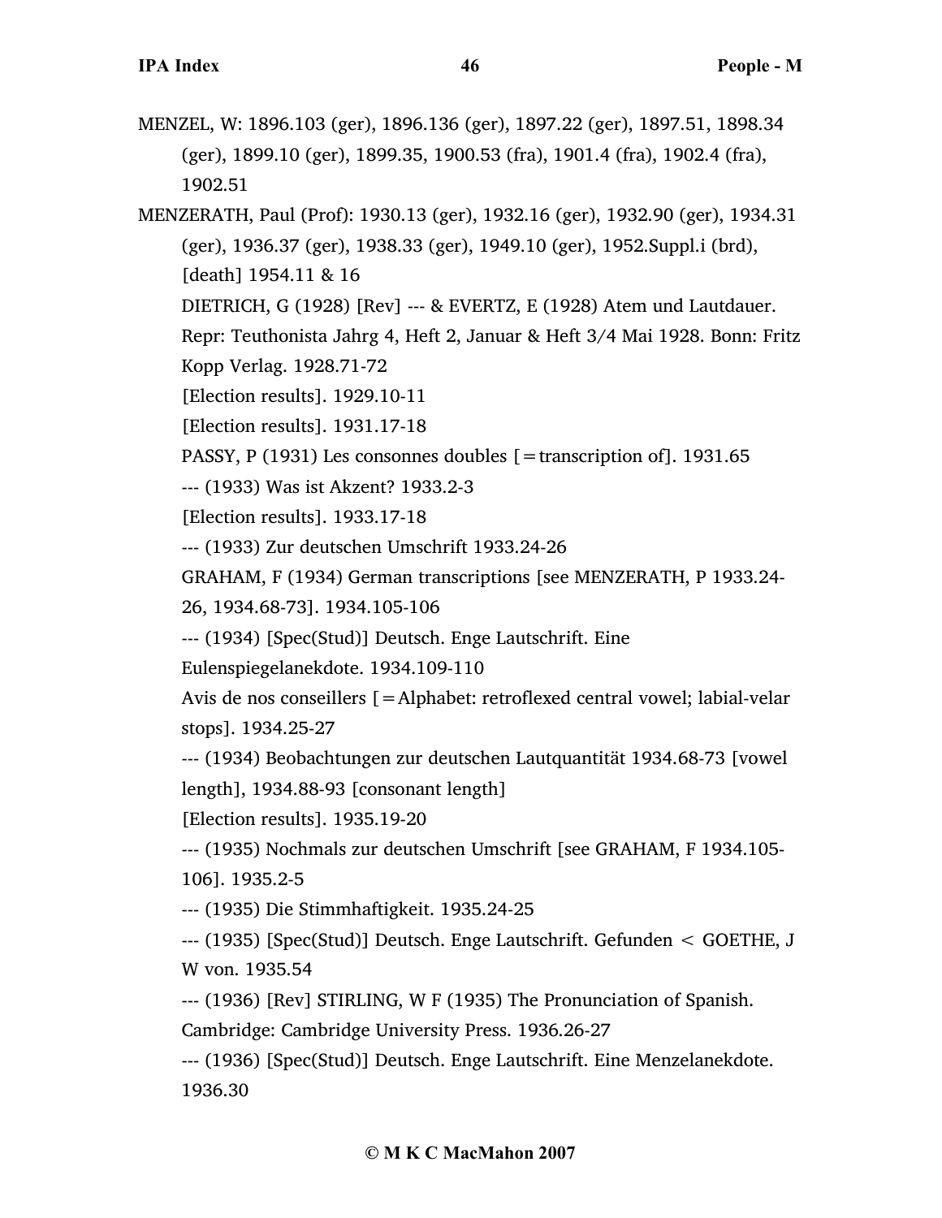MENZEL, W: 1896.103 (ger), 1896.136 (ger), 1897.22 (ger), 1897.51, 1898.34 (ger), 1899.10 (ger), 1899.35, 1900.53 (fra), 1901.4 (fra), 1902.4 (fra), 1902.51

MENZERATH, Paul (Prof): 1930.13 (ger), 1932.16 (ger), 1932.90 (ger), 1934.31 (ger), 1936.37 (ger), 1938.33 (ger), 1949.10 (ger), 1952.Suppl.i (brd), [death] 1954.11 & 16

DIETRICH, G (1928) [Rev] --- & EVERTZ, E (1928) Atem und Lautdauer. Repr: Teuthonista Jahrg 4, Heft 2, Januar & Heft 3/4 Mai 1928. Bonn: Fritz Kopp Verlag. 1928.71-72

[Election results]. 1929.10-11

[Election results]. 1931.17-18

PASSY, P (1931) Les consonnes doubles [=transcription of]. 1931.65

--- (1933) Was ist Akzent? 1933.2-3

[Election results]. 1933.17-18

--- (1933) Zur deutschen Umschrift 1933.24-26

GRAHAM, F (1934) German transcriptions [see MENZERATH, P 1933.24-26, 1934.68-73]. 1934.105-106

--- (1934) [Spec(Stud)] Deutsch. Enge Lautschrift. Eine Eulenspiegelanekdote. 1934.109-110

Avis de nos conseillers [=Alphabet: retroflexed central vowel; labial-velar stops]. 1934.25-27

--- (1934) Beobachtungen zur deutschen Lautquantität 1934.68-73 [vowel length], 1934.88-93 [consonant length]

[Election results]. 1935.19-20

--- (1935) Nochmals zur deutschen Umschrift [see GRAHAM, F 1934.105-106]. 1935.2-5

--- (1935) Die Stimmhaftigkeit. 1935.24-25

--- (1935) [Spec(Stud)] Deutsch. Enge Lautschrift. Gefunden < GOETHE, J W von. 1935.54

--- (1936) [Rev] STIRLING, W F (1935) The Pronunciation of Spanish. Cambridge: Cambridge University Press. 1936.26-27

--- (1936) [Spec(Stud)] Deutsch. Enge Lautschrift. Eine Menzelanekdote. 1936.30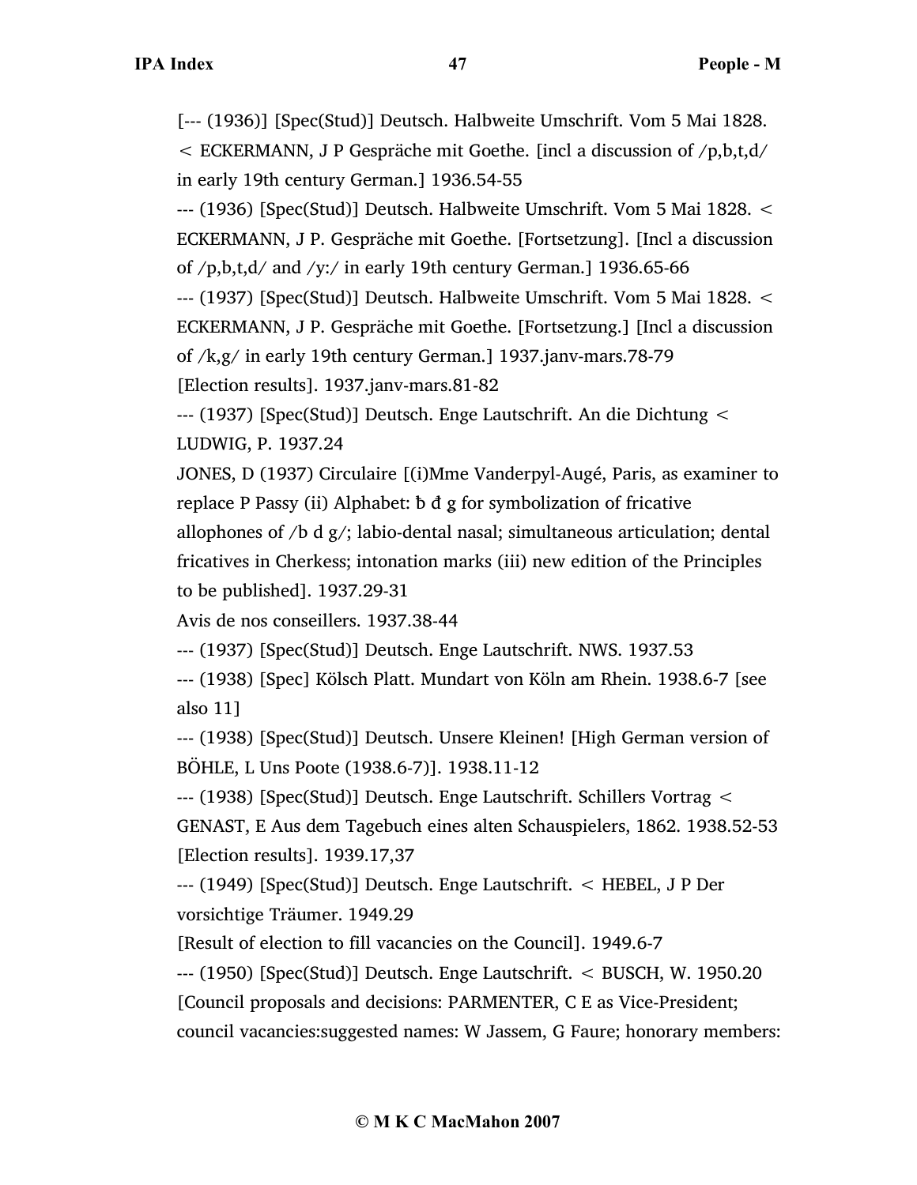[--- (1936)] [Spec(Stud)] Deutsch. Halbweite Umschrift. Vom 5 Mai 1828. < ECKERMANN, J P Gespräche mit Goethe. [incl a discussion of /p,b,t,d/ in early 19th century German.] 1936.54-55

--- (1936) [Spec(Stud)] Deutsch. Halbweite Umschrift. Vom 5 Mai 1828. < ECKERMANN, J P. Gespräche mit Goethe. [Fortsetzung]. [Incl a discussion of /p,b,t,d/ and /y:/ in early 19th century German.] 1936.65-66

--- (1937) [Spec(Stud)] Deutsch. Halbweite Umschrift. Vom 5 Mai 1828. < ECKERMANN, J P. Gespräche mit Goethe. [Fortsetzung.] [Incl a discussion of /k,g/ in early 19th century German.] 1937.janv-mars.78-79

[Election results]. 1937.janv-mars.81-82

--- (1937) [Spec(Stud)] Deutsch. Enge Lautschrift. An die Dichtung < LUDWIG, P. 1937.24

JONES, D (1937) Circulaire [(i)Mme Vanderpyl-Augé, Paris, as examiner to replace P Passy (ii) Alphabet: ƀ đ ǥ for symbolization of fricative allophones of /b d g/; labio-dental nasal; simultaneous articulation; dental fricatives in Cherkess; intonation marks (iii) new edition of the Principles to be published]. 1937.29-31

Avis de nos conseillers. 1937.38-44

--- (1937) [Spec(Stud)] Deutsch. Enge Lautschrift. NWS. 1937.53

--- (1938) [Spec] Kölsch Platt. Mundart von Köln am Rhein. 1938.6-7 [see also 11]

--- (1938) [Spec(Stud)] Deutsch. Unsere Kleinen! [High German version of BÖHLE, L Uns Poote (1938.6-7)]. 1938.11-12

--- (1938) [Spec(Stud)] Deutsch. Enge Lautschrift. Schillers Vortrag < GENAST, E Aus dem Tagebuch eines alten Schauspielers, 1862. 1938.52-53

[Election results]. 1939.17,37

--- (1949) [Spec(Stud)] Deutsch. Enge Lautschrift. < HEBEL, J P Der vorsichtige Träumer. 1949.29

[Result of election to fill vacancies on the Council]. 1949.6-7

--- (1950) [Spec(Stud)] Deutsch. Enge Lautschrift. < BUSCH, W. 1950.20

[Council proposals and decisions: PARMENTER, C E as Vice-President; council vacancies:suggested names: W Jassem, G Faure; honorary members: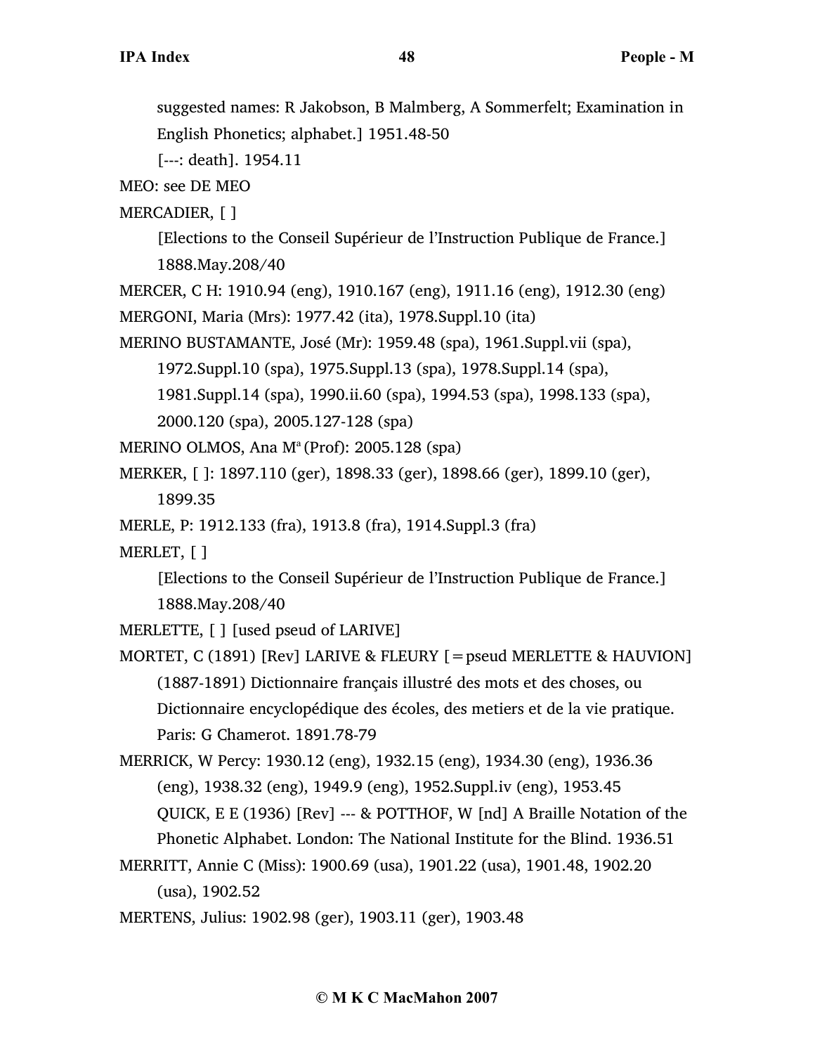suggested names: R Jakobson, B Malmberg, A Sommerfelt; Examination in English Phonetics; alphabet.] 1951.48-50

[---: death]. 1954.11

MEO: see DE MEO

MERCADIER, [ ]

[Elections to the Conseil Supérieur de l'Instruction Publique de France.] 1888.May.208/40

MERCER, C H: 1910.94 (eng), 1910.167 (eng), 1911.16 (eng), 1912.30 (eng)

MERGONI, Maria (Mrs): 1977.42 (ita), 1978.Suppl.10 (ita)

MERINO BUSTAMANTE, José (Mr): 1959.48 (spa), 1961.Suppl.vii (spa), 1972.Suppl.10 (spa), 1975.Suppl.13 (spa), 1978.Suppl.14 (spa), 1981.Suppl.14 (spa), 1990.ii.60 (spa), 1994.53 (spa), 1998.133 (spa), 2000.120 (spa), 2005.127-128 (spa)

MERINO OLMOS, Ana Mª (Prof): 2005.128 (spa)

MERKER, [ ]: 1897.110 (ger), 1898.33 (ger), 1898.66 (ger), 1899.10 (ger), 1899.35

MERLE, P: 1912.133 (fra), 1913.8 (fra), 1914.Suppl.3 (fra)

MERLET, [ ]

[Elections to the Conseil Supérieur de l'Instruction Publique de France.] 1888.May.208/40

MERLETTE, [ ] [used pseud of LARIVE]

MORTET, C (1891) [Rev] LARIVE & FLEURY [=pseud MERLETTE & HAUVION] (1887-1891) Dictionnaire français illustré des mots et des choses, ou Dictionnaire encyclopédique des écoles, des metiers et de la vie pratique. Paris: G Chamerot. 1891.78-79

MERRICK, W Percy: 1930.12 (eng), 1932.15 (eng), 1934.30 (eng), 1936.36 (eng), 1938.32 (eng), 1949.9 (eng), 1952.Suppl.iv (eng), 1953.45

QUICK, E E (1936) [Rev] --- & POTTHOF, W [nd] A Braille Notation of the Phonetic Alphabet. London: The National Institute for the Blind. 1936.51

MERRITT, Annie C (Miss): 1900.69 (usa), 1901.22 (usa), 1901.48, 1902.20 (usa), 1902.52

MERTENS, Julius: 1902.98 (ger), 1903.11 (ger), 1903.48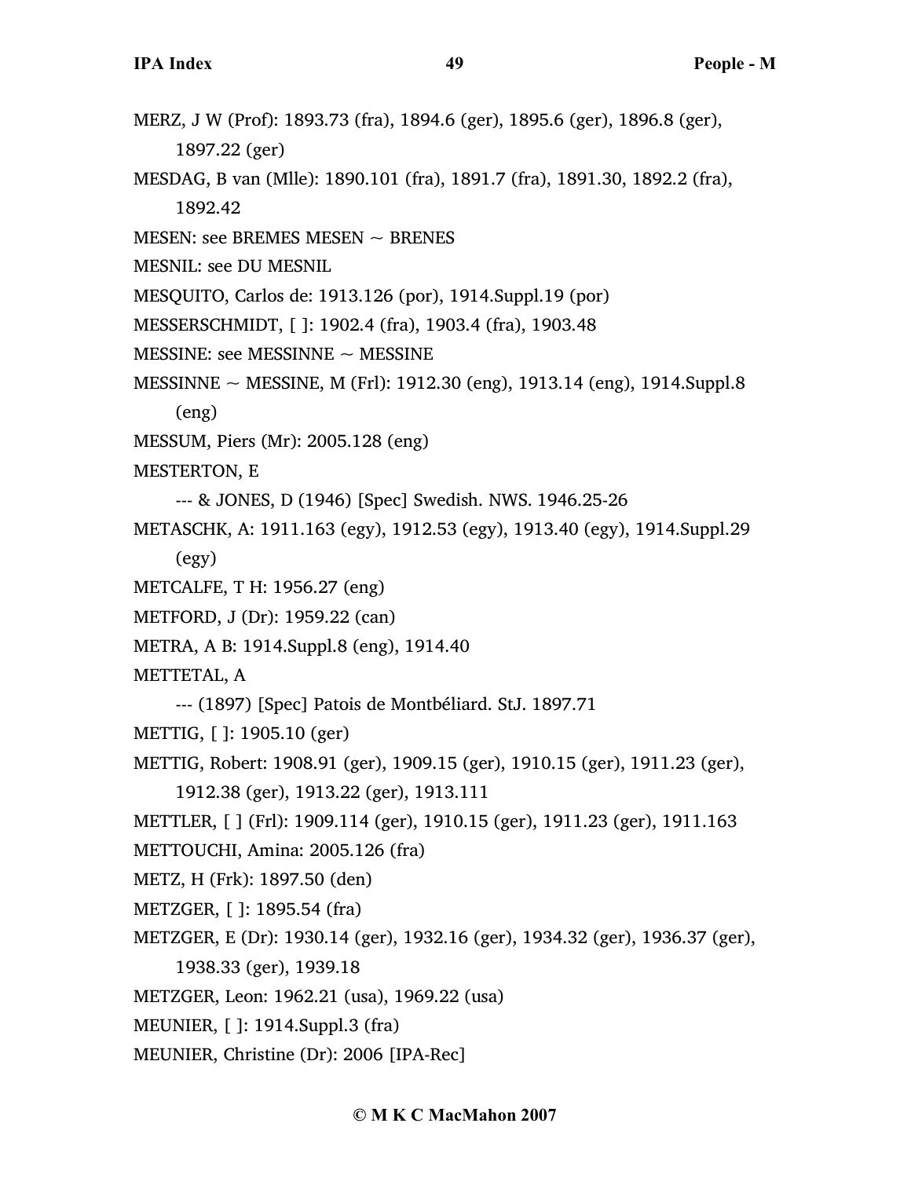MERZ, J W (Prof): 1893.73 (fra), 1894.6 (ger), 1895.6 (ger), 1896.8 (ger), 1897.22 (ger)

MESDAG, B van (Mlle): 1890.101 (fra), 1891.7 (fra), 1891.30, 1892.2 (fra), 1892.42

MESEN: see BREMES MESEN ~ BRENES

MESNIL: see DU MESNIL

MESQUITO, Carlos de: 1913.126 (por), 1914.Suppl.19 (por)

MESSERSCHMIDT, [ ]: 1902.4 (fra), 1903.4 (fra), 1903.48

MESSINE: see MESSINNE ~ MESSINE

MESSINNE ~ MESSINE, M (Frl): 1912.30 (eng), 1913.14 (eng), 1914.Suppl.8 (eng)

MESSUM, Piers (Mr): 2005.128 (eng)

MESTERTON, E

--- & JONES, D (1946) [Spec] Swedish. NWS. 1946.25-26

METASCHK, A: 1911.163 (egy), 1912.53 (egy), 1913.40 (egy), 1914.Suppl.29 (egy)

METCALFE, T H: 1956.27 (eng)

METFORD, J (Dr): 1959.22 (can)

METRA, A B: 1914.Suppl.8 (eng), 1914.40

METTETAL, A

--- (1897) [Spec] Patois de Montbéliard. StJ. 1897.71

METTIG, [ ]: 1905.10 (ger)

METTIG, Robert: 1908.91 (ger), 1909.15 (ger), 1910.15 (ger), 1911.23 (ger), 1912.38 (ger), 1913.22 (ger), 1913.111

METTLER, [ ] (Frl): 1909.114 (ger), 1910.15 (ger), 1911.23 (ger), 1911.163

METTOUCHI, Amina: 2005.126 (fra)

METZ, H (Frk): 1897.50 (den)

METZGER, [ ]: 1895.54 (fra)

METZGER, E (Dr): 1930.14 (ger), 1932.16 (ger), 1934.32 (ger), 1936.37 (ger), 1938.33 (ger), 1939.18

METZGER, Leon: 1962.21 (usa), 1969.22 (usa)

MEUNIER, [ ]: 1914.Suppl.3 (fra)

MEUNIER, Christine (Dr): 2006 [IPA-Rec]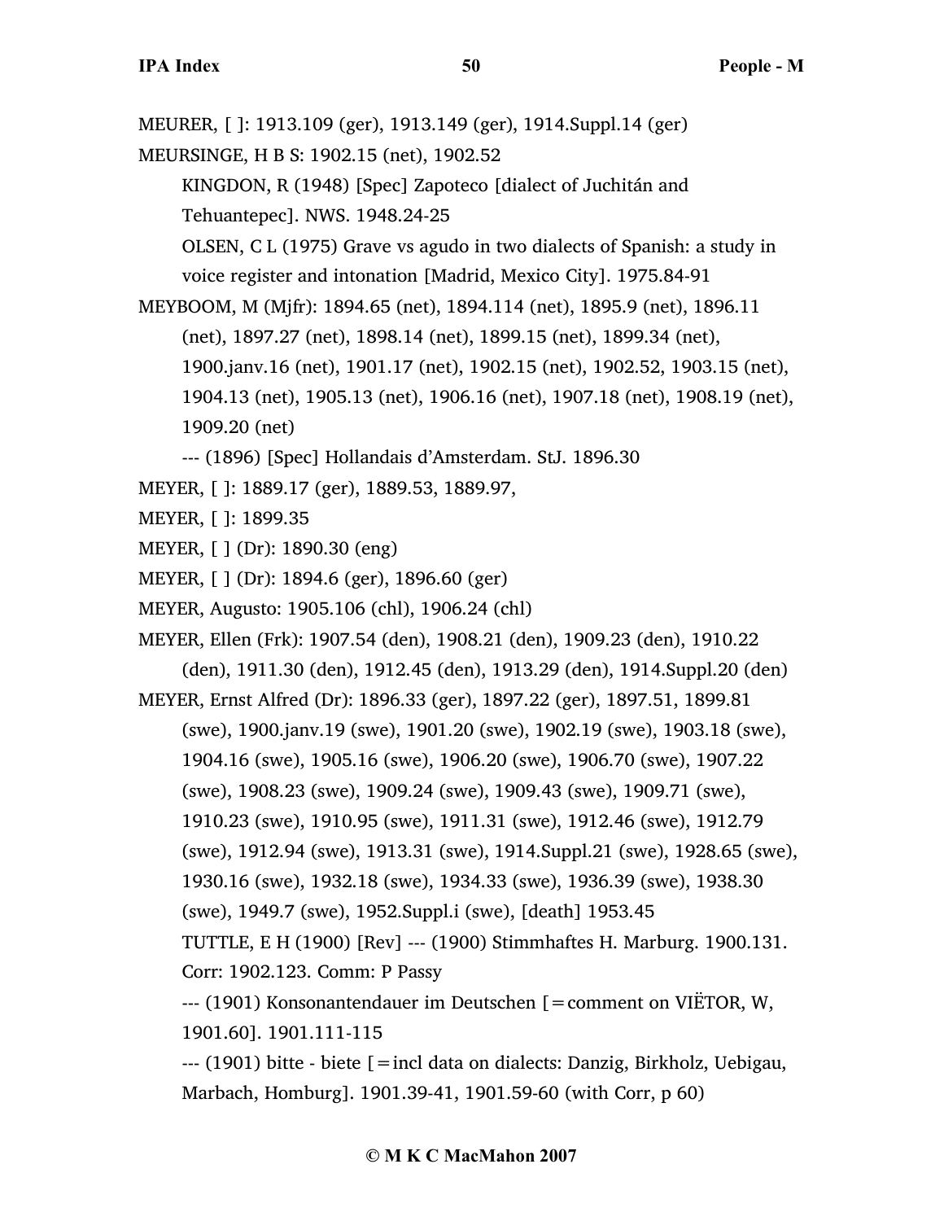MEURER, [ ]: 1913.109 (ger), 1913.149 (ger), 1914.Suppl.14 (ger)

MEURSINGE, H B S: 1902.15 (net), 1902.52

KINGDON, R (1948) [Spec] Zapoteco [dialect of Juchitán and Tehuantepec]. NWS. 1948.24-25

OLSEN, C L (1975) Grave vs agudo in two dialects of Spanish: a study in voice register and intonation [Madrid, Mexico City]. 1975.84-91

MEYBOOM, M (Mjfr): 1894.65 (net), 1894.114 (net), 1895.9 (net), 1896.11 (net), 1897.27 (net), 1898.14 (net), 1899.15 (net), 1899.34 (net), 1900.janv.16 (net), 1901.17 (net), 1902.15 (net), 1902.52, 1903.15 (net), 1904.13 (net), 1905.13 (net), 1906.16 (net), 1907.18 (net), 1908.19 (net), 1909.20 (net)

--- (1896) [Spec] Hollandais d'Amsterdam. StJ. 1896.30

MEYER, [ ]: 1889.17 (ger), 1889.53, 1889.97,

MEYER, [ ]: 1899.35

MEYER, [ ] (Dr): 1890.30 (eng)

MEYER, [ ] (Dr): 1894.6 (ger), 1896.60 (ger)

MEYER, Augusto: 1905.106 (chl), 1906.24 (chl)

MEYER, Ellen (Frk): 1907.54 (den), 1908.21 (den), 1909.23 (den), 1910.22 (den), 1911.30 (den), 1912.45 (den), 1913.29 (den), 1914.Suppl.20 (den)

MEYER, Ernst Alfred (Dr): 1896.33 (ger), 1897.22 (ger), 1897.51, 1899.81 (swe), 1900.janv.19 (swe), 1901.20 (swe), 1902.19 (swe), 1903.18 (swe), 1904.16 (swe), 1905.16 (swe), 1906.20 (swe), 1906.70 (swe), 1907.22 (swe), 1908.23 (swe), 1909.24 (swe), 1909.43 (swe), 1909.71 (swe), 1910.23 (swe), 1910.95 (swe), 1911.31 (swe), 1912.46 (swe), 1912.79 (swe), 1912.94 (swe), 1913.31 (swe), 1914.Suppl.21 (swe), 1928.65 (swe), 1930.16 (swe), 1932.18 (swe), 1934.33 (swe), 1936.39 (swe), 1938.30 (swe), 1949.7 (swe), 1952.Suppl.i (swe), [death] 1953.45

TUTTLE, E H (1900) [Rev] --- (1900) Stimmhaftes H. Marburg. 1900.131. Corr: 1902.123. Comm: P Passy

--- (1901) Konsonantendauer im Deutschen [=comment on VIËTOR, W, 1901.60]. 1901.111-115

--- (1901) bitte - biete [=incl data on dialects: Danzig, Birkholz, Uebigau, Marbach, Homburg]. 1901.39-41, 1901.59-60 (with Corr, p 60)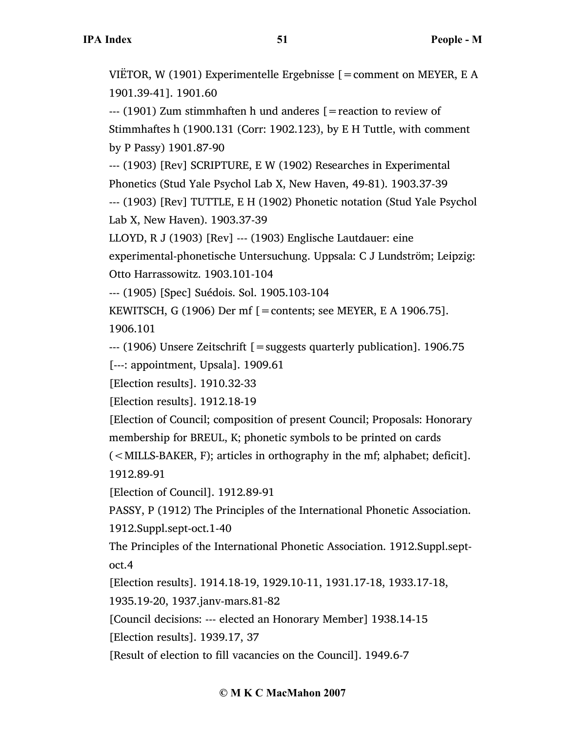VIËTOR, W (1901) Experimentelle Ergebnisse [=comment on MEYER, E A 1901.39-41]. 1901.60

--- (1901) Zum stimmhaften h und anderes [=reaction to review of Stimmhaftes h (1900.131 (Corr: 1902.123), by E H Tuttle, with comment by P Passy) 1901.87-90

--- (1903) [Rev] SCRIPTURE, E W (1902) Researches in Experimental Phonetics (Stud Yale Psychol Lab X, New Haven, 49-81). 1903.37-39

--- (1903) [Rev] TUTTLE, E H (1902) Phonetic notation (Stud Yale Psychol Lab X, New Haven). 1903.37-39

LLOYD, R J (1903) [Rev] --- (1903) Englische Lautdauer: eine experimental-phonetische Untersuchung. Uppsala: C J Lundström; Leipzig: Otto Harrassowitz. 1903.101-104

--- (1905) [Spec] Suédois. Sol. 1905.103-104

KEWITSCH, G (1906) Der mf [=contents; see MEYER, E A 1906.75]. 1906.101

--- (1906) Unsere Zeitschrift [=suggests quarterly publication]. 1906.75

[---: appointment, Upsala]. 1909.61

[Election results]. 1910.32-33

[Election results]. 1912.18-19

[Election of Council; composition of present Council; Proposals: Honorary membership for BREUL, K; phonetic symbols to be printed on cards (<MILLS-BAKER, F); articles in orthography in the mf; alphabet; deficit]. 1912.89-91

[Election of Council]. 1912.89-91

PASSY, P (1912) The Principles of the International Phonetic Association. 1912.Suppl.sept-oct.1-40

The Principles of the International Phonetic Association. 1912.Suppl.sept-oct.4

[Election results]. 1914.18-19, 1929.10-11, 1931.17-18, 1933.17-18, 1935.19-20, 1937.janv-mars.81-82

[Council decisions: --- elected an Honorary Member] 1938.14-15

[Election results]. 1939.17, 37

[Result of election to fill vacancies on the Council]. 1949.6-7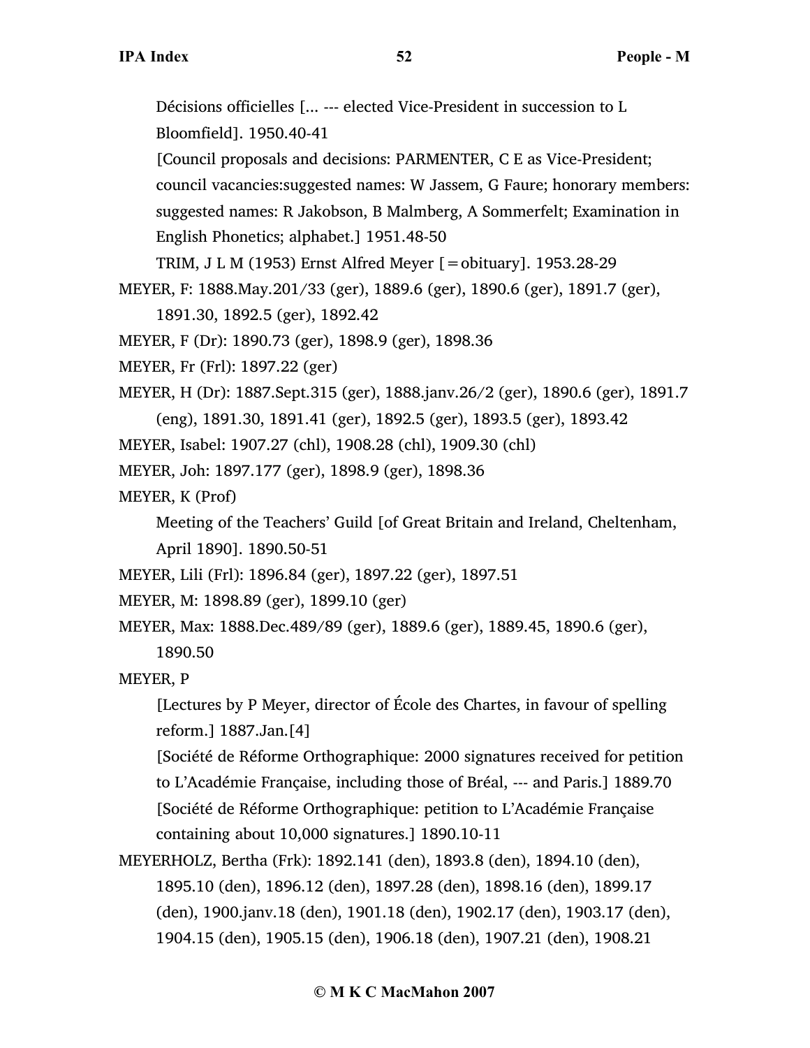Décisions officielles [... --- elected Vice-President in succession to L Bloomfield]. 1950.40-41

[Council proposals and decisions: PARMENTER, C E as Vice-President; council vacancies:suggested names: W Jassem, G Faure; honorary members: suggested names: R Jakobson, B Malmberg, A Sommerfelt; Examination in English Phonetics; alphabet.] 1951.48-50

TRIM, J L M (1953) Ernst Alfred Meyer [=obituary]. 1953.28-29

MEYER, F: 1888.May.201/33 (ger), 1889.6 (ger), 1890.6 (ger), 1891.7 (ger), 1891.30, 1892.5 (ger), 1892.42

MEYER, F (Dr): 1890.73 (ger), 1898.9 (ger), 1898.36

MEYER, Fr (Frl): 1897.22 (ger)

MEYER, H (Dr): 1887.Sept.315 (ger), 1888.janv.26/2 (ger), 1890.6 (ger), 1891.7 (eng), 1891.30, 1891.41 (ger), 1892.5 (ger), 1893.5 (ger), 1893.42

MEYER, Isabel: 1907.27 (chl), 1908.28 (chl), 1909.30 (chl)

MEYER, Joh: 1897.177 (ger), 1898.9 (ger), 1898.36

MEYER, K (Prof)

Meeting of the Teachers' Guild [of Great Britain and Ireland, Cheltenham, April 1890]. 1890.50-51

MEYER, Lili (Frl): 1896.84 (ger), 1897.22 (ger), 1897.51

MEYER, M: 1898.89 (ger), 1899.10 (ger)

MEYER, Max: 1888.Dec.489/89 (ger), 1889.6 (ger), 1889.45, 1890.6 (ger), 1890.50

MEYER, P

[Lectures by P Meyer, director of École des Chartes, in favour of spelling reform.] 1887.Jan.[4]

[Société de Réforme Orthographique: 2000 signatures received for petition to L'Académie Française, including those of Bréal, --- and Paris.] 1889.70

[Société de Réforme Orthographique: petition to L'Académie Française containing about 10,000 signatures.] 1890.10-11

MEYERHOLZ, Bertha (Frk): 1892.141 (den), 1893.8 (den), 1894.10 (den), 1895.10 (den), 1896.12 (den), 1897.28 (den), 1898.16 (den), 1899.17 (den), 1900.janv.18 (den), 1901.18 (den), 1902.17 (den), 1903.17 (den), 1904.15 (den), 1905.15 (den), 1906.18 (den), 1907.21 (den), 1908.21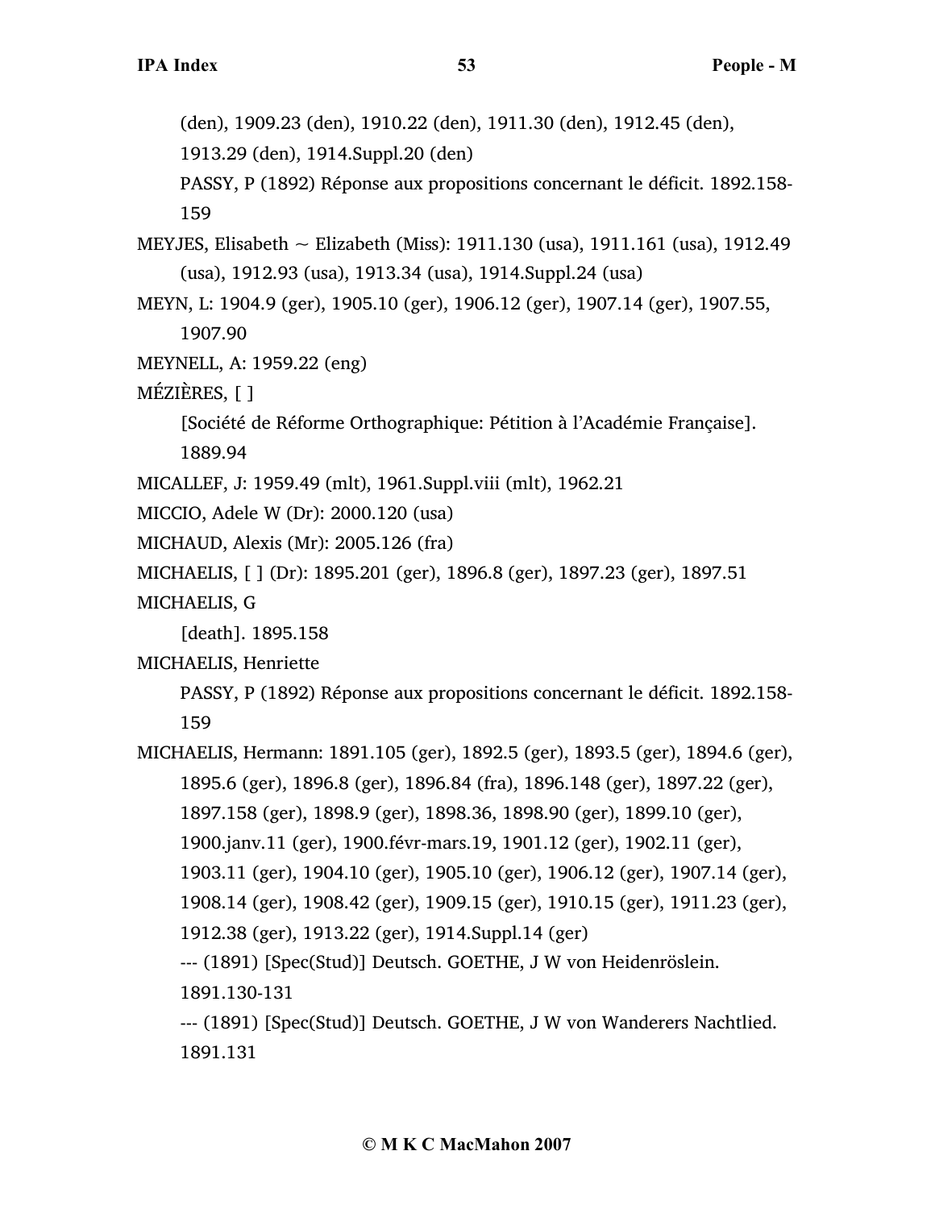(den), 1909.23 (den), 1910.22 (den), 1911.30 (den), 1912.45 (den), 1913.29 (den), 1914.Suppl.20 (den)

PASSY, P (1892) Réponse aux propositions concernant le déficit. 1892.158-159

MEYJES, Elisabeth ~ Elizabeth (Miss): 1911.130 (usa), 1911.161 (usa), 1912.49 (usa), 1912.93 (usa), 1913.34 (usa), 1914.Suppl.24 (usa)

MEYN, L: 1904.9 (ger), 1905.10 (ger), 1906.12 (ger), 1907.14 (ger), 1907.55, 1907.90

MEYNELL, A: 1959.22 (eng)

MÉZIÈRES, [ ]

[Société de Réforme Orthographique: Pétition à l'Académie Française]. 1889.94

MICALLEF, J: 1959.49 (mlt), 1961.Suppl.viii (mlt), 1962.21

MICCIO, Adele W (Dr): 2000.120 (usa)

MICHAUD, Alexis (Mr): 2005.126 (fra)

MICHAELIS, [ ] (Dr): 1895.201 (ger), 1896.8 (ger), 1897.23 (ger), 1897.51

MICHAELIS, G

[death]. 1895.158

MICHAELIS, Henriette

PASSY, P (1892) Réponse aux propositions concernant le déficit. 1892.158-159

MICHAELIS, Hermann: 1891.105 (ger), 1892.5 (ger), 1893.5 (ger), 1894.6 (ger), 1895.6 (ger), 1896.8 (ger), 1896.84 (fra), 1896.148 (ger), 1897.22 (ger), 1897.158 (ger), 1898.9 (ger), 1898.36, 1898.90 (ger), 1899.10 (ger), 1900.janv.11 (ger), 1900.févr-mars.19, 1901.12 (ger), 1902.11 (ger), 1903.11 (ger), 1904.10 (ger), 1905.10 (ger), 1906.12 (ger), 1907.14 (ger), 1908.14 (ger), 1908.42 (ger), 1909.15 (ger), 1910.15 (ger), 1911.23 (ger), 1912.38 (ger), 1913.22 (ger), 1914.Suppl.14 (ger)

--- (1891) [Spec(Stud)] Deutsch. GOETHE, J W von Heidenröslein. 1891.130-131

--- (1891) [Spec(Stud)] Deutsch. GOETHE, J W von Wanderers Nachtlied. 1891.131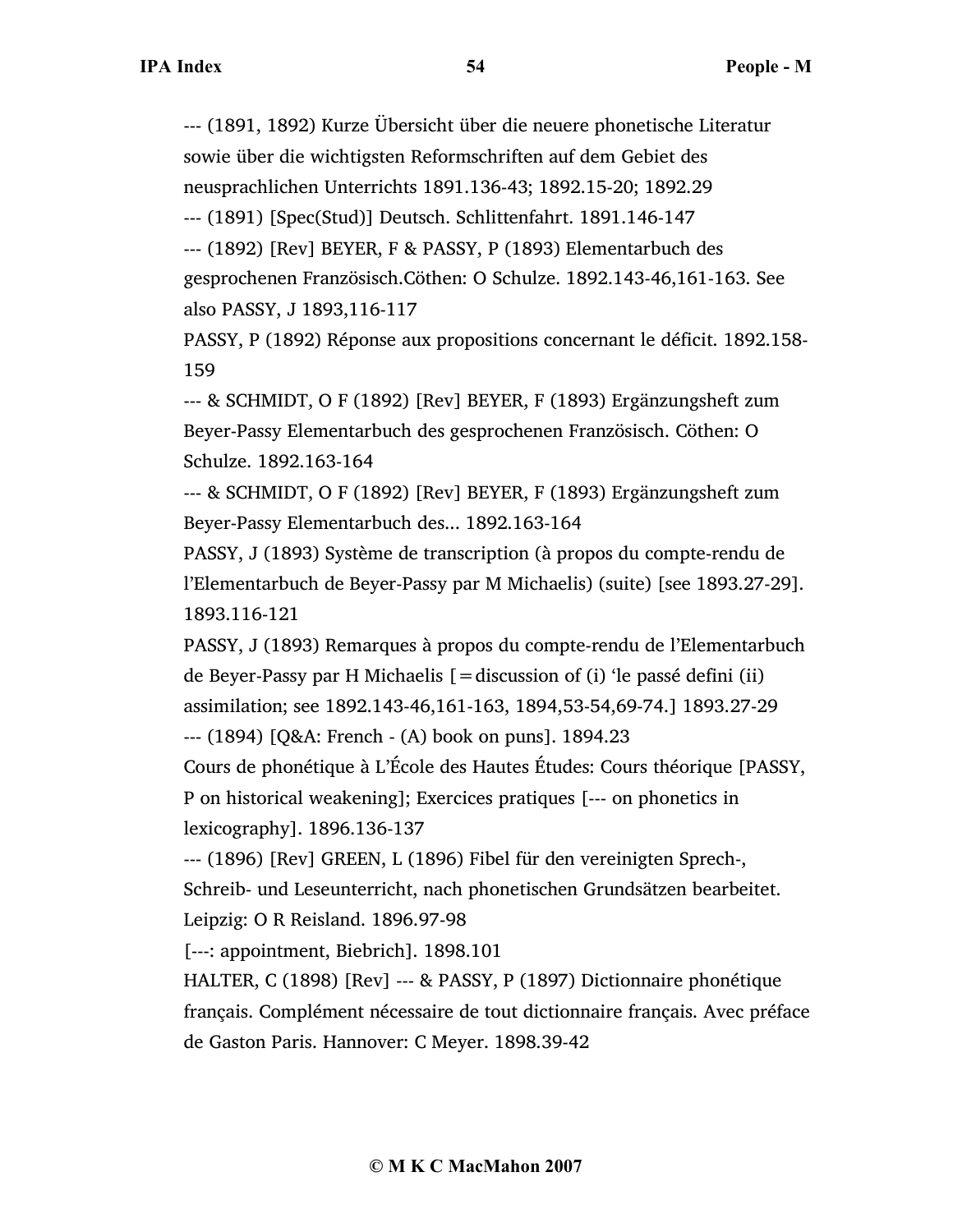--- (1891, 1892) Kurze Übersicht über die neuere phonetische Literatur sowie über die wichtigsten Reformschriften auf dem Gebiet des neusprachlichen Unterrichts 1891.136-43; 1892.15-20; 1892.29

--- (1891) [Spec(Stud)] Deutsch. Schlittenfahrt. 1891.146-147

--- (1892) [Rev] BEYER, F & PASSY, P (1893) Elementarbuch des gesprochenen Französisch.Cöthen: O Schulze. 1892.143-46,161-163. See also PASSY, J 1893,116-117

PASSY, P (1892) Réponse aux propositions concernant le déficit. 1892.158-159

--- & SCHMIDT, O F (1892) [Rev] BEYER, F (1893) Ergänzungsheft zum Beyer-Passy Elementarbuch des gesprochenen Französisch. Cöthen: O Schulze. 1892.163-164

--- & SCHMIDT, O F (1892) [Rev] BEYER, F (1893) Ergänzungsheft zum Beyer-Passy Elementarbuch des... 1892.163-164

PASSY, J (1893) Système de transcription (à propos du compte-rendu de l'Elementarbuch de Beyer-Passy par M Michaelis) (suite) [see 1893.27-29]. 1893.116-121

PASSY, J (1893) Remarques à propos du compte-rendu de l'Elementarbuch de Beyer-Passy par H Michaelis [=discussion of (i) 'le passé defini (ii) assimilation; see 1892.143-46,161-163, 1894,53-54,69-74.] 1893.27-29

--- (1894) [Q&A: French - (A) book on puns]. 1894.23

Cours de phonétique à L'École des Hautes Études: Cours théorique [PASSY, P on historical weakening]; Exercices pratiques [--- on phonetics in lexicography]. 1896.136-137

--- (1896) [Rev] GREEN, L (1896) Fibel für den vereinigten Sprech-, Schreib- und Leseunterricht, nach phonetischen Grundsätzen bearbeitet. Leipzig: O R Reisland. 1896.97-98

[---: appointment, Biebrich]. 1898.101

HALTER, C (1898) [Rev] --- & PASSY, P (1897) Dictionnaire phonétique français. Complément nécessaire de tout dictionnaire français. Avec préface de Gaston Paris. Hannover: C Meyer. 1898.39-42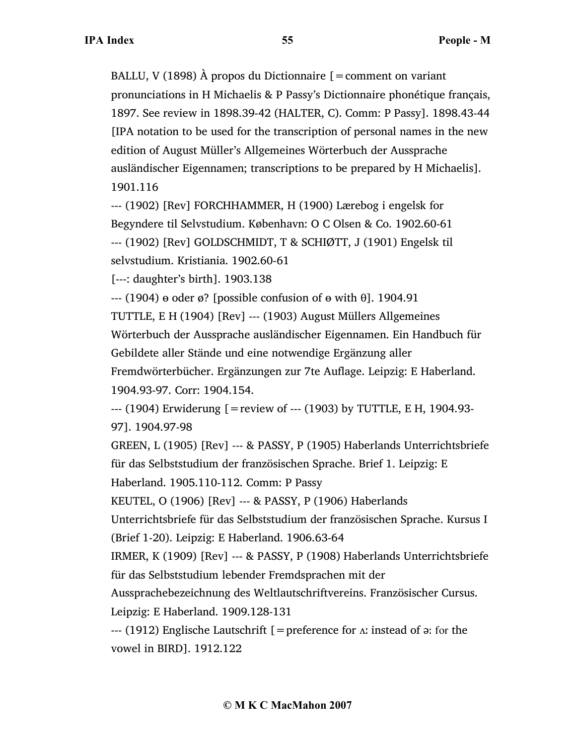BALLU, V (1898) À propos du Dictionnaire [=comment on variant pronunciations in H Michaelis & P Passy's Dictionnaire phonétique français, 1897. See review in 1898.39-42 (HALTER, C). Comm: P Passy]. 1898.43-44

[IPA notation to be used for the transcription of personal names in the new edition of August Müller's Allgemeines Wörterbuch der Aussprache ausländischer Eigennamen; transcriptions to be prepared by H Michaelis]. 1901.116

--- (1902) [Rev] FORCHHAMMER, H (1900) Lærebog i engelsk for Begyndere til Selvstudium. København: O C Olsen & Co. 1902.60-61

--- (1902) [Rev] GOLDSCHMIDT, T & SCHIØTT, J (1901) Engelsk til selvstudium. Kristiania. 1902.60-61

[---: daughter's birth]. 1903.138

--- (1904) ɵ oder ø? [possible confusion of ɵ with θ]. 1904.91

TUTTLE, E H (1904) [Rev] --- (1903) August Müllers Allgemeines Wörterbuch der Aussprache ausländischer Eigennamen. Ein Handbuch für Gebildete aller Stände und eine notwendige Ergänzung aller Fremdwörterbücher. Ergänzungen zur 7te Auflage. Leipzig: E Haberland. 1904.93-97. Corr: 1904.154.

--- (1904) Erwiderung [=review of --- (1903) by TUTTLE, E H, 1904.93-97]. 1904.97-98

GREEN, L (1905) [Rev] --- & PASSY, P (1905) Haberlands Unterrichtsbriefe für das Selbststudium der französischen Sprache. Brief 1. Leipzig: E Haberland. 1905.110-112. Comm: P Passy

KEUTEL, O (1906) [Rev] --- & PASSY, P (1906) Haberlands Unterrichtsbriefe für das Selbststudium der französischen Sprache. Kursus I (Brief 1-20). Leipzig: E Haberland. 1906.63-64

IRMER, K (1909) [Rev] --- & PASSY, P (1908) Haberlands Unterrichtsbriefe für das Selbststudium lebender Fremdsprachen mit der Aussprachebezeichnung des Weltlautschriftvereins. Französischer Cursus. Leipzig: E Haberland. 1909.128-131

--- (1912) Englische Lautschrift [=preference for ʌː instead of əː for the vowel in BIRD]. 1912.122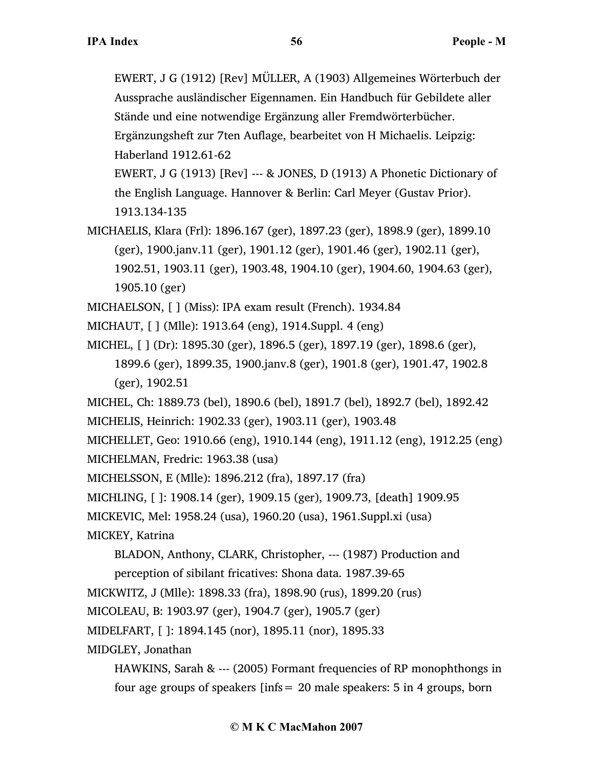EWERT, J G (1912) [Rev] MÜLLER, A (1903) Allgemeines Wörterbuch der Aussprache ausländischer Eigennamen. Ein Handbuch für Gebildete aller Stände und eine notwendige Ergänzung aller Fremdwörterbücher. Ergänzungsheft zur 7ten Auflage, bearbeitet von H Michaelis. Leipzig: Haberland 1912.61-62

EWERT, J G (1913) [Rev] --- & JONES, D (1913) A Phonetic Dictionary of the English Language. Hannover & Berlin: Carl Meyer (Gustav Prior). 1913.134-135

MICHAELIS, Klara (Frl): 1896.167 (ger), 1897.23 (ger), 1898.9 (ger), 1899.10 (ger), 1900.janv.11 (ger), 1901.12 (ger), 1901.46 (ger), 1902.11 (ger), 1902.51, 1903.11 (ger), 1903.48, 1904.10 (ger), 1904.60, 1904.63 (ger), 1905.10 (ger)

MICHAELSON, [ ] (Miss): IPA exam result (French). 1934.84

MICHAUT, [ ] (Mlle): 1913.64 (eng), 1914.Suppl. 4 (eng)

MICHEL, [ ] (Dr): 1895.30 (ger), 1896.5 (ger), 1897.19 (ger), 1898.6 (ger), 1899.6 (ger), 1899.35, 1900.janv.8 (ger), 1901.8 (ger), 1901.47, 1902.8 (ger), 1902.51

MICHEL, Ch: 1889.73 (bel), 1890.6 (bel), 1891.7 (bel), 1892.7 (bel), 1892.42

MICHELIS, Heinrich: 1902.33 (ger), 1903.11 (ger), 1903.48

MICHELLET, Geo: 1910.66 (eng), 1910.144 (eng), 1911.12 (eng), 1912.25 (eng)

MICHELMAN, Fredric: 1963.38 (usa)

MICHELSSON, E (Mlle): 1896.212 (fra), 1897.17 (fra)

MICHLING, [ ]: 1908.14 (ger), 1909.15 (ger), 1909.73, [death] 1909.95

MICKEVIC, Mel: 1958.24 (usa), 1960.20 (usa), 1961.Suppl.xi (usa)

MICKEY, Katrina

BLADON, Anthony, CLARK, Christopher, --- (1987) Production and perception of sibilant fricatives: Shona data. 1987.39-65

MICKWITZ, J (Mlle): 1898.33 (fra), 1898.90 (rus), 1899.20 (rus)

MICOLEAU, B: 1903.97 (ger), 1904.7 (ger), 1905.7 (ger)

MIDELFART, [ ]: 1894.145 (nor), 1895.11 (nor), 1895.33

MIDGLEY, Jonathan

HAWKINS, Sarah & --- (2005) Formant frequencies of RP monophthongs in four age groups of speakers [infs = 20 male speakers: 5 in 4 groups, born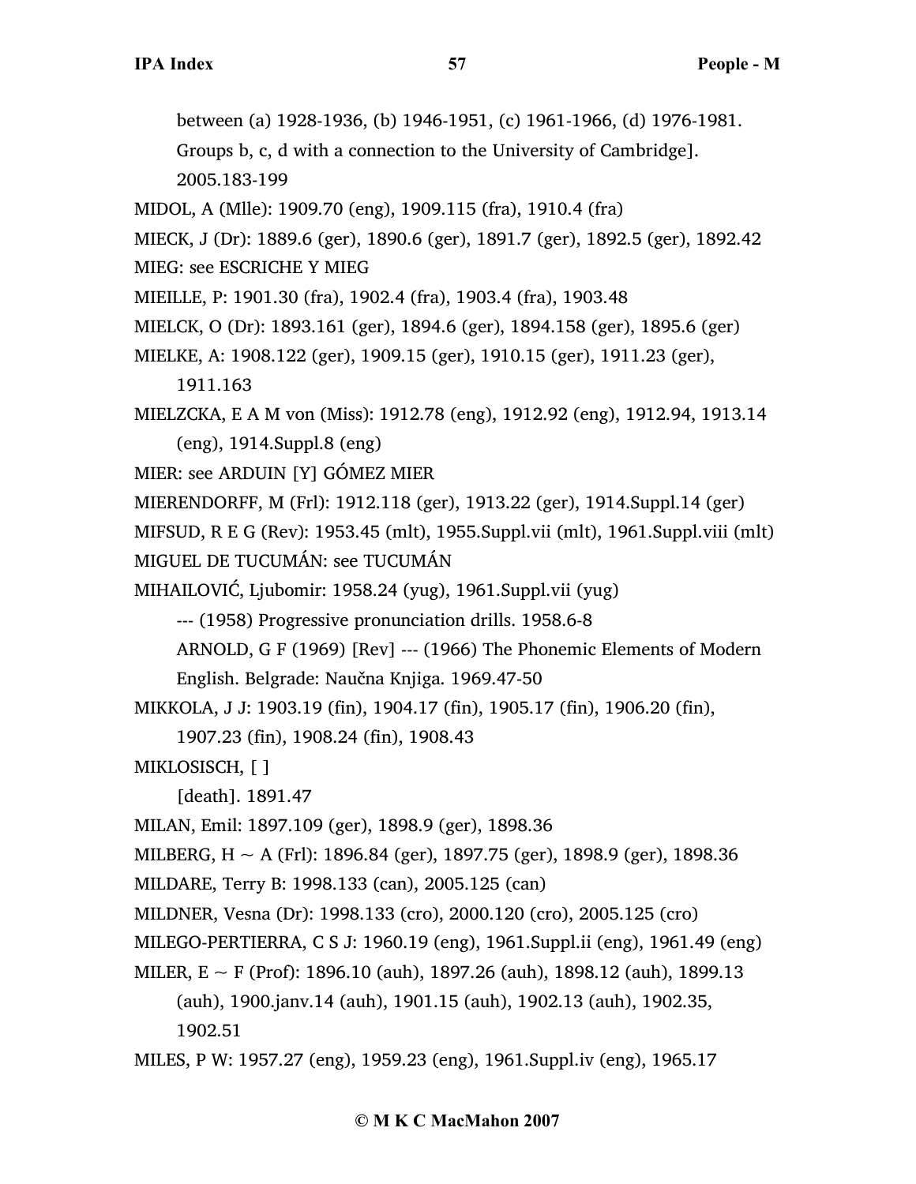between (a) 1928-1936, (b) 1946-1951, (c) 1961-1966, (d) 1976-1981. Groups b, c, d with a connection to the University of Cambridge]. 2005.183-199

MIDOL, A (Mlle): 1909.70 (eng), 1909.115 (fra), 1910.4 (fra)

MIECK, J (Dr): 1889.6 (ger), 1890.6 (ger), 1891.7 (ger), 1892.5 (ger), 1892.42

MIEG: see ESCRICHE Y MIEG

MIEILLE, P: 1901.30 (fra), 1902.4 (fra), 1903.4 (fra), 1903.48

MIELCK, O (Dr): 1893.161 (ger), 1894.6 (ger), 1894.158 (ger), 1895.6 (ger)

MIELKE, A: 1908.122 (ger), 1909.15 (ger), 1910.15 (ger), 1911.23 (ger), 1911.163

MIELZCKA, E A M von (Miss): 1912.78 (eng), 1912.92 (eng), 1912.94, 1913.14 (eng), 1914.Suppl.8 (eng)

MIER: see ARDUIN [Y] GÓMEZ MIER

MIERENDORFF, M (Frl): 1912.118 (ger), 1913.22 (ger), 1914.Suppl.14 (ger)

MIFSUD, R E G (Rev): 1953.45 (mlt), 1955.Suppl.vii (mlt), 1961.Suppl.viii (mlt)

MIGUEL DE TUCUMÁN: see TUCUMÁN

MIHAILOVIĆ, Ljubomir: 1958.24 (yug), 1961.Suppl.vii (yug)

--- (1958) Progressive pronunciation drills. 1958.6-8

ARNOLD, G F (1969) [Rev] --- (1966) The Phonemic Elements of Modern English. Belgrade: Naučna Knjiga. 1969.47-50

MIKKOLA, J J: 1903.19 (fin), 1904.17 (fin), 1905.17 (fin), 1906.20 (fin), 1907.23 (fin), 1908.24 (fin), 1908.43

MIKLOSISCH, [ ]

[death]. 1891.47

MILAN, Emil: 1897.109 (ger), 1898.9 (ger), 1898.36

MILBERG, H ~ A (Frl): 1896.84 (ger), 1897.75 (ger), 1898.9 (ger), 1898.36

MILDARE, Terry B: 1998.133 (can), 2005.125 (can)

MILDNER, Vesna (Dr): 1998.133 (cro), 2000.120 (cro), 2005.125 (cro)

MILEGO-PERTIERRA, C S J: 1960.19 (eng), 1961.Suppl.ii (eng), 1961.49 (eng)

MILER, E ~ F (Prof): 1896.10 (auh), 1897.26 (auh), 1898.12 (auh), 1899.13 (auh), 1900.janv.14 (auh), 1901.15 (auh), 1902.13 (auh), 1902.35, 1902.51

MILES, P W: 1957.27 (eng), 1959.23 (eng), 1961.Suppl.iv (eng), 1965.17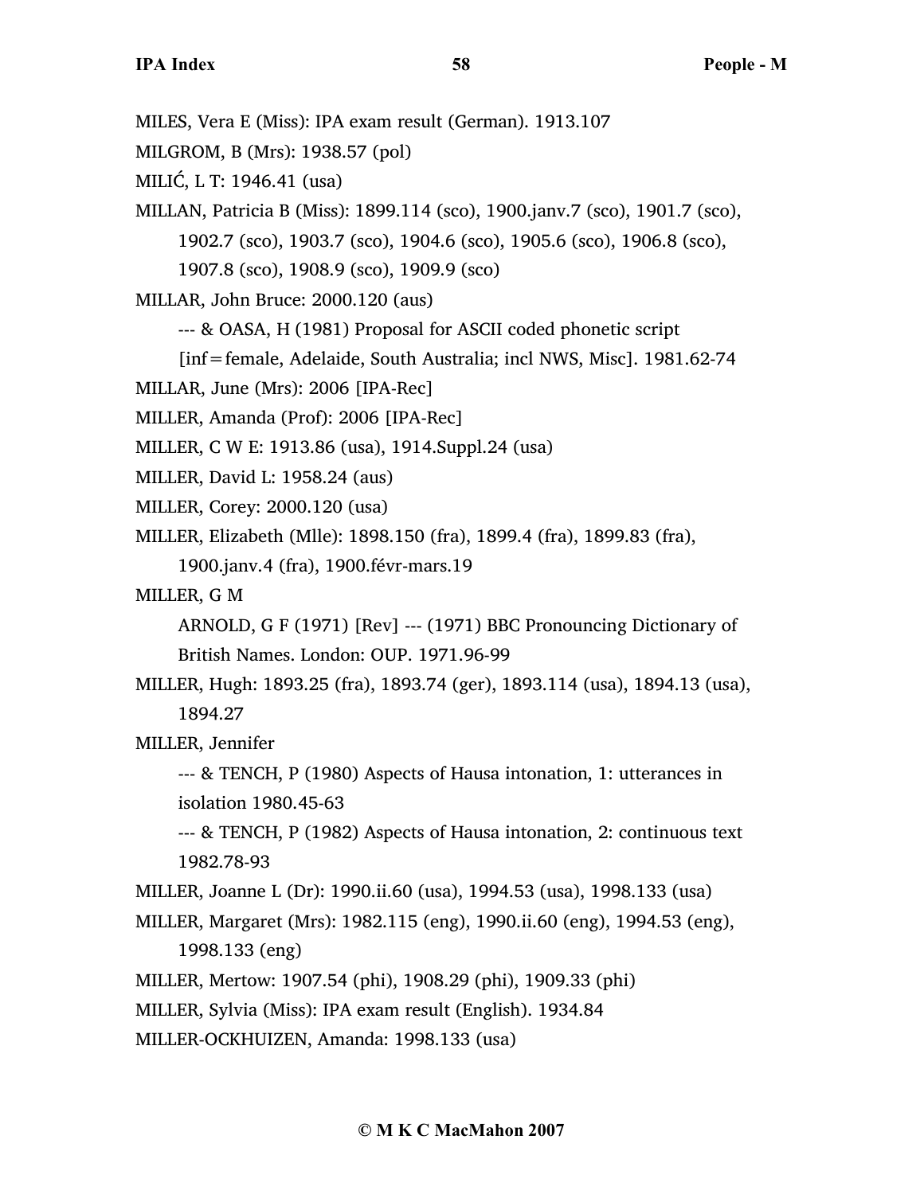MILES, Vera E (Miss): IPA exam result (German). 1913.107

MILGROM, B (Mrs): 1938.57 (pol)

MILIĆ, L T: 1946.41 (usa)

MILLAN, Patricia B (Miss): 1899.114 (sco), 1900.janv.7 (sco), 1901.7 (sco), 1902.7 (sco), 1903.7 (sco), 1904.6 (sco), 1905.6 (sco), 1906.8 (sco), 1907.8 (sco), 1908.9 (sco), 1909.9 (sco)

MILLAR, John Bruce: 2000.120 (aus)

--- & OASA, H (1981) Proposal for ASCII coded phonetic script [inf=female, Adelaide, South Australia; incl NWS, Misc]. 1981.62-74

MILLAR, June (Mrs): 2006 [IPA-Rec]

MILLER, Amanda (Prof): 2006 [IPA-Rec]

MILLER, C W E: 1913.86 (usa), 1914.Suppl.24 (usa)

MILLER, David L: 1958.24 (aus)

MILLER, Corey: 2000.120 (usa)

MILLER, Elizabeth (Mlle): 1898.150 (fra), 1899.4 (fra), 1899.83 (fra), 1900.janv.4 (fra), 1900.févr-mars.19

MILLER, G M

ARNOLD, G F (1971) [Rev] --- (1971) BBC Pronouncing Dictionary of British Names. London: OUP. 1971.96-99

MILLER, Hugh: 1893.25 (fra), 1893.74 (ger), 1893.114 (usa), 1894.13 (usa), 1894.27

MILLER, Jennifer

--- & TENCH, P (1980) Aspects of Hausa intonation, 1: utterances in isolation 1980.45-63

--- & TENCH, P (1982) Aspects of Hausa intonation, 2: continuous text 1982.78-93

MILLER, Joanne L (Dr): 1990.ii.60 (usa), 1994.53 (usa), 1998.133 (usa)

MILLER, Margaret (Mrs): 1982.115 (eng), 1990.ii.60 (eng), 1994.53 (eng), 1998.133 (eng)

MILLER, Mertow: 1907.54 (phi), 1908.29 (phi), 1909.33 (phi)

MILLER, Sylvia (Miss): IPA exam result (English). 1934.84

MILLER-OCKHUIZEN, Amanda: 1998.133 (usa)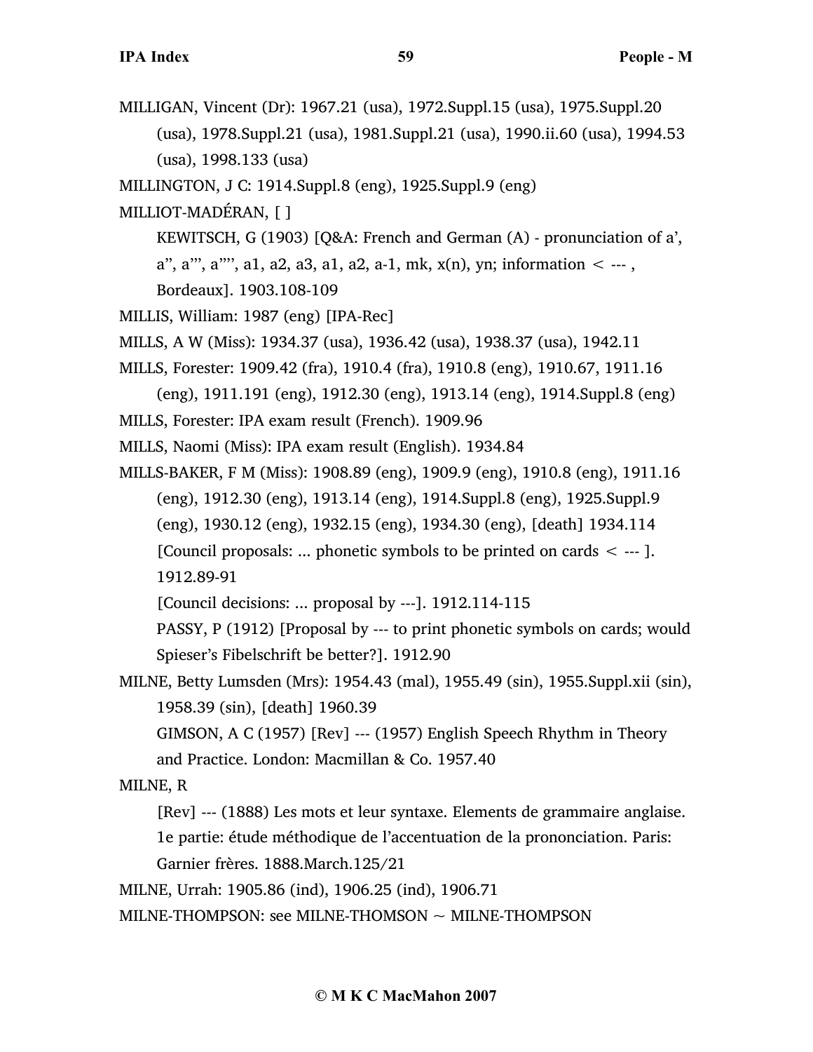MILLIGAN, Vincent (Dr): 1967.21 (usa), 1972.Suppl.15 (usa), 1975.Suppl.20 (usa), 1978.Suppl.21 (usa), 1981.Suppl.21 (usa), 1990.ii.60 (usa), 1994.53 (usa), 1998.133 (usa)

MILLINGTON, J C: 1914.Suppl.8 (eng), 1925.Suppl.9 (eng)

MILLIOT-MADÉRAN, [ ]

KEWITSCH, G (1903) [Q&A: French and German (A) - pronunciation of a', a'', a''', a'''', a1, a2, a3, a1, a2, a-1, mk, x(n), yn; information < --- , Bordeaux]. 1903.108-109

MILLIS, William: 1987 (eng) [IPA-Rec]

MILLS, A W (Miss): 1934.37 (usa), 1936.42 (usa), 1938.37 (usa), 1942.11

MILLS, Forester: 1909.42 (fra), 1910.4 (fra), 1910.8 (eng), 1910.67, 1911.16 (eng), 1911.191 (eng), 1912.30 (eng), 1913.14 (eng), 1914.Suppl.8 (eng)

MILLS, Forester: IPA exam result (French). 1909.96

MILLS, Naomi (Miss): IPA exam result (English). 1934.84

MILLS-BAKER, F M (Miss): 1908.89 (eng), 1909.9 (eng), 1910.8 (eng), 1911.16 (eng), 1912.30 (eng), 1913.14 (eng), 1914.Suppl.8 (eng), 1925.Suppl.9 (eng), 1930.12 (eng), 1932.15 (eng), 1934.30 (eng), [death] 1934.114

[Council proposals: ... phonetic symbols to be printed on cards < --- ]. 1912.89-91

[Council decisions: ... proposal by ---]. 1912.114-115

PASSY, P (1912) [Proposal by --- to print phonetic symbols on cards; would Spieser's Fibelschrift be better?]. 1912.90

MILNE, Betty Lumsden (Mrs): 1954.43 (mal), 1955.49 (sin), 1955.Suppl.xii (sin), 1958.39 (sin), [death] 1960.39

GIMSON, A C (1957) [Rev] --- (1957) English Speech Rhythm in Theory and Practice. London: Macmillan & Co. 1957.40

MILNE, R

[Rev] --- (1888) Les mots et leur syntaxe. Elements de grammaire anglaise. 1e partie: étude méthodique de l'accentuation de la prononciation. Paris: Garnier frères. 1888.March.125/21

MILNE, Urrah: 1905.86 (ind), 1906.25 (ind), 1906.71

MILNE-THOMPSON: see MILNE-THOMSON ~ MILNE-THOMPSON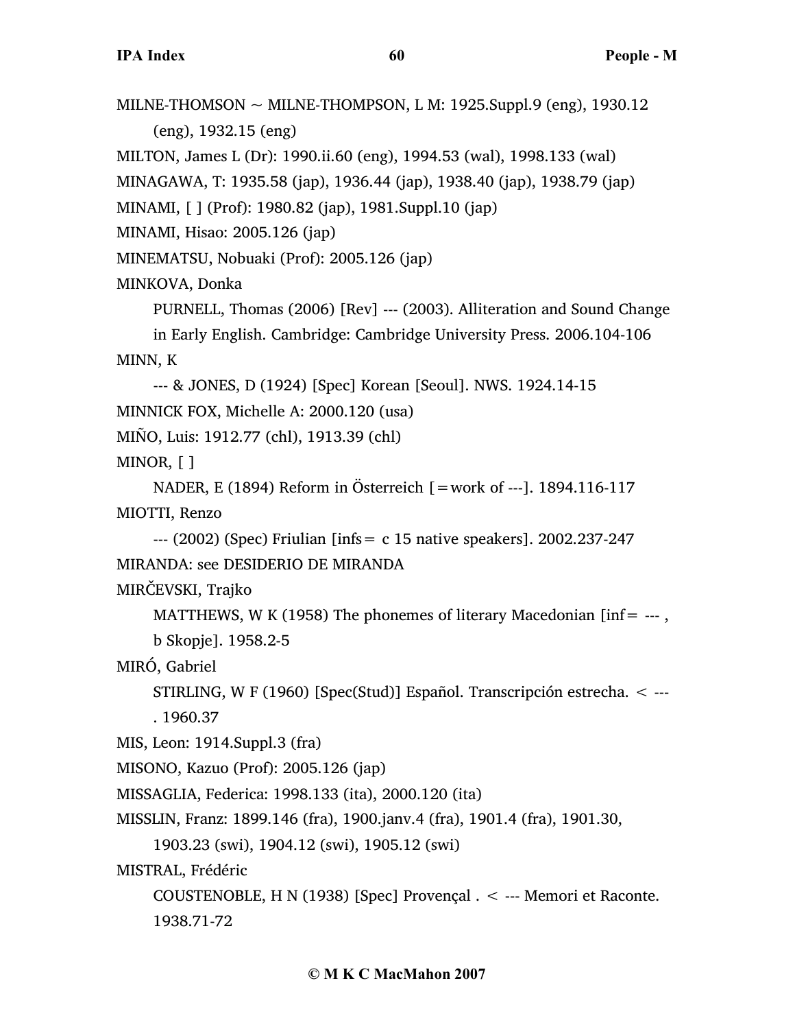MILNE-THOMSON ~ MILNE-THOMPSON, L M: 1925.Suppl.9 (eng), 1930.12 (eng), 1932.15 (eng)

MILTON, James L (Dr): 1990.ii.60 (eng), 1994.53 (wal), 1998.133 (wal)

MINAGAWA, T: 1935.58 (jap), 1936.44 (jap), 1938.40 (jap), 1938.79 (jap)

MINAMI, [ ] (Prof): 1980.82 (jap), 1981.Suppl.10 (jap)

MINAMI, Hisao: 2005.126 (jap)

MINEMATSU, Nobuaki (Prof): 2005.126 (jap)

MINKOVA, Donka

PURNELL, Thomas (2006) [Rev] --- (2003). Alliteration and Sound Change in Early English. Cambridge: Cambridge University Press. 2006.104-106

MINN, K

--- & JONES, D (1924) [Spec] Korean [Seoul]. NWS. 1924.14-15

MINNICK FOX, Michelle A: 2000.120 (usa)

MIÑO, Luis: 1912.77 (chl), 1913.39 (chl)

MINOR, [ ]

NADER, E (1894) Reform in Österreich [=work of ---]. 1894.116-117

MIOTTI, Renzo

--- (2002) (Spec) Friulian [infs= c 15 native speakers]. 2002.237-247

MIRANDA: see DESIDERIO DE MIRANDA

MIRČEVSKI, Trajko

MATTHEWS, W K (1958) The phonemes of literary Macedonian [inf= --- , b Skopje]. 1958.2-5

MIRÓ, Gabriel

STIRLING, W F (1960) [Spec(Stud)] Español. Transcripción estrecha. < --- . 1960.37

MIS, Leon: 1914.Suppl.3 (fra)

MISONO, Kazuo (Prof): 2005.126 (jap)

MISSAGLIA, Federica: 1998.133 (ita), 2000.120 (ita)

MISSLIN, Franz: 1899.146 (fra), 1900.janv.4 (fra), 1901.4 (fra), 1901.30, 1903.23 (swi), 1904.12 (swi), 1905.12 (swi)

MISTRAL, Frédéric

COUSTENOBLE, H N (1938) [Spec] Provençal . < --- Memori et Raconte. 1938.71-72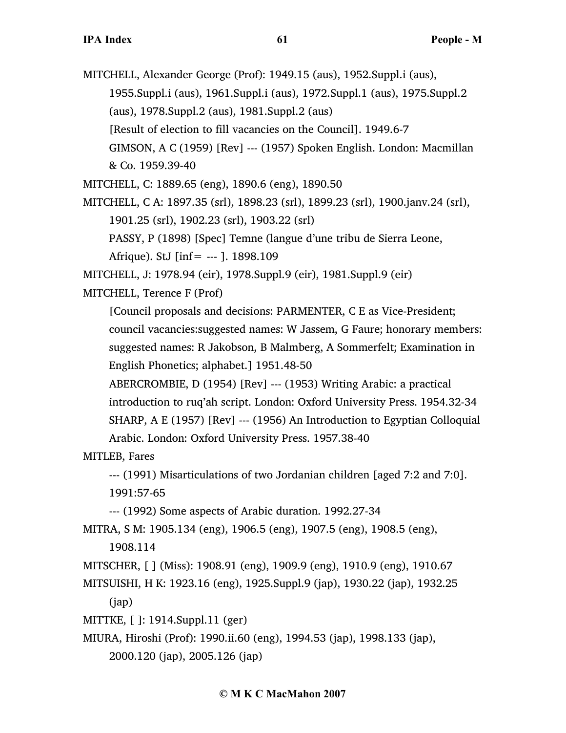MITCHELL, Alexander George (Prof): 1949.15 (aus), 1952.Suppl.i (aus), 1955.Suppl.i (aus), 1961.Suppl.i (aus), 1972.Suppl.1 (aus), 1975.Suppl.2 (aus), 1978.Suppl.2 (aus), 1981.Suppl.2 (aus)

[Result of election to fill vacancies on the Council]. 1949.6-7

GIMSON, A C (1959) [Rev] --- (1957) Spoken English. London: Macmillan & Co. 1959.39-40

MITCHELL, C: 1889.65 (eng), 1890.6 (eng), 1890.50

MITCHELL, C A: 1897.35 (srl), 1898.23 (srl), 1899.23 (srl), 1900.janv.24 (srl), 1901.25 (srl), 1902.23 (srl), 1903.22 (srl)

PASSY, P (1898) [Spec] Temne (langue d'une tribu de Sierra Leone, Afrique). StJ [inf= --- ]. 1898.109

MITCHELL, J: 1978.94 (eir), 1978.Suppl.9 (eir), 1981.Suppl.9 (eir)

MITCHELL, Terence F (Prof)

[Council proposals and decisions: PARMENTER, C E as Vice-President; council vacancies:suggested names: W Jassem, G Faure; honorary members: suggested names: R Jakobson, B Malmberg, A Sommerfelt; Examination in English Phonetics; alphabet.] 1951.48-50

ABERCROMBIE, D (1954) [Rev] --- (1953) Writing Arabic: a practical introduction to ruq'ah script. London: Oxford University Press. 1954.32-34

SHARP, A E (1957) [Rev] --- (1956) An Introduction to Egyptian Colloquial Arabic. London: Oxford University Press. 1957.38-40

MITLEB, Fares

--- (1991) Misarticulations of two Jordanian children [aged 7:2 and 7:0]. 1991:57-65

--- (1992) Some aspects of Arabic duration. 1992.27-34

MITRA, S M: 1905.134 (eng), 1906.5 (eng), 1907.5 (eng), 1908.5 (eng), 1908.114

MITSCHER, [ ] (Miss): 1908.91 (eng), 1909.9 (eng), 1910.9 (eng), 1910.67

MITSUISHI, H K: 1923.16 (eng), 1925.Suppl.9 (jap), 1930.22 (jap), 1932.25 (jap)

MITTKE, [ ]: 1914.Suppl.11 (ger)

MIURA, Hiroshi (Prof): 1990.ii.60 (eng), 1994.53 (jap), 1998.133 (jap), 2000.120 (jap), 2005.126 (jap)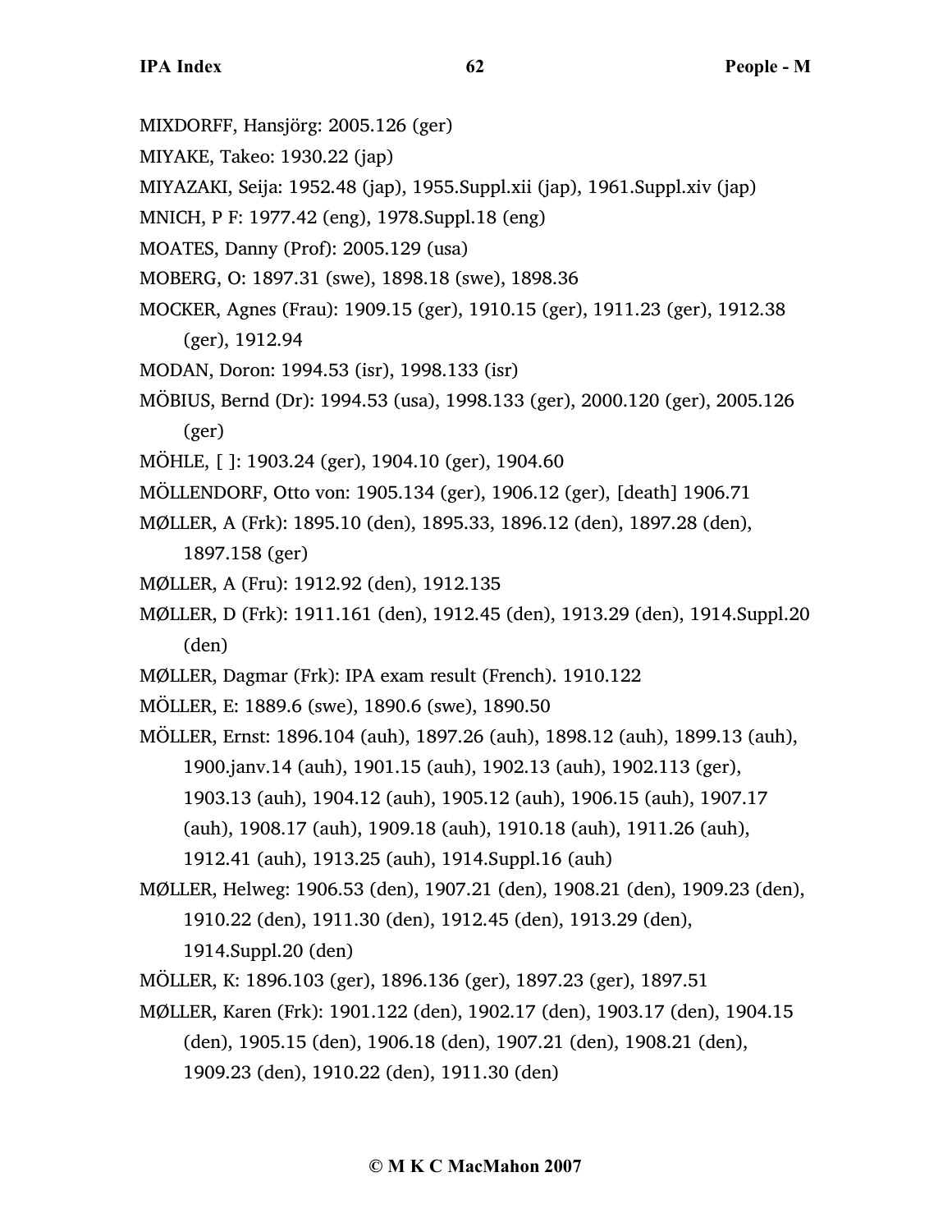MIXDORFF, Hansjörg: 2005.126 (ger)

MIYAKE, Takeo: 1930.22 (jap)

MIYAZAKI, Seija: 1952.48 (jap), 1955.Suppl.xii (jap), 1961.Suppl.xiv (jap)

MNICH, P F: 1977.42 (eng), 1978.Suppl.18 (eng)

MOATES, Danny (Prof): 2005.129 (usa)

MOBERG, O: 1897.31 (swe), 1898.18 (swe), 1898.36

MOCKER, Agnes (Frau): 1909.15 (ger), 1910.15 (ger), 1911.23 (ger), 1912.38 (ger), 1912.94

MODAN, Doron: 1994.53 (isr), 1998.133 (isr)

MÖBIUS, Bernd (Dr): 1994.53 (usa), 1998.133 (ger), 2000.120 (ger), 2005.126 (ger)

MÖHLE, [ ]: 1903.24 (ger), 1904.10 (ger), 1904.60

MÖLLENDORF, Otto von: 1905.134 (ger), 1906.12 (ger), [death] 1906.71

MØLLER, A (Frk): 1895.10 (den), 1895.33, 1896.12 (den), 1897.28 (den), 1897.158 (ger)

MØLLER, A (Fru): 1912.92 (den), 1912.135

MØLLER, D (Frk): 1911.161 (den), 1912.45 (den), 1913.29 (den), 1914.Suppl.20 (den)

MØLLER, Dagmar (Frk): IPA exam result (French). 1910.122

MÖLLER, E: 1889.6 (swe), 1890.6 (swe), 1890.50

MÖLLER, Ernst: 1896.104 (auh), 1897.26 (auh), 1898.12 (auh), 1899.13 (auh), 1900.janv.14 (auh), 1901.15 (auh), 1902.13 (auh), 1902.113 (ger), 1903.13 (auh), 1904.12 (auh), 1905.12 (auh), 1906.15 (auh), 1907.17 (auh), 1908.17 (auh), 1909.18 (auh), 1910.18 (auh), 1911.26 (auh), 1912.41 (auh), 1913.25 (auh), 1914.Suppl.16 (auh)

MØLLER, Helweg: 1906.53 (den), 1907.21 (den), 1908.21 (den), 1909.23 (den), 1910.22 (den), 1911.30 (den), 1912.45 (den), 1913.29 (den), 1914.Suppl.20 (den)

MÖLLER, K: 1896.103 (ger), 1896.136 (ger), 1897.23 (ger), 1897.51

MØLLER, Karen (Frk): 1901.122 (den), 1902.17 (den), 1903.17 (den), 1904.15 (den), 1905.15 (den), 1906.18 (den), 1907.21 (den), 1908.21 (den), 1909.23 (den), 1910.22 (den), 1911.30 (den)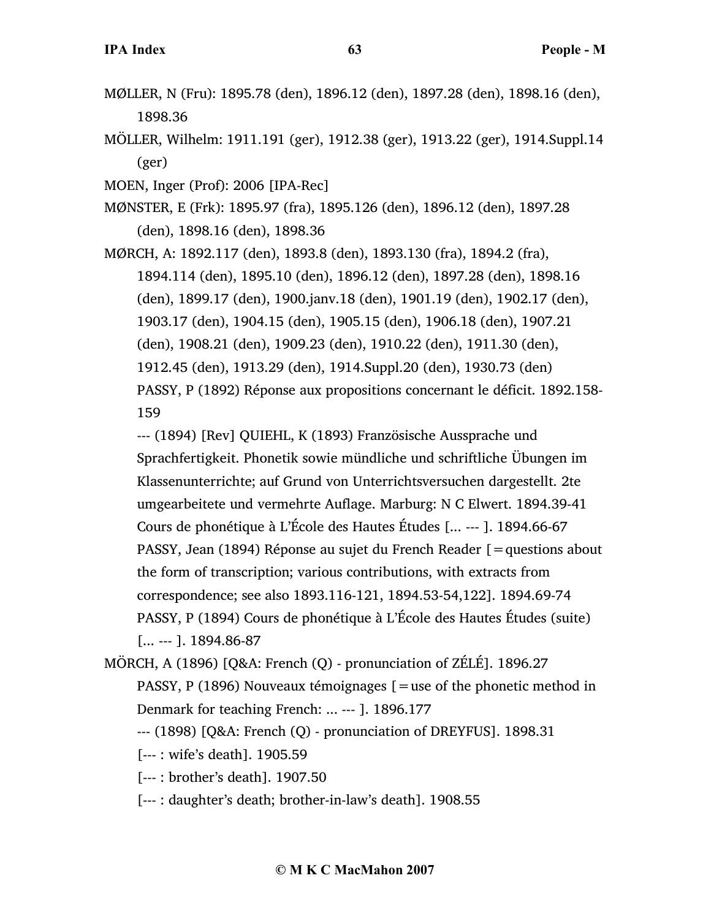MØLLER, N (Fru): 1895.78 (den), 1896.12 (den), 1897.28 (den), 1898.16 (den), 1898.36

MÖLLER, Wilhelm: 1911.191 (ger), 1912.38 (ger), 1913.22 (ger), 1914.Suppl.14 (ger)

MOEN, Inger (Prof): 2006 [IPA-Rec]

MØNSTER, E (Frk): 1895.97 (fra), 1895.126 (den), 1896.12 (den), 1897.28 (den), 1898.16 (den), 1898.36

MØRCH, A: 1892.117 (den), 1893.8 (den), 1893.130 (fra), 1894.2 (fra), 1894.114 (den), 1895.10 (den), 1896.12 (den), 1897.28 (den), 1898.16 (den), 1899.17 (den), 1900.janv.18 (den), 1901.19 (den), 1902.17 (den), 1903.17 (den), 1904.15 (den), 1905.15 (den), 1906.18 (den), 1907.21 (den), 1908.21 (den), 1909.23 (den), 1910.22 (den), 1911.30 (den), 1912.45 (den), 1913.29 (den), 1914.Suppl.20 (den), 1930.73 (den)

PASSY, P (1892) Réponse aux propositions concernant le déficit. 1892.158-159

--- (1894) [Rev] QUIEHL, K (1893) Französische Aussprache und Sprachfertigkeit. Phonetik sowie mündliche und schriftliche Übungen im Klassenunterrichte; auf Grund von Unterrichtsversuchen dargestellt. 2te umgearbeitete und vermehrte Auflage. Marburg: N C Elwert. 1894.39-41

Cours de phonétique à L'École des Hautes Études [... --- ]. 1894.66-67

PASSY, Jean (1894) Réponse au sujet du French Reader [=questions about the form of transcription; various contributions, with extracts from correspondence; see also 1893.116-121, 1894.53-54,122]. 1894.69-74

PASSY, P (1894) Cours de phonétique à L'École des Hautes Études (suite) [... --- ]. 1894.86-87

MÖRCH, A (1896) [Q&A: French (Q) - pronunciation of ZÉLÉ]. 1896.27

PASSY, P (1896) Nouveaux témoignages [=use of the phonetic method in Denmark for teaching French: ... --- ]. 1896.177

--- (1898) [Q&A: French (Q) - pronunciation of DREYFUS]. 1898.31

[--- : wife's death]. 1905.59

[--- : brother's death]. 1907.50

[--- : daughter's death; brother-in-law's death]. 1908.55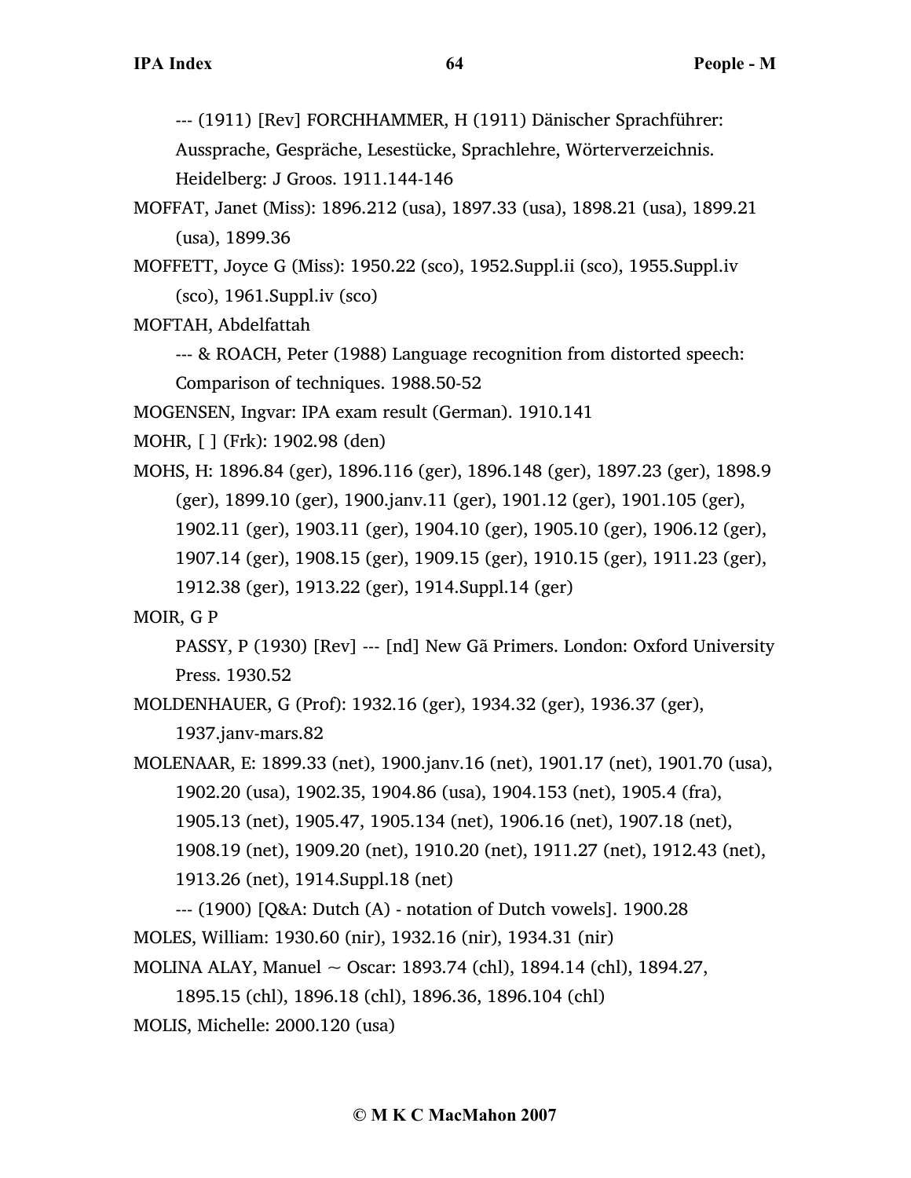--- (1911) [Rev] FORCHHAMMER, H (1911) Dänischer Sprachführer: Aussprache, Gespräche, Lesestücke, Sprachlehre, Wörterverzeichnis. Heidelberg: J Groos. 1911.144-146

MOFFAT, Janet (Miss): 1896.212 (usa), 1897.33 (usa), 1898.21 (usa), 1899.21 (usa), 1899.36

MOFFETT, Joyce G (Miss): 1950.22 (sco), 1952.Suppl.ii (sco), 1955.Suppl.iv (sco), 1961.Suppl.iv (sco)

MOFTAH, Abdelfattah

--- & ROACH, Peter (1988) Language recognition from distorted speech: Comparison of techniques. 1988.50-52

MOGENSEN, Ingvar: IPA exam result (German). 1910.141

MOHR, [ ] (Frk): 1902.98 (den)

MOHS, H: 1896.84 (ger), 1896.116 (ger), 1896.148 (ger), 1897.23 (ger), 1898.9 (ger), 1899.10 (ger), 1900.janv.11 (ger), 1901.12 (ger), 1901.105 (ger), 1902.11 (ger), 1903.11 (ger), 1904.10 (ger), 1905.10 (ger), 1906.12 (ger), 1907.14 (ger), 1908.15 (ger), 1909.15 (ger), 1910.15 (ger), 1911.23 (ger), 1912.38 (ger), 1913.22 (ger), 1914.Suppl.14 (ger)

MOIR, G P

PASSY, P (1930) [Rev] --- [nd] New Gã Primers. London: Oxford University Press. 1930.52

MOLDENHAUER, G (Prof): 1932.16 (ger), 1934.32 (ger), 1936.37 (ger), 1937.janv-mars.82

MOLENAAR, E: 1899.33 (net), 1900.janv.16 (net), 1901.17 (net), 1901.70 (usa), 1902.20 (usa), 1902.35, 1904.86 (usa), 1904.153 (net), 1905.4 (fra), 1905.13 (net), 1905.47, 1905.134 (net), 1906.16 (net), 1907.18 (net), 1908.19 (net), 1909.20 (net), 1910.20 (net), 1911.27 (net), 1912.43 (net), 1913.26 (net), 1914.Suppl.18 (net)

--- (1900) [Q&A: Dutch (A) - notation of Dutch vowels]. 1900.28

MOLES, William: 1930.60 (nir), 1932.16 (nir), 1934.31 (nir)

MOLINA ALAY, Manuel ~ Oscar: 1893.74 (chl), 1894.14 (chl), 1894.27, 1895.15 (chl), 1896.18 (chl), 1896.36, 1896.104 (chl)

MOLIS, Michelle: 2000.120 (usa)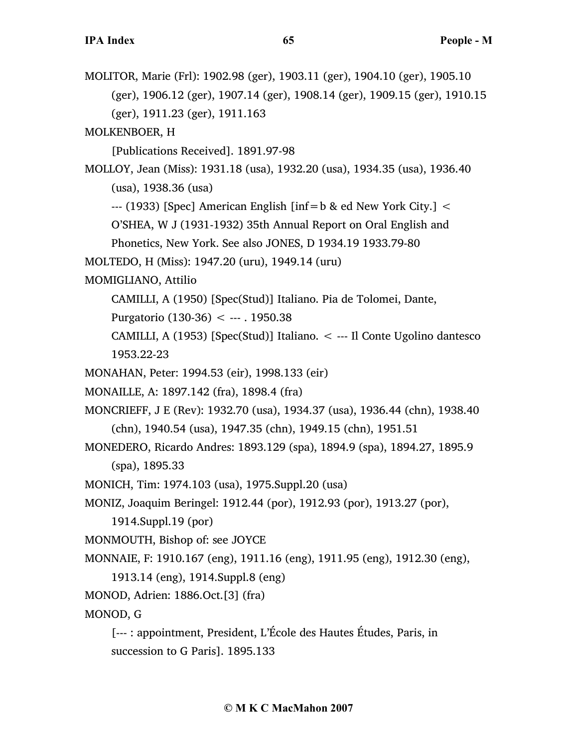MOLITOR, Marie (Frl): 1902.98 (ger), 1903.11 (ger), 1904.10 (ger), 1905.10 (ger), 1906.12 (ger), 1907.14 (ger), 1908.14 (ger), 1909.15 (ger), 1910.15 (ger), 1911.23 (ger), 1911.163

MOLKENBOER, H

[Publications Received]. 1891.97-98

MOLLOY, Jean (Miss): 1931.18 (usa), 1932.20 (usa), 1934.35 (usa), 1936.40 (usa), 1938.36 (usa)

--- (1933) [Spec] American English [inf=b & ed New York City.] < O'SHEA, W J (1931-1932) 35th Annual Report on Oral English and Phonetics, New York. See also JONES, D 1934.19 1933.79-80

MOLTEDO, H (Miss): 1947.20 (uru), 1949.14 (uru)

MOMIGLIANO, Attilio

CAMILLI, A (1950) [Spec(Stud)] Italiano. Pia de Tolomei, Dante, Purgatorio (130-36) < --- . 1950.38

CAMILLI, A (1953) [Spec(Stud)] Italiano. < --- Il Conte Ugolino dantesco 1953.22-23

MONAHAN, Peter: 1994.53 (eir), 1998.133 (eir)

MONAILLE, A: 1897.142 (fra), 1898.4 (fra)

MONCRIEFF, J E (Rev): 1932.70 (usa), 1934.37 (usa), 1936.44 (chn), 1938.40 (chn), 1940.54 (usa), 1947.35 (chn), 1949.15 (chn), 1951.51

MONEDERO, Ricardo Andres: 1893.129 (spa), 1894.9 (spa), 1894.27, 1895.9 (spa), 1895.33

MONICH, Tim: 1974.103 (usa), 1975.Suppl.20 (usa)

MONIZ, Joaquim Beringel: 1912.44 (por), 1912.93 (por), 1913.27 (por), 1914.Suppl.19 (por)

MONMOUTH, Bishop of: see JOYCE

MONNAIE, F: 1910.167 (eng), 1911.16 (eng), 1911.95 (eng), 1912.30 (eng), 1913.14 (eng), 1914.Suppl.8 (eng)

MONOD, Adrien: 1886.Oct.[3] (fra)

MONOD, G

[--- : appointment, President, L'École des Hautes Études, Paris, in succession to G Paris]. 1895.133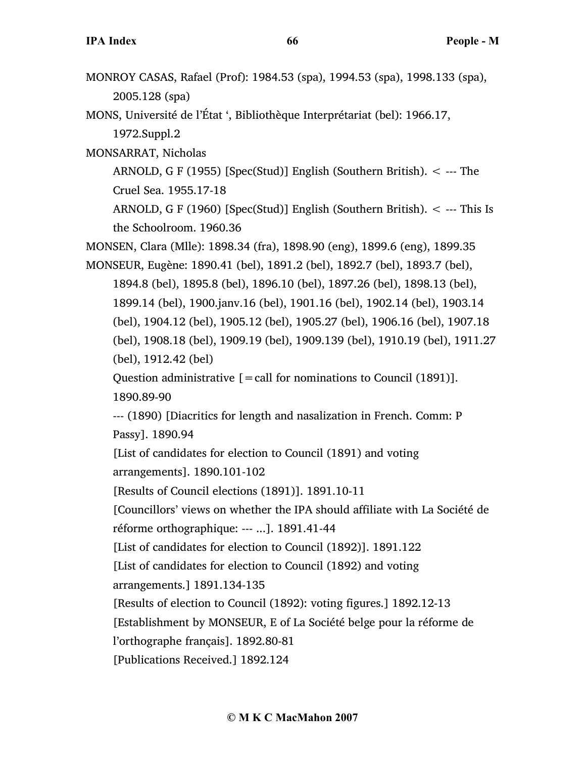MONROY CASAS, Rafael (Prof): 1984.53 (spa), 1994.53 (spa), 1998.133 (spa), 2005.128 (spa)

MONS, Université de l'État ', Bibliothèque Interprétariat (bel): 1966.17, 1972.Suppl.2

MONSARRAT, Nicholas

ARNOLD, G F (1955) [Spec(Stud)] English (Southern British). < --- The Cruel Sea. 1955.17-18

ARNOLD, G F (1960) [Spec(Stud)] English (Southern British). < --- This Is the Schoolroom. 1960.36

MONSEN, Clara (Mlle): 1898.34 (fra), 1898.90 (eng), 1899.6 (eng), 1899.35

MONSEUR, Eugène: 1890.41 (bel), 1891.2 (bel), 1892.7 (bel), 1893.7 (bel), 1894.8 (bel), 1895.8 (bel), 1896.10 (bel), 1897.26 (bel), 1898.13 (bel), 1899.14 (bel), 1900.janv.16 (bel), 1901.16 (bel), 1902.14 (bel), 1903.14 (bel), 1904.12 (bel), 1905.12 (bel), 1905.27 (bel), 1906.16 (bel), 1907.18 (bel), 1908.18 (bel), 1909.19 (bel), 1909.139 (bel), 1910.19 (bel), 1911.27 (bel), 1912.42 (bel)

Question administrative [=call for nominations to Council (1891)]. 1890.89-90

--- (1890) [Diacritics for length and nasalization in French. Comm: P Passy]. 1890.94

[List of candidates for election to Council (1891) and voting arrangements]. 1890.101-102

[Results of Council elections (1891)]. 1891.10-11

[Councillors' views on whether the IPA should affiliate with La Société de réforme orthographique: --- ...]. 1891.41-44

[List of candidates for election to Council (1892)]. 1891.122

[List of candidates for election to Council (1892) and voting arrangements.] 1891.134-135

[Results of election to Council (1892): voting figures.] 1892.12-13

[Establishment by MONSEUR, E of La Société belge pour la réforme de l'orthographe français]. 1892.80-81

[Publications Received.] 1892.124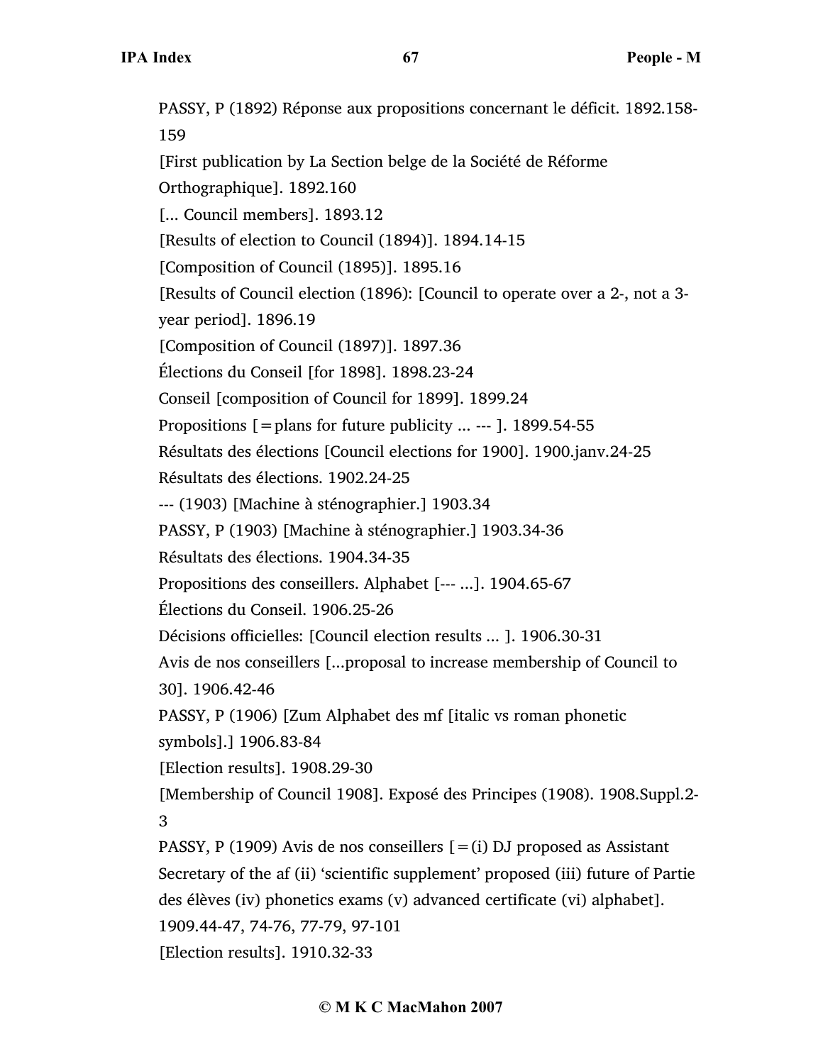PASSY, P (1892) Réponse aux propositions concernant le déficit. 1892.158-159

[First publication by La Section belge de la Société de Réforme Orthographique]. 1892.160

[... Council members]. 1893.12

[Results of election to Council (1894)]. 1894.14-15

[Composition of Council (1895)]. 1895.16

[Results of Council election (1896): [Council to operate over a 2-, not a 3-year period]. 1896.19

[Composition of Council (1897)]. 1897.36

Élections du Conseil [for 1898]. 1898.23-24

Conseil [composition of Council for 1899]. 1899.24

Propositions [=plans for future publicity ... --- ]. 1899.54-55

Résultats des élections [Council elections for 1900]. 1900.janv.24-25

Résultats des élections. 1902.24-25

--- (1903) [Machine à sténographier.] 1903.34

PASSY, P (1903) [Machine à sténographier.] 1903.34-36

Résultats des élections. 1904.34-35

Propositions des conseillers. Alphabet [--- ...]. 1904.65-67

Élections du Conseil. 1906.25-26

Décisions officielles: [Council election results ... ]. 1906.30-31

Avis de nos conseillers [...proposal to increase membership of Council to 30]. 1906.42-46

PASSY, P (1906) [Zum Alphabet des mf [italic vs roman phonetic symbols].] 1906.83-84

[Election results]. 1908.29-30

[Membership of Council 1908]. Exposé des Principes (1908). 1908.Suppl.2-3

PASSY, P (1909) Avis de nos conseillers [=(i) DJ proposed as Assistant Secretary of the af (ii) 'scientific supplement' proposed (iii) future of Partie des élèves (iv) phonetics exams (v) advanced certificate (vi) alphabet]. 1909.44-47, 74-76, 77-79, 97-101

[Election results]. 1910.32-33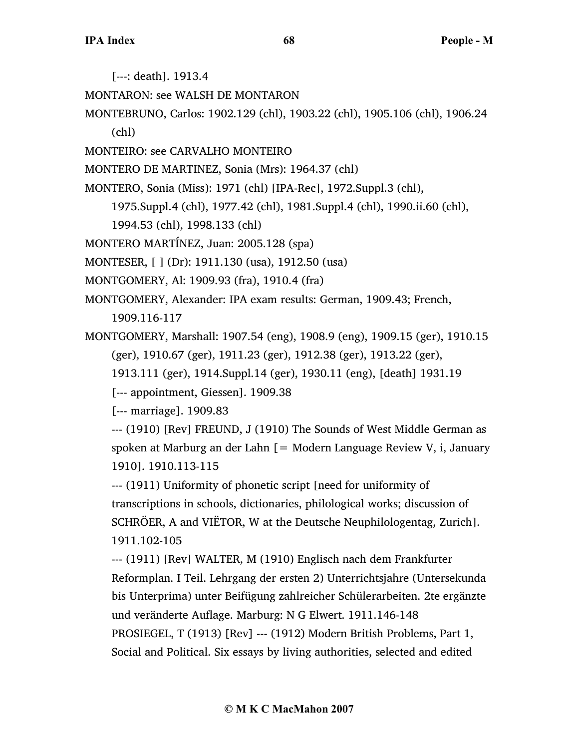[---: death]. 1913.4

MONTARON: see WALSH DE MONTARON

MONTEBRUNO, Carlos: 1902.129 (chl), 1903.22 (chl), 1905.106 (chl), 1906.24 (chl)

MONTEIRO: see CARVALHO MONTEIRO

MONTERO DE MARTINEZ, Sonia (Mrs): 1964.37 (chl)

MONTERO, Sonia (Miss): 1971 (chl) [IPA-Rec], 1972.Suppl.3 (chl), 1975.Suppl.4 (chl), 1977.42 (chl), 1981.Suppl.4 (chl), 1990.ii.60 (chl), 1994.53 (chl), 1998.133 (chl)

MONTERO MARTÍNEZ, Juan: 2005.128 (spa)

MONTESER, [ ] (Dr): 1911.130 (usa), 1912.50 (usa)

MONTGOMERY, Al: 1909.93 (fra), 1910.4 (fra)

MONTGOMERY, Alexander: IPA exam results: German, 1909.43; French, 1909.116-117

MONTGOMERY, Marshall: 1907.54 (eng), 1908.9 (eng), 1909.15 (ger), 1910.15 (ger), 1910.67 (ger), 1911.23 (ger), 1912.38 (ger), 1913.22 (ger), 1913.111 (ger), 1914.Suppl.14 (ger), 1930.11 (eng), [death] 1931.19

[--- appointment, Giessen]. 1909.38

[--- marriage]. 1909.83

--- (1910) [Rev] FREUND, J (1910) The Sounds of West Middle German as spoken at Marburg an der Lahn [= Modern Language Review V, i, January 1910]. 1910.113-115

--- (1911) Uniformity of phonetic script [need for uniformity of transcriptions in schools, dictionaries, philological works; discussion of SCHRÖER, A and VIËTOR, W at the Deutsche Neuphilologentag, Zurich]. 1911.102-105

--- (1911) [Rev] WALTER, M (1910) Englisch nach dem Frankfurter Reformplan. I Teil. Lehrgang der ersten 2) Unterrichtsjahre (Untersekunda bis Unterprima) unter Beifügung zahlreicher Schülerarbeiten. 2te ergänzte und veränderte Auflage. Marburg: N G Elwert. 1911.146-148

PROSIEGEL, T (1913) [Rev] --- (1912) Modern British Problems, Part 1, Social and Political. Six essays by living authorities, selected and edited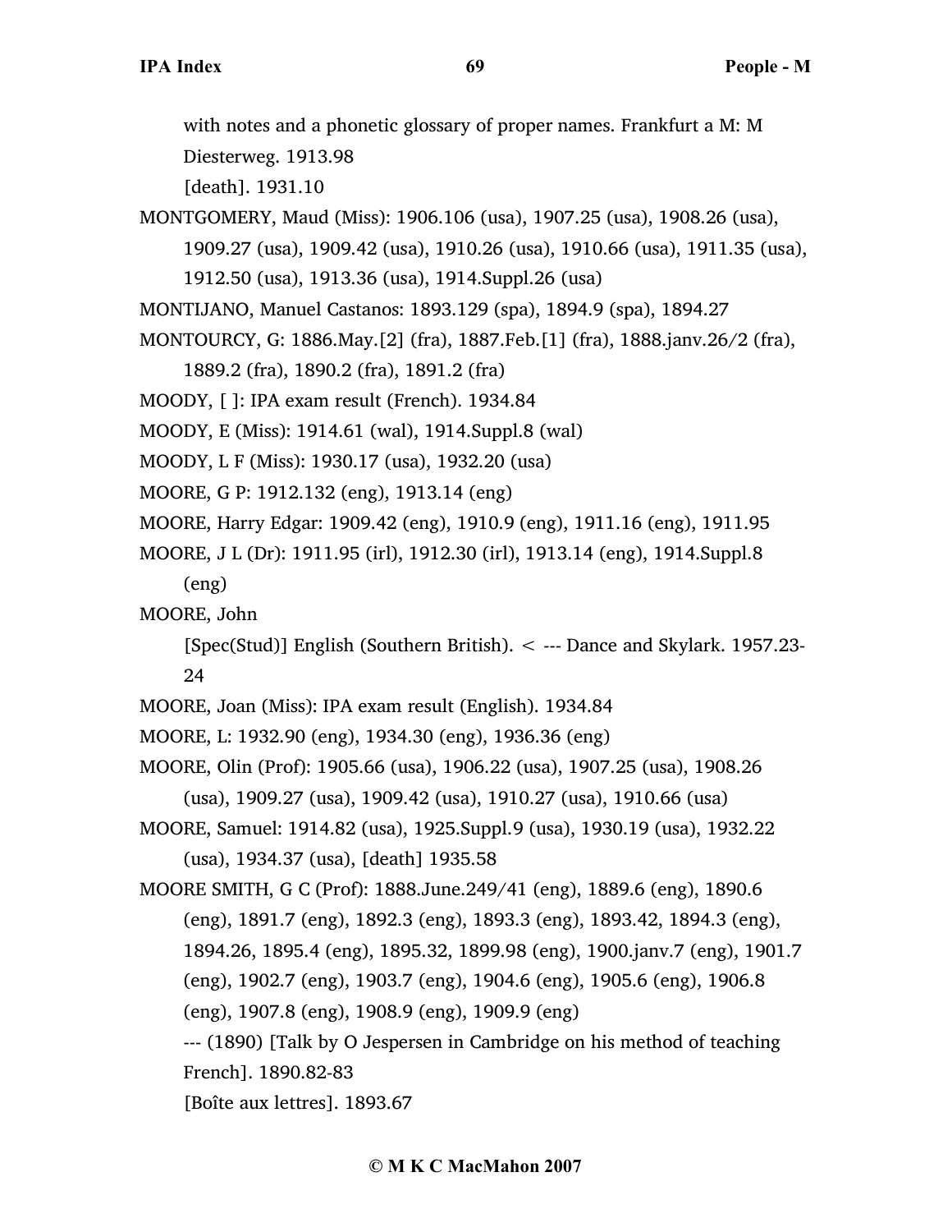with notes and a phonetic glossary of proper names. Frankfurt a M: M Diesterweg. 1913.98

[death]. 1931.10

MONTGOMERY, Maud (Miss): 1906.106 (usa), 1907.25 (usa), 1908.26 (usa), 1909.27 (usa), 1909.42 (usa), 1910.26 (usa), 1910.66 (usa), 1911.35 (usa), 1912.50 (usa), 1913.36 (usa), 1914.Suppl.26 (usa)

MONTIJANO, Manuel Castanos: 1893.129 (spa), 1894.9 (spa), 1894.27

MONTOURCY, G: 1886.May.[2] (fra), 1887.Feb.[1] (fra), 1888.janv.26/2 (fra), 1889.2 (fra), 1890.2 (fra), 1891.2 (fra)

MOODY, [ ]: IPA exam result (French). 1934.84

MOODY, E (Miss): 1914.61 (wal), 1914.Suppl.8 (wal)

MOODY, L F (Miss): 1930.17 (usa), 1932.20 (usa)

MOORE, G P: 1912.132 (eng), 1913.14 (eng)

MOORE, Harry Edgar: 1909.42 (eng), 1910.9 (eng), 1911.16 (eng), 1911.95

MOORE, J L (Dr): 1911.95 (irl), 1912.30 (irl), 1913.14 (eng), 1914.Suppl.8 (eng)

MOORE, John

[Spec(Stud)] English (Southern British). < --- Dance and Skylark. 1957.23-24

MOORE, Joan (Miss): IPA exam result (English). 1934.84

MOORE, L: 1932.90 (eng), 1934.30 (eng), 1936.36 (eng)

MOORE, Olin (Prof): 1905.66 (usa), 1906.22 (usa), 1907.25 (usa), 1908.26 (usa), 1909.27 (usa), 1909.42 (usa), 1910.27 (usa), 1910.66 (usa)

MOORE, Samuel: 1914.82 (usa), 1925.Suppl.9 (usa), 1930.19 (usa), 1932.22 (usa), 1934.37 (usa), [death] 1935.58

MOORE SMITH, G C (Prof): 1888.June.249/41 (eng), 1889.6 (eng), 1890.6 (eng), 1891.7 (eng), 1892.3 (eng), 1893.3 (eng), 1893.42, 1894.3 (eng), 1894.26, 1895.4 (eng), 1895.32, 1899.98 (eng), 1900.janv.7 (eng), 1901.7 (eng), 1902.7 (eng), 1903.7 (eng), 1904.6 (eng), 1905.6 (eng), 1906.8 (eng), 1907.8 (eng), 1908.9 (eng), 1909.9 (eng)

--- (1890) [Talk by O Jespersen in Cambridge on his method of teaching French]. 1890.82-83

[Boîte aux lettres]. 1893.67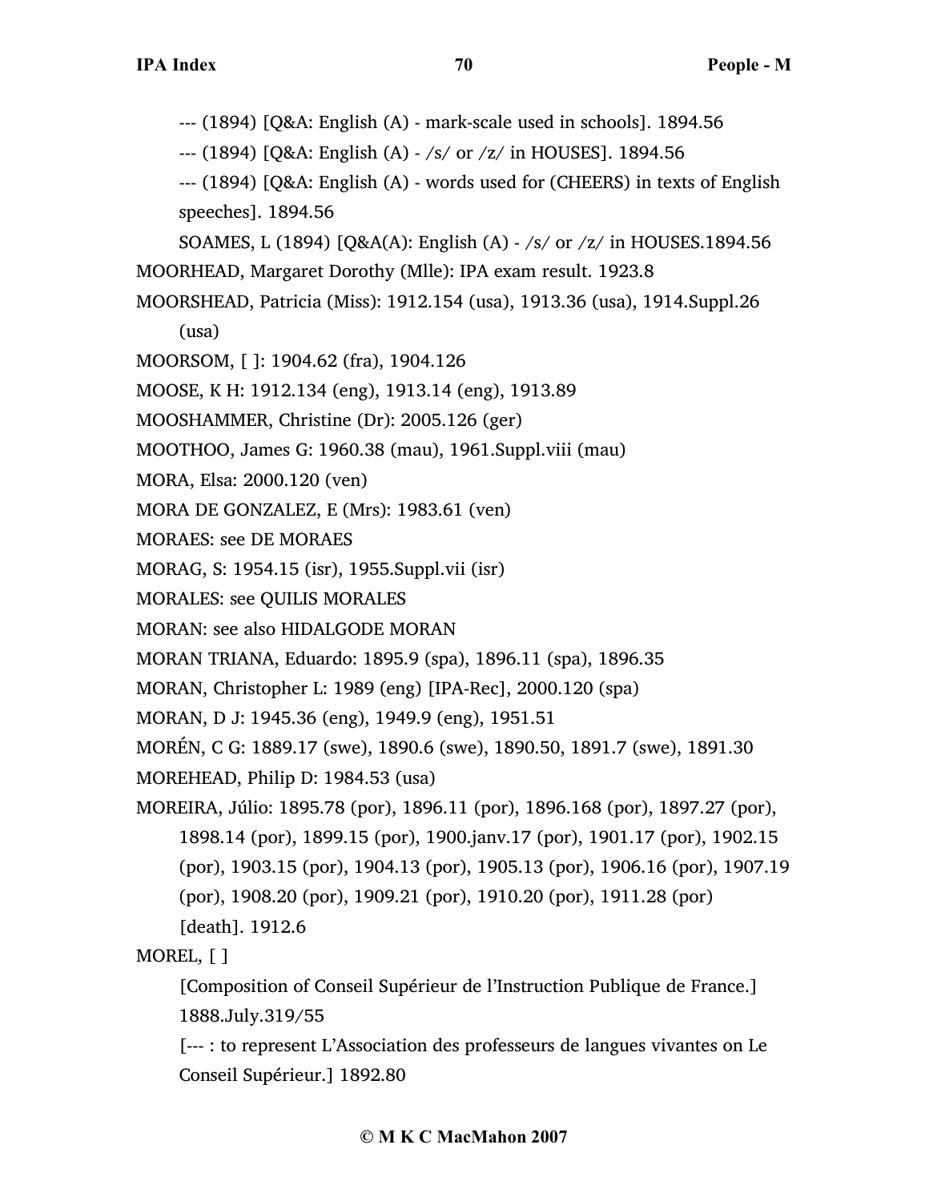--- (1894) [Q&A: English (A) - mark-scale used in schools]. 1894.56

--- (1894) [Q&A: English (A) - /s/ or /z/ in HOUSES]. 1894.56

--- (1894) [Q&A: English (A) - words used for (CHEERS) in texts of English speeches]. 1894.56

SOAMES, L (1894) [Q&A(A): English (A) - /s/ or /z/ in HOUSES.1894.56

MOORHEAD, Margaret Dorothy (Mlle): IPA exam result. 1923.8

MOORSHEAD, Patricia (Miss): 1912.154 (usa), 1913.36 (usa), 1914.Suppl.26 (usa)

MOORSOM, [ ]: 1904.62 (fra), 1904.126

MOOSE, K H: 1912.134 (eng), 1913.14 (eng), 1913.89

MOOSHAMMER, Christine (Dr): 2005.126 (ger)

MOOTHOO, James G: 1960.38 (mau), 1961.Suppl.viii (mau)

MORA, Elsa: 2000.120 (ven)

MORA DE GONZALEZ, E (Mrs): 1983.61 (ven)

MORAES: see DE MORAES

MORAG, S: 1954.15 (isr), 1955.Suppl.vii (isr)

MORALES: see QUILIS MORALES

MORAN: see also HIDALGODE MORAN

MORAN TRIANA, Eduardo: 1895.9 (spa), 1896.11 (spa), 1896.35

MORAN, Christopher L: 1989 (eng) [IPA-Rec], 2000.120 (spa)

MORAN, D J: 1945.36 (eng), 1949.9 (eng), 1951.51

MORÉN, C G: 1889.17 (swe), 1890.6 (swe), 1890.50, 1891.7 (swe), 1891.30

MOREHEAD, Philip D: 1984.53 (usa)

MOREIRA, Júlio: 1895.78 (por), 1896.11 (por), 1896.168 (por), 1897.27 (por), 1898.14 (por), 1899.15 (por), 1900.janv.17 (por), 1901.17 (por), 1902.15 (por), 1903.15 (por), 1904.13 (por), 1905.13 (por), 1906.16 (por), 1907.19 (por), 1908.20 (por), 1909.21 (por), 1910.20 (por), 1911.28 (por) [death]. 1912.6

MOREL, [ ]

[Composition of Conseil Supérieur de l'Instruction Publique de France.] 1888.July.319/55

[--- : to represent L'Association des professeurs de langues vivantes on Le Conseil Supérieur.] 1892.80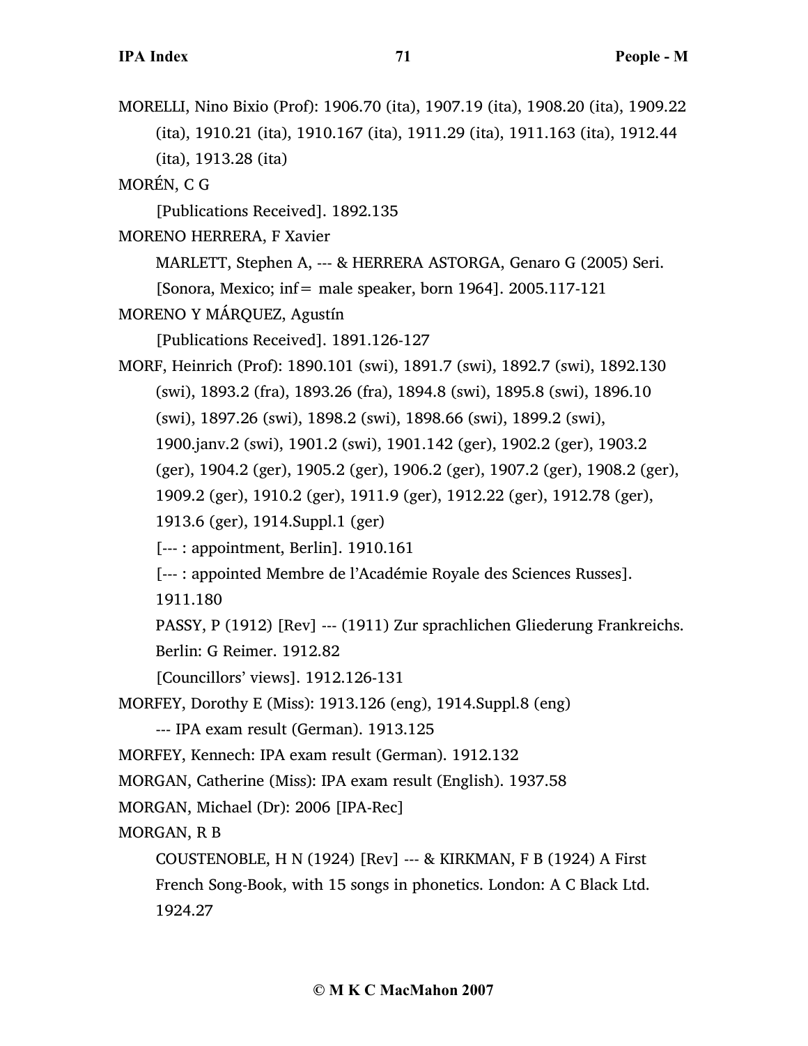MORELLI, Nino Bixio (Prof): 1906.70 (ita), 1907.19 (ita), 1908.20 (ita), 1909.22 (ita), 1910.21 (ita), 1910.167 (ita), 1911.29 (ita), 1911.163 (ita), 1912.44 (ita), 1913.28 (ita)

MORÉN, C G

[Publications Received]. 1892.135

MORENO HERRERA, F Xavier

MARLETT, Stephen A, --- & HERRERA ASTORGA, Genaro G (2005) Seri. [Sonora, Mexico; inf= male speaker, born 1964]. 2005.117-121

MORENO Y MÁRQUEZ, Agustín

[Publications Received]. 1891.126-127

MORF, Heinrich (Prof): 1890.101 (swi), 1891.7 (swi), 1892.7 (swi), 1892.130 (swi), 1893.2 (fra), 1893.26 (fra), 1894.8 (swi), 1895.8 (swi), 1896.10 (swi), 1897.26 (swi), 1898.2 (swi), 1898.66 (swi), 1899.2 (swi), 1900.janv.2 (swi), 1901.2 (swi), 1901.142 (ger), 1902.2 (ger), 1903.2 (ger), 1904.2 (ger), 1905.2 (ger), 1906.2 (ger), 1907.2 (ger), 1908.2 (ger), 1909.2 (ger), 1910.2 (ger), 1911.9 (ger), 1912.22 (ger), 1912.78 (ger), 1913.6 (ger), 1914.Suppl.1 (ger)

[--- : appointment, Berlin]. 1910.161

[--- : appointed Membre de l'Académie Royale des Sciences Russes]. 1911.180

PASSY, P (1912) [Rev] --- (1911) Zur sprachlichen Gliederung Frankreichs. Berlin: G Reimer. 1912.82

[Councillors' views]. 1912.126-131

MORFEY, Dorothy E (Miss): 1913.126 (eng), 1914.Suppl.8 (eng)

--- IPA exam result (German). 1913.125

MORFEY, Kennech: IPA exam result (German). 1912.132

MORGAN, Catherine (Miss): IPA exam result (English). 1937.58

MORGAN, Michael (Dr): 2006 [IPA-Rec]

MORGAN, R B

COUSTENOBLE, H N (1924) [Rev] --- & KIRKMAN, F B (1924) A First French Song-Book, with 15 songs in phonetics. London: A C Black Ltd. 1924.27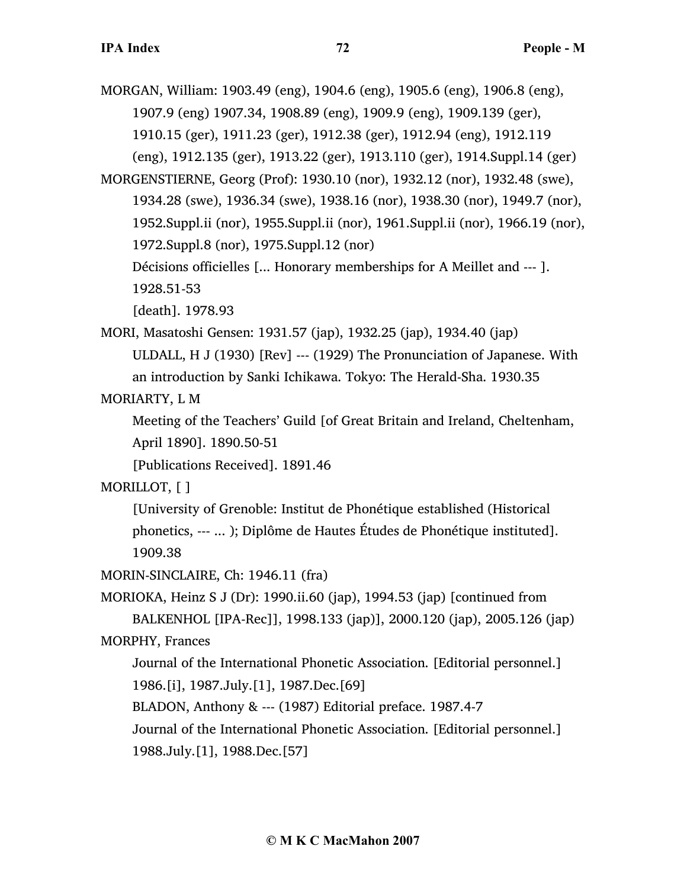MORGAN, William: 1903.49 (eng), 1904.6 (eng), 1905.6 (eng), 1906.8 (eng), 1907.9 (eng) 1907.34, 1908.89 (eng), 1909.9 (eng), 1909.139 (ger), 1910.15 (ger), 1911.23 (ger), 1912.38 (ger), 1912.94 (eng), 1912.119 (eng), 1912.135 (ger), 1913.22 (ger), 1913.110 (ger), 1914.Suppl.14 (ger)

MORGENSTIERNE, Georg (Prof): 1930.10 (nor), 1932.12 (nor), 1932.48 (swe), 1934.28 (swe), 1936.34 (swe), 1938.16 (nor), 1938.30 (nor), 1949.7 (nor), 1952.Suppl.ii (nor), 1955.Suppl.ii (nor), 1961.Suppl.ii (nor), 1966.19 (nor), 1972.Suppl.8 (nor), 1975.Suppl.12 (nor)

Décisions officielles [... Honorary memberships for A Meillet and --- ]. 1928.51-53

[death]. 1978.93

MORI, Masatoshi Gensen: 1931.57 (jap), 1932.25 (jap), 1934.40 (jap)

ULDALL, H J (1930) [Rev] --- (1929) The Pronunciation of Japanese. With an introduction by Sanki Ichikawa. Tokyo: The Herald-Sha. 1930.35

MORIARTY, L M

Meeting of the Teachers' Guild [of Great Britain and Ireland, Cheltenham, April 1890]. 1890.50-51

[Publications Received]. 1891.46

MORILLOT, [ ]

[University of Grenoble: Institut de Phonétique established (Historical phonetics, --- ... ); Diplôme de Hautes Études de Phonétique instituted]. 1909.38

MORIN-SINCLAIRE, Ch: 1946.11 (fra)

MORIOKA, Heinz S J (Dr): 1990.ii.60 (jap), 1994.53 (jap) [continued from BALKENHOL [IPA-Rec]], 1998.133 (jap)], 2000.120 (jap), 2005.126 (jap)

MORPHY, Frances

Journal of the International Phonetic Association. [Editorial personnel.] 1986.[i], 1987.July.[1], 1987.Dec.[69]

BLADON, Anthony & --- (1987) Editorial preface. 1987.4-7

Journal of the International Phonetic Association. [Editorial personnel.] 1988.July.[1], 1988.Dec.[57]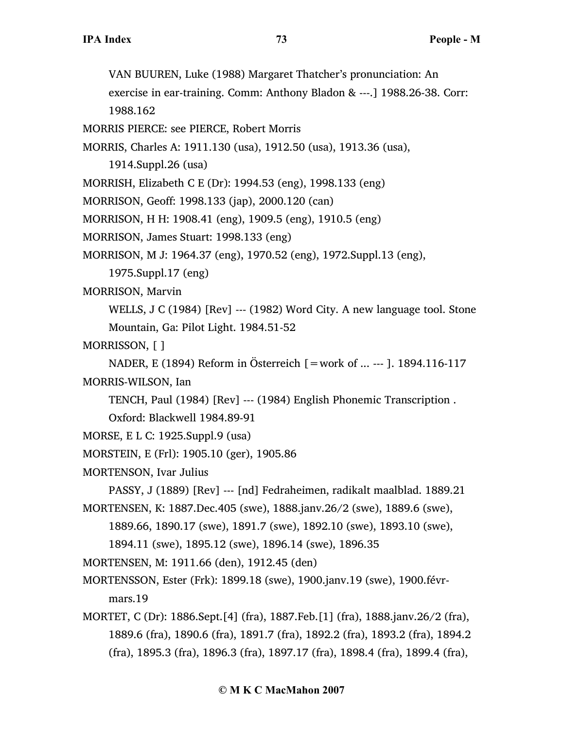VAN BUUREN, Luke (1988) Margaret Thatcher's pronunciation: An exercise in ear-training. Comm: Anthony Bladon & ---.] 1988.26-38. Corr: 1988.162

MORRIS PIERCE: see PIERCE, Robert Morris

MORRIS, Charles A: 1911.130 (usa), 1912.50 (usa), 1913.36 (usa), 1914.Suppl.26 (usa)

MORRISH, Elizabeth C E (Dr): 1994.53 (eng), 1998.133 (eng)

MORRISON, Geoff: 1998.133 (jap), 2000.120 (can)

MORRISON, H H: 1908.41 (eng), 1909.5 (eng), 1910.5 (eng)

MORRISON, James Stuart: 1998.133 (eng)

MORRISON, M J: 1964.37 (eng), 1970.52 (eng), 1972.Suppl.13 (eng), 1975.Suppl.17 (eng)

MORRISON, Marvin

WELLS, J C (1984) [Rev] --- (1982) Word City. A new language tool. Stone Mountain, Ga: Pilot Light. 1984.51-52

MORRISSON, [ ]

NADER, E (1894) Reform in Österreich [=work of ... --- ]. 1894.116-117

MORRIS-WILSON, Ian

TENCH, Paul (1984) [Rev] --- (1984) English Phonemic Transcription . Oxford: Blackwell 1984.89-91

MORSE, E L C: 1925.Suppl.9 (usa)

MORSTEIN, E (Frl): 1905.10 (ger), 1905.86

MORTENSON, Ivar Julius

PASSY, J (1889) [Rev] --- [nd] Fedraheimen, radikalt maalblad. 1889.21

MORTENSEN, K: 1887.Dec.405 (swe), 1888.janv.26/2 (swe), 1889.6 (swe), 1889.66, 1890.17 (swe), 1891.7 (swe), 1892.10 (swe), 1893.10 (swe), 1894.11 (swe), 1895.12 (swe), 1896.14 (swe), 1896.35

MORTENSEN, M: 1911.66 (den), 1912.45 (den)

MORTENSSON, Ester (Frk): 1899.18 (swe), 1900.janv.19 (swe), 1900.févr-mars.19

MORTET, C (Dr): 1886.Sept.[4] (fra), 1887.Feb.[1] (fra), 1888.janv.26/2 (fra), 1889.6 (fra), 1890.6 (fra), 1891.7 (fra), 1892.2 (fra), 1893.2 (fra), 1894.2 (fra), 1895.3 (fra), 1896.3 (fra), 1897.17 (fra), 1898.4 (fra), 1899.4 (fra),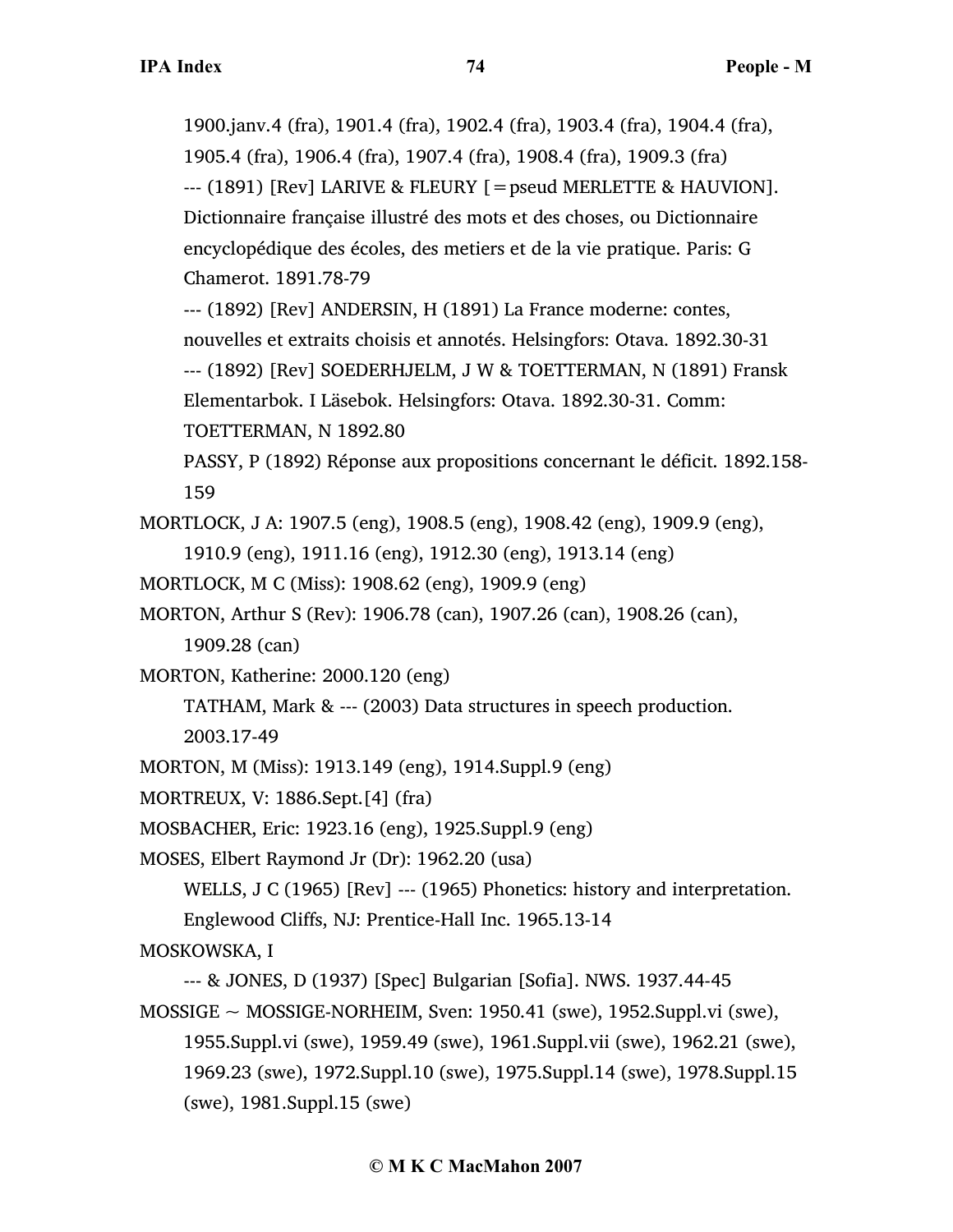1900.janv.4 (fra), 1901.4 (fra), 1902.4 (fra), 1903.4 (fra), 1904.4 (fra), 1905.4 (fra), 1906.4 (fra), 1907.4 (fra), 1908.4 (fra), 1909.3 (fra)

--- (1891) [Rev] LARIVE & FLEURY [=pseud MERLETTE & HAUVION]. Dictionnaire française illustré des mots et des choses, ou Dictionnaire encyclopédique des écoles, des metiers et de la vie pratique. Paris: G Chamerot. 1891.78-79

--- (1892) [Rev] ANDERSIN, H (1891) La France moderne: contes, nouvelles et extraits choisis et annotés. Helsingfors: Otava. 1892.30-31

--- (1892) [Rev] SOEDERHJELM, J W & TOETTERMAN, N (1891) Fransk Elementarbok. I Läsebok. Helsingfors: Otava. 1892.30-31. Comm: TOETTERMAN, N 1892.80

PASSY, P (1892) Réponse aux propositions concernant le déficit. 1892.158-159

MORTLOCK, J A: 1907.5 (eng), 1908.5 (eng), 1908.42 (eng), 1909.9 (eng), 1910.9 (eng), 1911.16 (eng), 1912.30 (eng), 1913.14 (eng)

MORTLOCK, M C (Miss): 1908.62 (eng), 1909.9 (eng)

MORTON, Arthur S (Rev): 1906.78 (can), 1907.26 (can), 1908.26 (can), 1909.28 (can)

MORTON, Katherine: 2000.120 (eng)

TATHAM, Mark & --- (2003) Data structures in speech production. 2003.17-49

MORTON, M (Miss): 1913.149 (eng), 1914.Suppl.9 (eng)

MORTREUX, V: 1886.Sept.[4] (fra)

MOSBACHER, Eric: 1923.16 (eng), 1925.Suppl.9 (eng)

MOSES, Elbert Raymond Jr (Dr): 1962.20 (usa)

WELLS, J C (1965) [Rev] --- (1965) Phonetics: history and interpretation. Englewood Cliffs, NJ: Prentice-Hall Inc. 1965.13-14

MOSKOWSKA, I

--- & JONES, D (1937) [Spec] Bulgarian [Sofia]. NWS. 1937.44-45

MOSSIGE ~ MOSSIGE-NORHEIM, Sven: 1950.41 (swe), 1952.Suppl.vi (swe), 1955.Suppl.vi (swe), 1959.49 (swe), 1961.Suppl.vii (swe), 1962.21 (swe), 1969.23 (swe), 1972.Suppl.10 (swe), 1975.Suppl.14 (swe), 1978.Suppl.15 (swe), 1981.Suppl.15 (swe)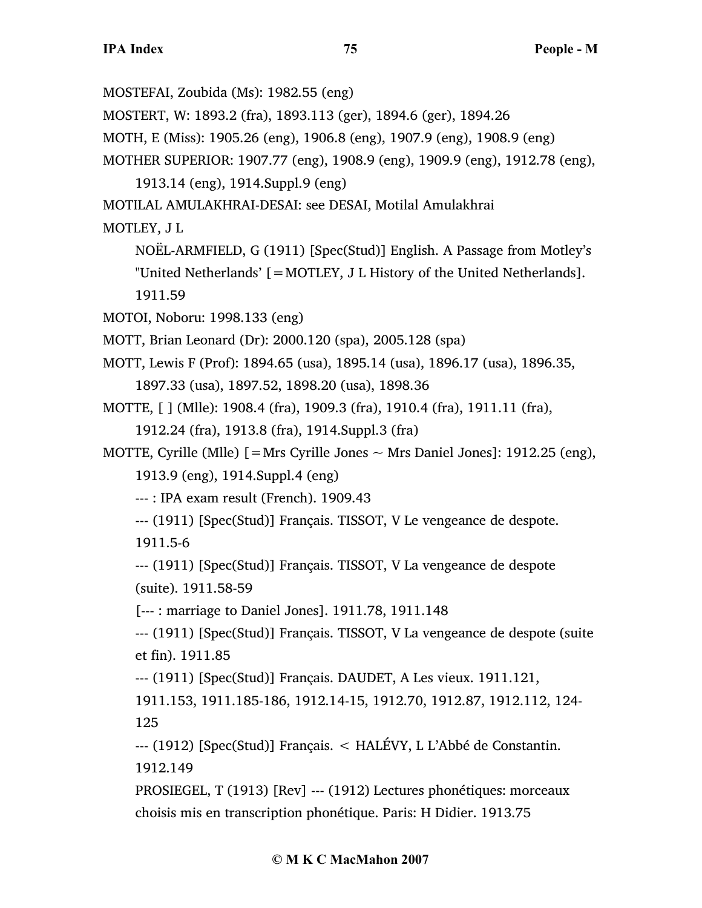MOSTEFAI, Zoubida (Ms): 1982.55 (eng)

MOSTERT, W: 1893.2 (fra), 1893.113 (ger), 1894.6 (ger), 1894.26

MOTH, E (Miss): 1905.26 (eng), 1906.8 (eng), 1907.9 (eng), 1908.9 (eng)

MOTHER SUPERIOR: 1907.77 (eng), 1908.9 (eng), 1909.9 (eng), 1912.78 (eng), 1913.14 (eng), 1914.Suppl.9 (eng)

MOTILAL AMULAKHRAI-DESAI: see DESAI, Motilal Amulakhrai

MOTLEY, J L

NOËL-ARMFIELD, G (1911) [Spec(Stud)] English. A Passage from Motley's "United Netherlands' [=MOTLEY, J L History of the United Netherlands]. 1911.59

MOTOI, Noboru: 1998.133 (eng)

MOTT, Brian Leonard (Dr): 2000.120 (spa), 2005.128 (spa)

MOTT, Lewis F (Prof): 1894.65 (usa), 1895.14 (usa), 1896.17 (usa), 1896.35, 1897.33 (usa), 1897.52, 1898.20 (usa), 1898.36

MOTTE, [ ] (Mlle): 1908.4 (fra), 1909.3 (fra), 1910.4 (fra), 1911.11 (fra), 1912.24 (fra), 1913.8 (fra), 1914.Suppl.3 (fra)

MOTTE, Cyrille (Mlle) [=Mrs Cyrille Jones ~ Mrs Daniel Jones]: 1912.25 (eng), 1913.9 (eng), 1914.Suppl.4 (eng)

--- : IPA exam result (French). 1909.43

--- (1911) [Spec(Stud)] Français. TISSOT, V Le vengeance de despote. 1911.5-6

--- (1911) [Spec(Stud)] Français. TISSOT, V La vengeance de despote (suite). 1911.58-59

[--- : marriage to Daniel Jones]. 1911.78, 1911.148

--- (1911) [Spec(Stud)] Français. TISSOT, V La vengeance de despote (suite et fin). 1911.85

--- (1911) [Spec(Stud)] Français. DAUDET, A Les vieux. 1911.121, 1911.153, 1911.185-186, 1912.14-15, 1912.70, 1912.87, 1912.112, 124-125

--- (1912) [Spec(Stud)] Français. < HALÉVY, L L'Abbé de Constantin. 1912.149

PROSIEGEL, T (1913) [Rev] --- (1912) Lectures phonétiques: morceaux choisis mis en transcription phonétique. Paris: H Didier. 1913.75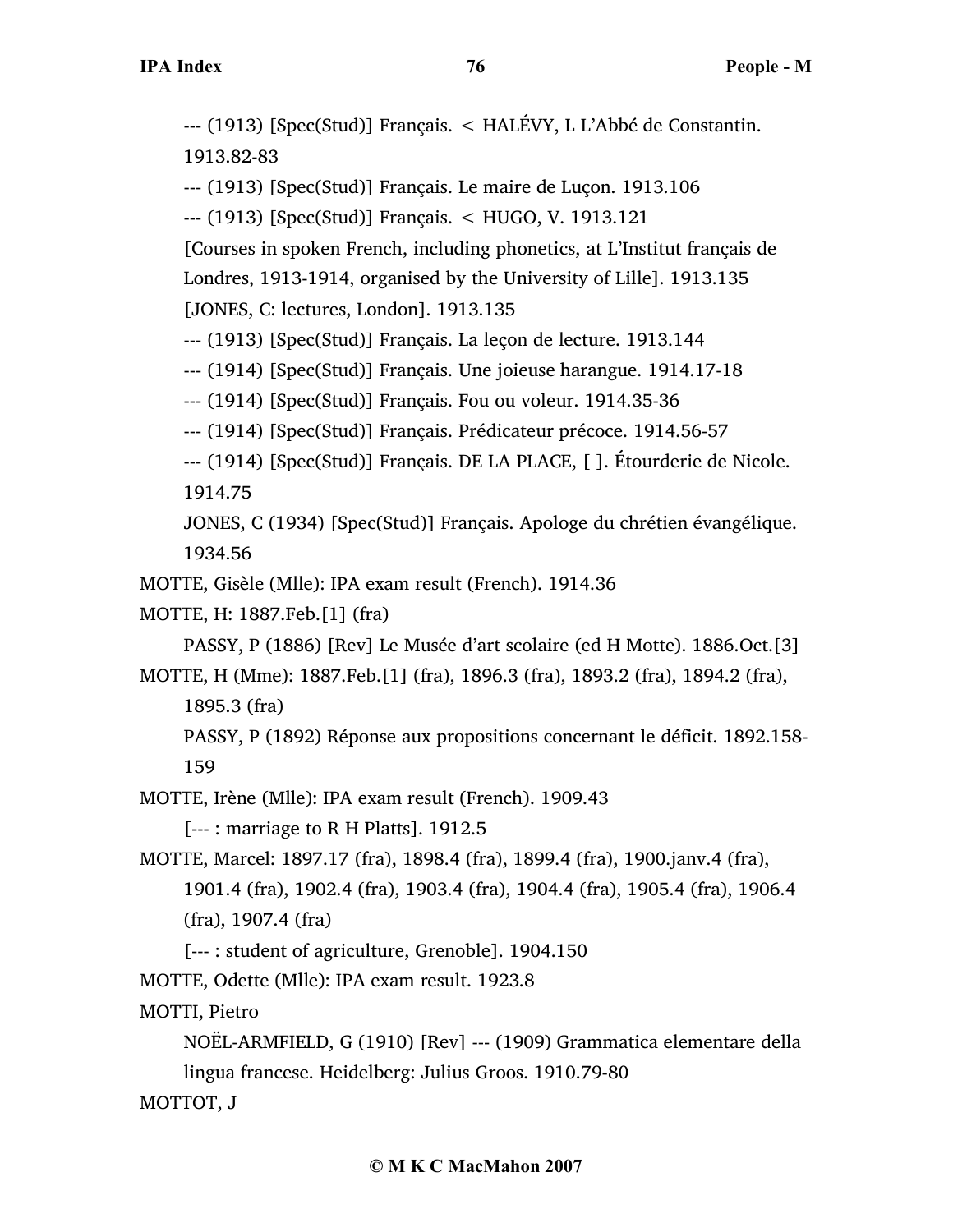--- (1913) [Spec(Stud)] Français. < HALÉVY, L L'Abbé de Constantin. 1913.82-83

--- (1913) [Spec(Stud)] Français. Le maire de Luçon. 1913.106

--- (1913) [Spec(Stud)] Français. < HUGO, V. 1913.121

[Courses in spoken French, including phonetics, at L'Institut français de Londres, 1913-1914, organised by the University of Lille]. 1913.135

[JONES, C: lectures, London]. 1913.135

--- (1913) [Spec(Stud)] Français. La leçon de lecture. 1913.144

--- (1914) [Spec(Stud)] Français. Une joieuse harangue. 1914.17-18

--- (1914) [Spec(Stud)] Français. Fou ou voleur. 1914.35-36

--- (1914) [Spec(Stud)] Français. Prédicateur précoce. 1914.56-57

--- (1914) [Spec(Stud)] Français. DE LA PLACE, [ ]. Étourderie de Nicole. 1914.75

JONES, C (1934) [Spec(Stud)] Français. Apologe du chrétien évangélique. 1934.56

MOTTE, Gisèle (Mlle): IPA exam result (French). 1914.36

MOTTE, H: 1887.Feb.[1] (fra)

PASSY, P (1886) [Rev] Le Musée d'art scolaire (ed H Motte). 1886.Oct.[3]

MOTTE, H (Mme): 1887.Feb.[1] (fra), 1896.3 (fra), 1893.2 (fra), 1894.2 (fra), 1895.3 (fra)

PASSY, P (1892) Réponse aux propositions concernant le déficit. 1892.158-159

MOTTE, Irène (Mlle): IPA exam result (French). 1909.43

[--- : marriage to R H Platts]. 1912.5

MOTTE, Marcel: 1897.17 (fra), 1898.4 (fra), 1899.4 (fra), 1900.janv.4 (fra), 1901.4 (fra), 1902.4 (fra), 1903.4 (fra), 1904.4 (fra), 1905.4 (fra), 1906.4 (fra), 1907.4 (fra)

[--- : student of agriculture, Grenoble]. 1904.150

MOTTE, Odette (Mlle): IPA exam result. 1923.8

MOTTI, Pietro

NOËL-ARMFIELD, G (1910) [Rev] --- (1909) Grammatica elementare della lingua francese. Heidelberg: Julius Groos. 1910.79-80

MOTTOT, J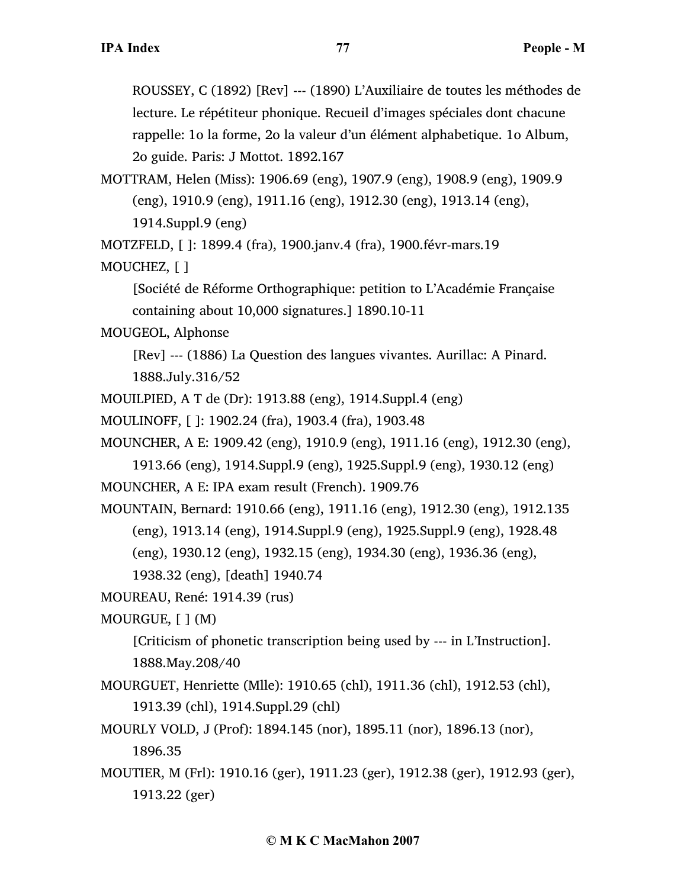ROUSSEY, C (1892) [Rev] --- (1890) L'Auxiliaire de toutes les méthodes de lecture. Le répétiteur phonique. Recueil d'images spéciales dont chacune rappelle: 1o la forme, 2o la valeur d'un élément alphabetique. 1o Album, 2o guide. Paris: J Mottot. 1892.167

MOTTRAM, Helen (Miss): 1906.69 (eng), 1907.9 (eng), 1908.9 (eng), 1909.9 (eng), 1910.9 (eng), 1911.16 (eng), 1912.30 (eng), 1913.14 (eng), 1914.Suppl.9 (eng)

MOTZFELD, [ ]: 1899.4 (fra), 1900.janv.4 (fra), 1900.févr-mars.19

MOUCHEZ, [ ]

[Société de Réforme Orthographique: petition to L'Académie Française containing about 10,000 signatures.] 1890.10-11

MOUGEOL, Alphonse

[Rev] --- (1886) La Question des langues vivantes. Aurillac: A Pinard. 1888.July.316/52

MOUILPIED, A T de (Dr): 1913.88 (eng), 1914.Suppl.4 (eng)

MOULINOFF, [ ]: 1902.24 (fra), 1903.4 (fra), 1903.48

MOUNCHER, A E: 1909.42 (eng), 1910.9 (eng), 1911.16 (eng), 1912.30 (eng), 1913.66 (eng), 1914.Suppl.9 (eng), 1925.Suppl.9 (eng), 1930.12 (eng)

MOUNCHER, A E: IPA exam result (French). 1909.76

MOUNTAIN, Bernard: 1910.66 (eng), 1911.16 (eng), 1912.30 (eng), 1912.135 (eng), 1913.14 (eng), 1914.Suppl.9 (eng), 1925.Suppl.9 (eng), 1928.48 (eng), 1930.12 (eng), 1932.15 (eng), 1934.30 (eng), 1936.36 (eng), 1938.32 (eng), [death] 1940.74

MOUREAU, René: 1914.39 (rus)

MOURGUE, [ ] (M)

[Criticism of phonetic transcription being used by --- in L'Instruction]. 1888.May.208/40

MOURGUET, Henriette (Mlle): 1910.65 (chl), 1911.36 (chl), 1912.53 (chl), 1913.39 (chl), 1914.Suppl.29 (chl)

MOURLY VOLD, J (Prof): 1894.145 (nor), 1895.11 (nor), 1896.13 (nor), 1896.35

MOUTIER, M (Frl): 1910.16 (ger), 1911.23 (ger), 1912.38 (ger), 1912.93 (ger), 1913.22 (ger)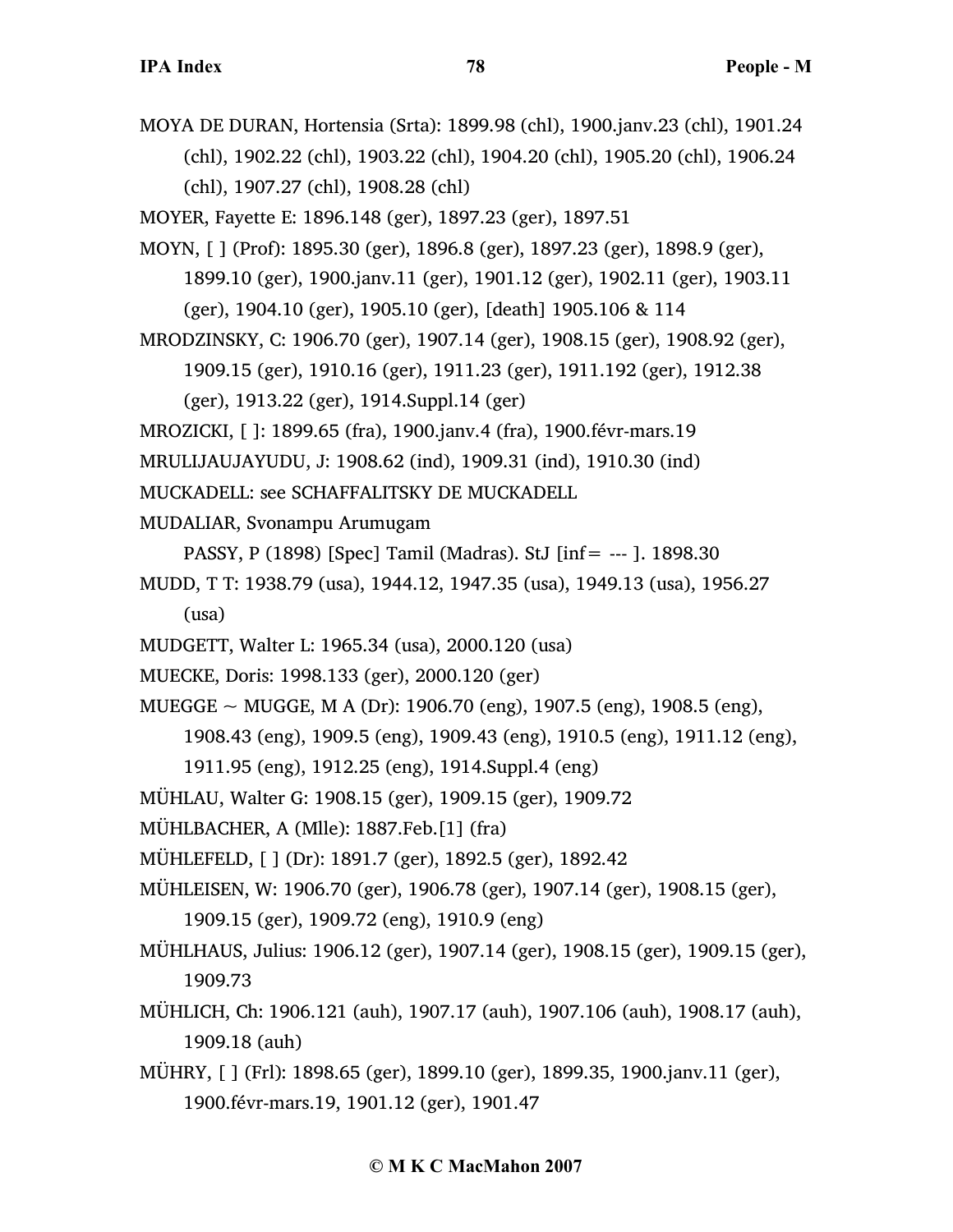MOYA DE DURAN, Hortensia (Srta): 1899.98 (chl), 1900.janv.23 (chl), 1901.24 (chl), 1902.22 (chl), 1903.22 (chl), 1904.20 (chl), 1905.20 (chl), 1906.24 (chl), 1907.27 (chl), 1908.28 (chl)

MOYER, Fayette E: 1896.148 (ger), 1897.23 (ger), 1897.51

MOYN, [ ] (Prof): 1895.30 (ger), 1896.8 (ger), 1897.23 (ger), 1898.9 (ger), 1899.10 (ger), 1900.janv.11 (ger), 1901.12 (ger), 1902.11 (ger), 1903.11 (ger), 1904.10 (ger), 1905.10 (ger), [death] 1905.106 & 114

MRODZINSKY, C: 1906.70 (ger), 1907.14 (ger), 1908.15 (ger), 1908.92 (ger), 1909.15 (ger), 1910.16 (ger), 1911.23 (ger), 1911.192 (ger), 1912.38 (ger), 1913.22 (ger), 1914.Suppl.14 (ger)

MROZICKI, [ ]: 1899.65 (fra), 1900.janv.4 (fra), 1900.févr-mars.19

MRULIJAUJAYUDU, J: 1908.62 (ind), 1909.31 (ind), 1910.30 (ind)

MUCKADELL: see SCHAFFALITSKY DE MUCKADELL

MUDALIAR, Svonampu Arumugam

PASSY, P (1898) [Spec] Tamil (Madras). StJ [inf= --- ]. 1898.30

MUDD, T T: 1938.79 (usa), 1944.12, 1947.35 (usa), 1949.13 (usa), 1956.27 (usa)

MUDGETT, Walter L: 1965.34 (usa), 2000.120 (usa)

MUECKE, Doris: 1998.133 (ger), 2000.120 (ger)

MUEGGE ~ MUGGE, M A (Dr): 1906.70 (eng), 1907.5 (eng), 1908.5 (eng), 1908.43 (eng), 1909.5 (eng), 1909.43 (eng), 1910.5 (eng), 1911.12 (eng), 1911.95 (eng), 1912.25 (eng), 1914.Suppl.4 (eng)

MÜHLAU, Walter G: 1908.15 (ger), 1909.15 (ger), 1909.72

MÜHLBACHER, A (Mlle): 1887.Feb.[1] (fra)

MÜHLEFELD, [ ] (Dr): 1891.7 (ger), 1892.5 (ger), 1892.42

MÜHLEISEN, W: 1906.70 (ger), 1906.78 (ger), 1907.14 (ger), 1908.15 (ger), 1909.15 (ger), 1909.72 (eng), 1910.9 (eng)

MÜHLHAUS, Julius: 1906.12 (ger), 1907.14 (ger), 1908.15 (ger), 1909.15 (ger), 1909.73

MÜHLICH, Ch: 1906.121 (auh), 1907.17 (auh), 1907.106 (auh), 1908.17 (auh), 1909.18 (auh)

MÜHRY, [ ] (Frl): 1898.65 (ger), 1899.10 (ger), 1899.35, 1900.janv.11 (ger), 1900.févr-mars.19, 1901.12 (ger), 1901.47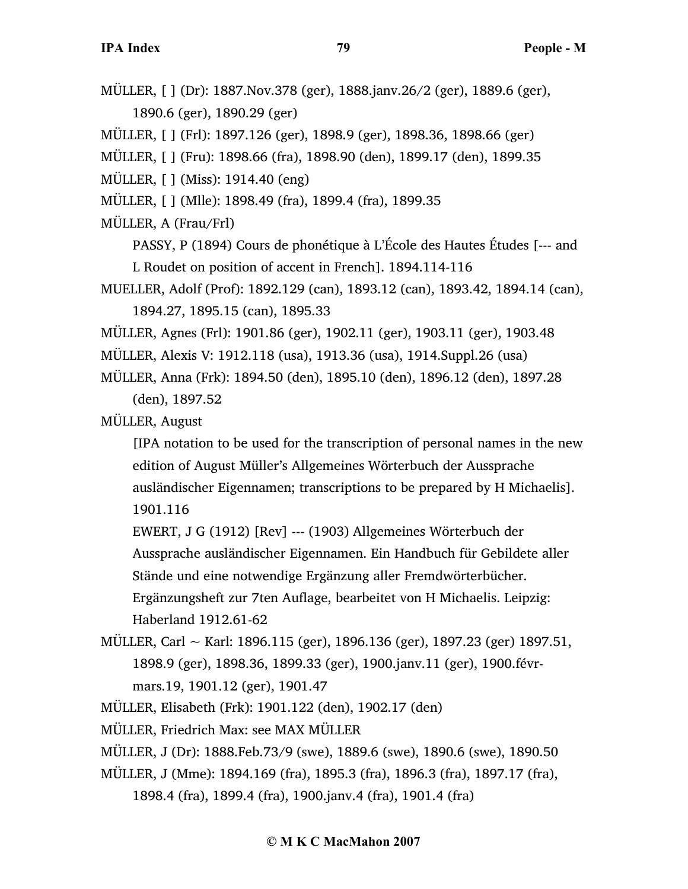MÜLLER, [ ] (Dr): 1887.Nov.378 (ger), 1888.janv.26/2 (ger), 1889.6 (ger), 1890.6 (ger), 1890.29 (ger)

MÜLLER, [ ] (Frl): 1897.126 (ger), 1898.9 (ger), 1898.36, 1898.66 (ger)

MÜLLER, [ ] (Fru): 1898.66 (fra), 1898.90 (den), 1899.17 (den), 1899.35

MÜLLER, [ ] (Miss): 1914.40 (eng)

MÜLLER, [ ] (Mlle): 1898.49 (fra), 1899.4 (fra), 1899.35

MÜLLER, A (Frau/Frl)

PASSY, P (1894) Cours de phonétique à L'École des Hautes Études [--- and L Roudet on position of accent in French]. 1894.114-116

MUELLER, Adolf (Prof): 1892.129 (can), 1893.12 (can), 1893.42, 1894.14 (can), 1894.27, 1895.15 (can), 1895.33

MÜLLER, Agnes (Frl): 1901.86 (ger), 1902.11 (ger), 1903.11 (ger), 1903.48

MÜLLER, Alexis V: 1912.118 (usa), 1913.36 (usa), 1914.Suppl.26 (usa)

MÜLLER, Anna (Frk): 1894.50 (den), 1895.10 (den), 1896.12 (den), 1897.28 (den), 1897.52

MÜLLER, August

[IPA notation to be used for the transcription of personal names in the new edition of August Müller's Allgemeines Wörterbuch der Aussprache ausländischer Eigennamen; transcriptions to be prepared by H Michaelis]. 1901.116

EWERT, J G (1912) [Rev] --- (1903) Allgemeines Wörterbuch der Aussprache ausländischer Eigennamen. Ein Handbuch für Gebildete aller Stände und eine notwendige Ergänzung aller Fremdwörterbücher. Ergänzungsheft zur 7ten Auflage, bearbeitet von H Michaelis. Leipzig: Haberland 1912.61-62

MÜLLER, Carl ~ Karl: 1896.115 (ger), 1896.136 (ger), 1897.23 (ger) 1897.51, 1898.9 (ger), 1898.36, 1899.33 (ger), 1900.janv.11 (ger), 1900.févr-mars.19, 1901.12 (ger), 1901.47

MÜLLER, Elisabeth (Frk): 1901.122 (den), 1902.17 (den)

MÜLLER, Friedrich Max: see MAX MÜLLER

MÜLLER, J (Dr): 1888.Feb.73/9 (swe), 1889.6 (swe), 1890.6 (swe), 1890.50

MÜLLER, J (Mme): 1894.169 (fra), 1895.3 (fra), 1896.3 (fra), 1897.17 (fra), 1898.4 (fra), 1899.4 (fra), 1900.janv.4 (fra), 1901.4 (fra)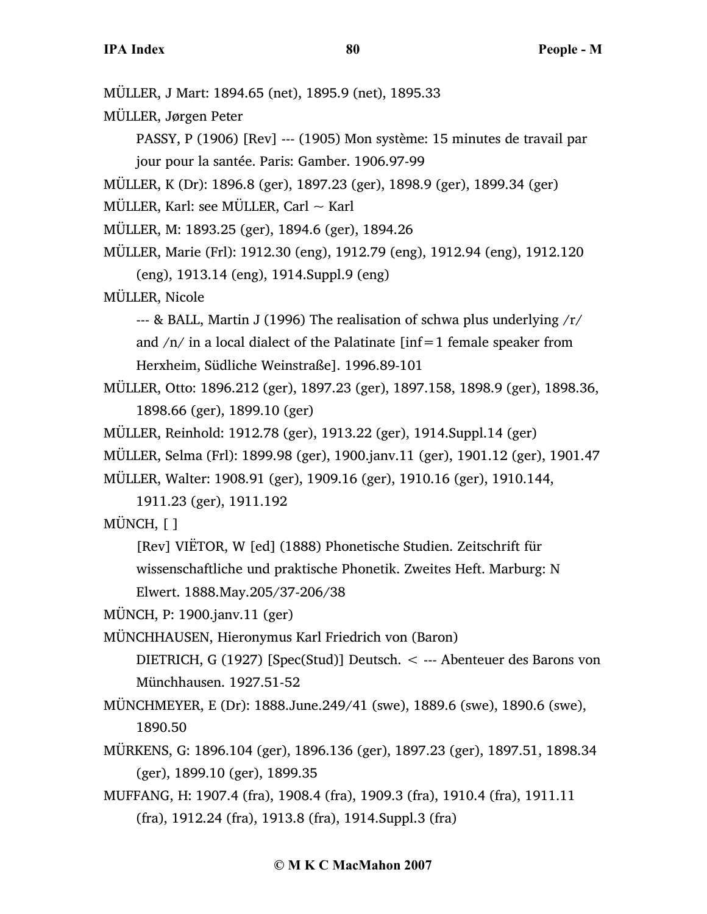MÜLLER, J Mart: 1894.65 (net), 1895.9 (net), 1895.33

MÜLLER, Jørgen Peter

PASSY, P (1906) [Rev] --- (1905) Mon système: 15 minutes de travail par jour pour la santée. Paris: Gamber. 1906.97-99

MÜLLER, K (Dr): 1896.8 (ger), 1897.23 (ger), 1898.9 (ger), 1899.34 (ger)

MÜLLER, Karl: see MÜLLER, Carl ~ Karl

MÜLLER, M: 1893.25 (ger), 1894.6 (ger), 1894.26

MÜLLER, Marie (Frl): 1912.30 (eng), 1912.79 (eng), 1912.94 (eng), 1912.120 (eng), 1913.14 (eng), 1914.Suppl.9 (eng)

MÜLLER, Nicole

--- & BALL, Martin J (1996) The realisation of schwa plus underlying /r/ and /n/ in a local dialect of the Palatinate [inf=1 female speaker from Herxheim, Südliche Weinstraße]. 1996.89-101

MÜLLER, Otto: 1896.212 (ger), 1897.23 (ger), 1897.158, 1898.9 (ger), 1898.36, 1898.66 (ger), 1899.10 (ger)

MÜLLER, Reinhold: 1912.78 (ger), 1913.22 (ger), 1914.Suppl.14 (ger)

MÜLLER, Selma (Frl): 1899.98 (ger), 1900.janv.11 (ger), 1901.12 (ger), 1901.47

MÜLLER, Walter: 1908.91 (ger), 1909.16 (ger), 1910.16 (ger), 1910.144, 1911.23 (ger), 1911.192

MÜNCH, [ ]

[Rev] VIËTOR, W [ed] (1888) Phonetische Studien. Zeitschrift für wissenschaftliche und praktische Phonetik. Zweites Heft. Marburg: N Elwert. 1888.May.205/37-206/38

MÜNCH, P: 1900.janv.11 (ger)

MÜNCHHAUSEN, Hieronymus Karl Friedrich von (Baron)

DIETRICH, G (1927) [Spec(Stud)] Deutsch. < --- Abenteuer des Barons von Münchhausen. 1927.51-52

MÜNCHMEYER, E (Dr): 1888.June.249/41 (swe), 1889.6 (swe), 1890.6 (swe), 1890.50

MÜRKENS, G: 1896.104 (ger), 1896.136 (ger), 1897.23 (ger), 1897.51, 1898.34 (ger), 1899.10 (ger), 1899.35

MUFFANG, H: 1907.4 (fra), 1908.4 (fra), 1909.3 (fra), 1910.4 (fra), 1911.11 (fra), 1912.24 (fra), 1913.8 (fra), 1914.Suppl.3 (fra)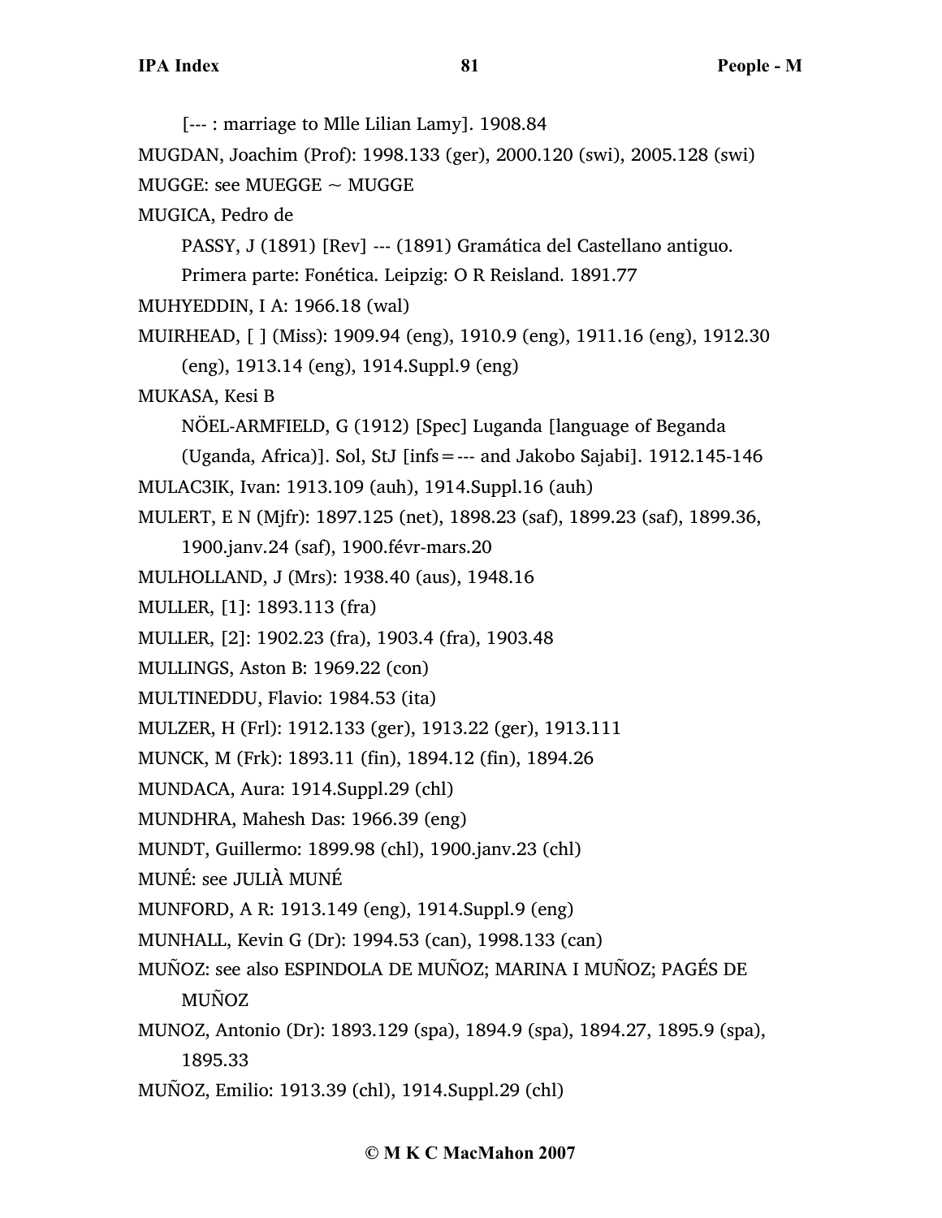[--- : marriage to Mlle Lilian Lamy]. 1908.84

MUGDAN, Joachim (Prof): 1998.133 (ger), 2000.120 (swi), 2005.128 (swi)

MUGGE: see MUEGGE ~ MUGGE

MUGICA, Pedro de

PASSY, J (1891) [Rev] --- (1891) Gramática del Castellano antiguo. Primera parte: Fonética. Leipzig: O R Reisland. 1891.77

MUHYEDDIN, I A: 1966.18 (wal)

MUIRHEAD, [ ] (Miss): 1909.94 (eng), 1910.9 (eng), 1911.16 (eng), 1912.30 (eng), 1913.14 (eng), 1914.Suppl.9 (eng)

MUKASA, Kesi B

NÖEL-ARMFIELD, G (1912) [Spec] Luganda [language of Beganda (Uganda, Africa)]. Sol, StJ [infs = --- and Jakobo Sajabi]. 1912.145-146

MULAC3IK, Ivan: 1913.109 (auh), 1914.Suppl.16 (auh)

MULERT, E N (Mjfr): 1897.125 (net), 1898.23 (saf), 1899.23 (saf), 1899.36, 1900.janv.24 (saf), 1900.févr-mars.20

MULHOLLAND, J (Mrs): 1938.40 (aus), 1948.16

MULLER, [1]: 1893.113 (fra)

MULLER, [2]: 1902.23 (fra), 1903.4 (fra), 1903.48

MULLINGS, Aston B: 1969.22 (con)

MULTINEDDU, Flavio: 1984.53 (ita)

MULZER, H (Frl): 1912.133 (ger), 1913.22 (ger), 1913.111

MUNCK, M (Frk): 1893.11 (fin), 1894.12 (fin), 1894.26

MUNDACA, Aura: 1914.Suppl.29 (chl)

MUNDHRA, Mahesh Das: 1966.39 (eng)

MUNDT, Guillermo: 1899.98 (chl), 1900.janv.23 (chl)

MUNÉ: see JULIÀ MUNÉ

MUNFORD, A R: 1913.149 (eng), 1914.Suppl.9 (eng)

MUNHALL, Kevin G (Dr): 1994.53 (can), 1998.133 (can)

MUÑOZ: see also ESPINDOLA DE MUÑOZ; MARINA I MUÑOZ; PAGÉS DE MUÑOZ

MUNOZ, Antonio (Dr): 1893.129 (spa), 1894.9 (spa), 1894.27, 1895.9 (spa), 1895.33

MUÑOZ, Emilio: 1913.39 (chl), 1914.Suppl.29 (chl)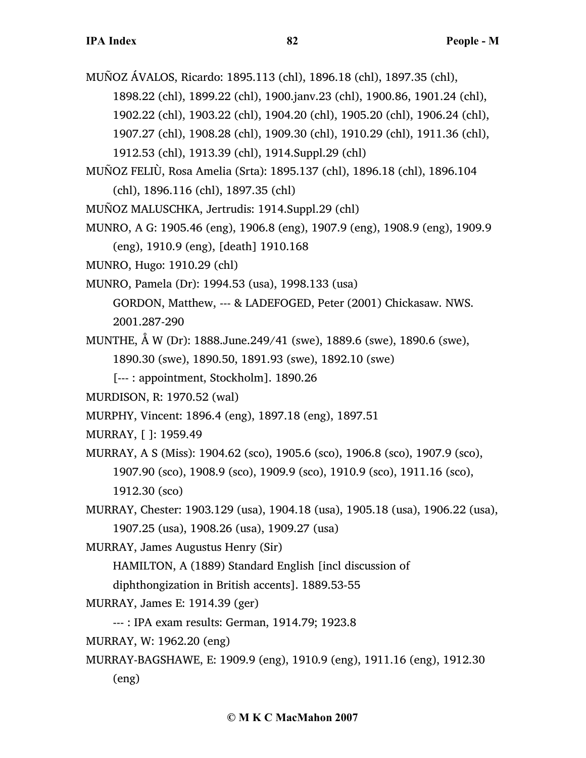MUÑOZ ÁVALOS, Ricardo: 1895.113 (chl), 1896.18 (chl), 1897.35 (chl), 1898.22 (chl), 1899.22 (chl), 1900.janv.23 (chl), 1900.86, 1901.24 (chl), 1902.22 (chl), 1903.22 (chl), 1904.20 (chl), 1905.20 (chl), 1906.24 (chl), 1907.27 (chl), 1908.28 (chl), 1909.30 (chl), 1910.29 (chl), 1911.36 (chl), 1912.53 (chl), 1913.39 (chl), 1914.Suppl.29 (chl)

MUÑOZ FELIÙ, Rosa Amelia (Srta): 1895.137 (chl), 1896.18 (chl), 1896.104 (chl), 1896.116 (chl), 1897.35 (chl)

MUÑOZ MALUSCHKA, Jertrudis: 1914.Suppl.29 (chl)

MUNRO, A G: 1905.46 (eng), 1906.8 (eng), 1907.9 (eng), 1908.9 (eng), 1909.9 (eng), 1910.9 (eng), [death] 1910.168

MUNRO, Hugo: 1910.29 (chl)

MUNRO, Pamela (Dr): 1994.53 (usa), 1998.133 (usa)

GORDON, Matthew, --- & LADEFOGED, Peter (2001) Chickasaw. NWS. 2001.287-290

MUNTHE, Å W (Dr): 1888.June.249/41 (swe), 1889.6 (swe), 1890.6 (swe), 1890.30 (swe), 1890.50, 1891.93 (swe), 1892.10 (swe)

[--- : appointment, Stockholm]. 1890.26

MURDISON, R: 1970.52 (wal)

MURPHY, Vincent: 1896.4 (eng), 1897.18 (eng), 1897.51

MURRAY, [ ]: 1959.49

MURRAY, A S (Miss): 1904.62 (sco), 1905.6 (sco), 1906.8 (sco), 1907.9 (sco), 1907.90 (sco), 1908.9 (sco), 1909.9 (sco), 1910.9 (sco), 1911.16 (sco), 1912.30 (sco)

MURRAY, Chester: 1903.129 (usa), 1904.18 (usa), 1905.18 (usa), 1906.22 (usa), 1907.25 (usa), 1908.26 (usa), 1909.27 (usa)

MURRAY, James Augustus Henry (Sir)

HAMILTON, A (1889) Standard English [incl discussion of diphthongization in British accents]. 1889.53-55

MURRAY, James E: 1914.39 (ger)

--- : IPA exam results: German, 1914.79; 1923.8

MURRAY, W: 1962.20 (eng)

MURRAY-BAGSHAWE, E: 1909.9 (eng), 1910.9 (eng), 1911.16 (eng), 1912.30 (eng)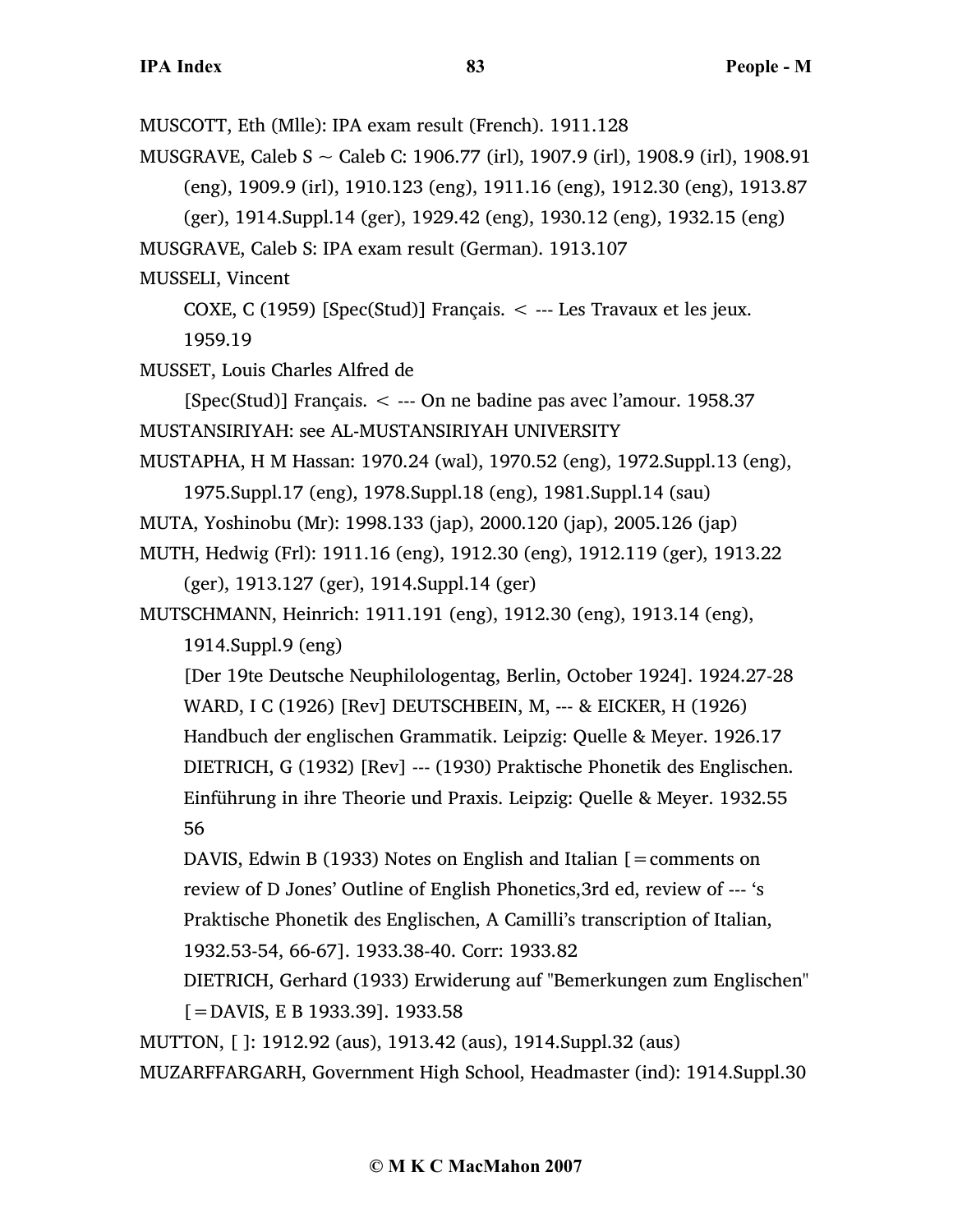MUSCOTT, Eth (Mlle): IPA exam result (French). 1911.128

MUSGRAVE, Caleb S ~ Caleb C: 1906.77 (irl), 1907.9 (irl), 1908.9 (irl), 1908.91 (eng), 1909.9 (irl), 1910.123 (eng), 1911.16 (eng), 1912.30 (eng), 1913.87 (ger), 1914.Suppl.14 (ger), 1929.42 (eng), 1930.12 (eng), 1932.15 (eng)

MUSGRAVE, Caleb S: IPA exam result (German). 1913.107

MUSSELI, Vincent

  COXE, C (1959) [Spec(Stud)] Français. < --- Les Travaux et les jeux. 1959.19

MUSSET, Louis Charles Alfred de

  [Spec(Stud)] Français. < --- On ne badine pas avec l'amour. 1958.37

MUSTANSIRIYAH: see AL-MUSTANSIRIYAH UNIVERSITY

MUSTAPHA, H M Hassan: 1970.24 (wal), 1970.52 (eng), 1972.Suppl.13 (eng), 1975.Suppl.17 (eng), 1978.Suppl.18 (eng), 1981.Suppl.14 (sau)

MUTA, Yoshinobu (Mr): 1998.133 (jap), 2000.120 (jap), 2005.126 (jap)

MUTH, Hedwig (Frl): 1911.16 (eng), 1912.30 (eng), 1912.119 (ger), 1913.22 (ger), 1913.127 (ger), 1914.Suppl.14 (ger)

MUTSCHMANN, Heinrich: 1911.191 (eng), 1912.30 (eng), 1913.14 (eng), 1914.Suppl.9 (eng)

  [Der 19te Deutsche Neuphilologentag, Berlin, October 1924]. 1924.27-28

  WARD, I C (1926) [Rev] DEUTSCHBEIN, M, --- & EICKER, H (1926) Handbuch der englischen Grammatik. Leipzig: Quelle & Meyer. 1926.17

  DIETRICH, G (1932) [Rev] --- (1930) Praktische Phonetik des Englischen. Einführung in ihre Theorie und Praxis. Leipzig: Quelle & Meyer. 1932.55 56

  DAVIS, Edwin B (1933) Notes on English and Italian [=comments on review of D Jones' Outline of English Phonetics,3rd ed, review of --- 's Praktische Phonetik des Englischen, A Camilli's transcription of Italian, 1932.53-54, 66-67]. 1933.38-40. Corr: 1933.82

  DIETRICH, Gerhard (1933) Erwiderung auf "Bemerkungen zum Englischen" [=DAVIS, E B 1933.39]. 1933.58

MUTTON, [ ]: 1912.92 (aus), 1913.42 (aus), 1914.Suppl.32 (aus)

MUZARFFARGARH, Government High School, Headmaster (ind): 1914.Suppl.30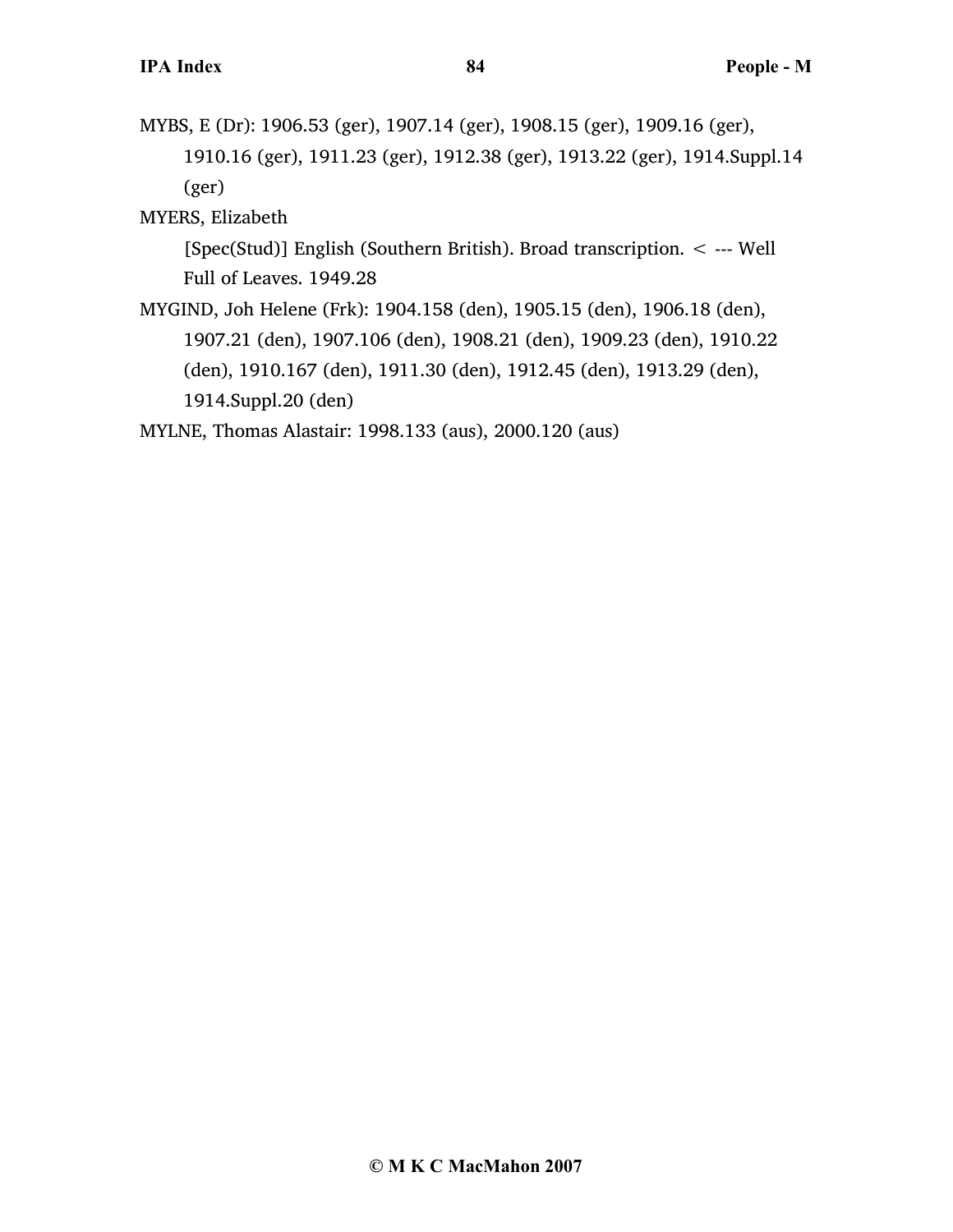MYBS, E (Dr): 1906.53 (ger), 1907.14 (ger), 1908.15 (ger), 1909.16 (ger), 1910.16 (ger), 1911.23 (ger), 1912.38 (ger), 1913.22 (ger), 1914.Suppl.14 (ger)

MYERS, Elizabeth

[Spec(Stud)] English (Southern British). Broad transcription. < --- Well Full of Leaves. 1949.28

MYGIND, Joh Helene (Frk): 1904.158 (den), 1905.15 (den), 1906.18 (den), 1907.21 (den), 1907.106 (den), 1908.21 (den), 1909.23 (den), 1910.22 (den), 1910.167 (den), 1911.30 (den), 1912.45 (den), 1913.29 (den), 1914.Suppl.20 (den)

MYLNE, Thomas Alastair: 1998.133 (aus), 2000.120 (aus)

© M K C MacMahon 2007